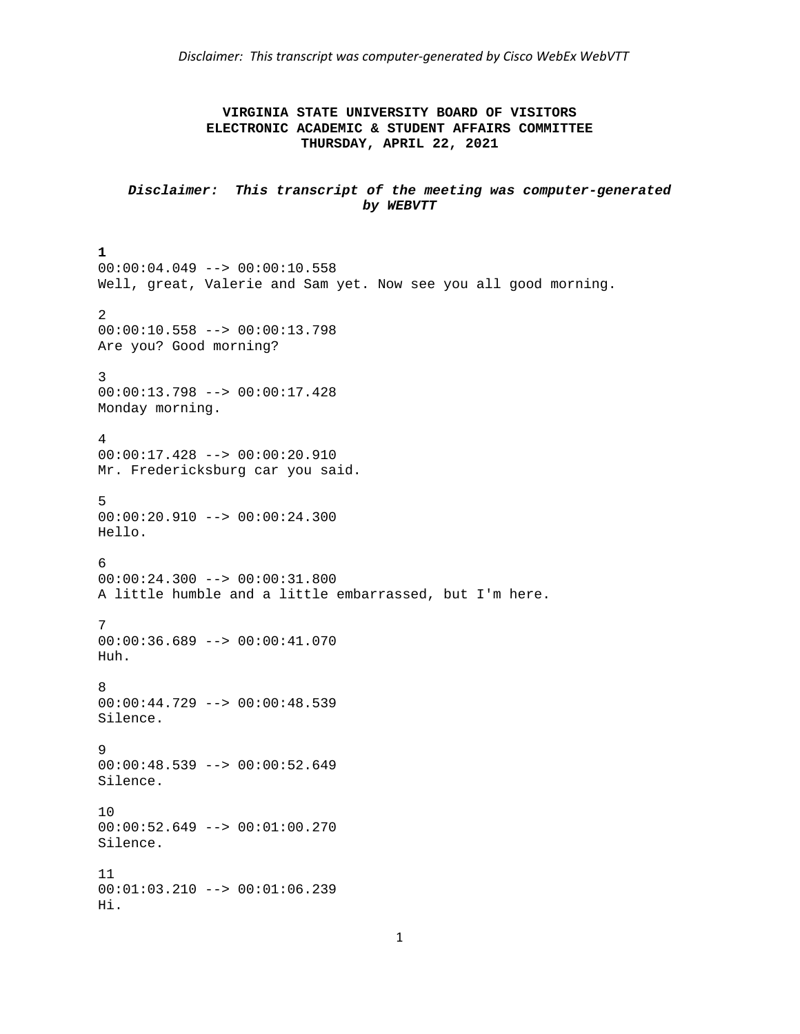# VIRGINIA STATE UNIVERSITY BOARD OF VISITORS
## ELECTRONIC ACADEMIC & STUDENT AFFAIRS COMMITTEE
### THURSDAY, APRIL 22, 2021

***Disclaimer: This transcript of the meeting was computer-generated by WEBVTT***

**1**
00:00:04.049 --> 00:00:10.558
Well, great, Valerie and Sam yet. Now see you all good morning.

2
00:00:10.558 --> 00:00:13.798
Are you? Good morning?

3
00:00:13.798 --> 00:00:17.428
Monday morning.

4
00:00:17.428 --> 00:00:20.910
Mr. Fredericksburg car you said.

5
00:00:20.910 --> 00:00:24.300
Hello.

6
00:00:24.300 --> 00:00:31.800
A little humble and a little embarrassed, but I'm here.

7
00:00:36.689 --> 00:00:41.070
Huh.

8
00:00:44.729 --> 00:00:48.539
Silence.

9
00:00:48.539 --> 00:00:52.649
Silence.

10
00:00:52.649 --> 00:01:00.270
Silence.

11
00:01:03.210 --> 00:01:06.239
Hi.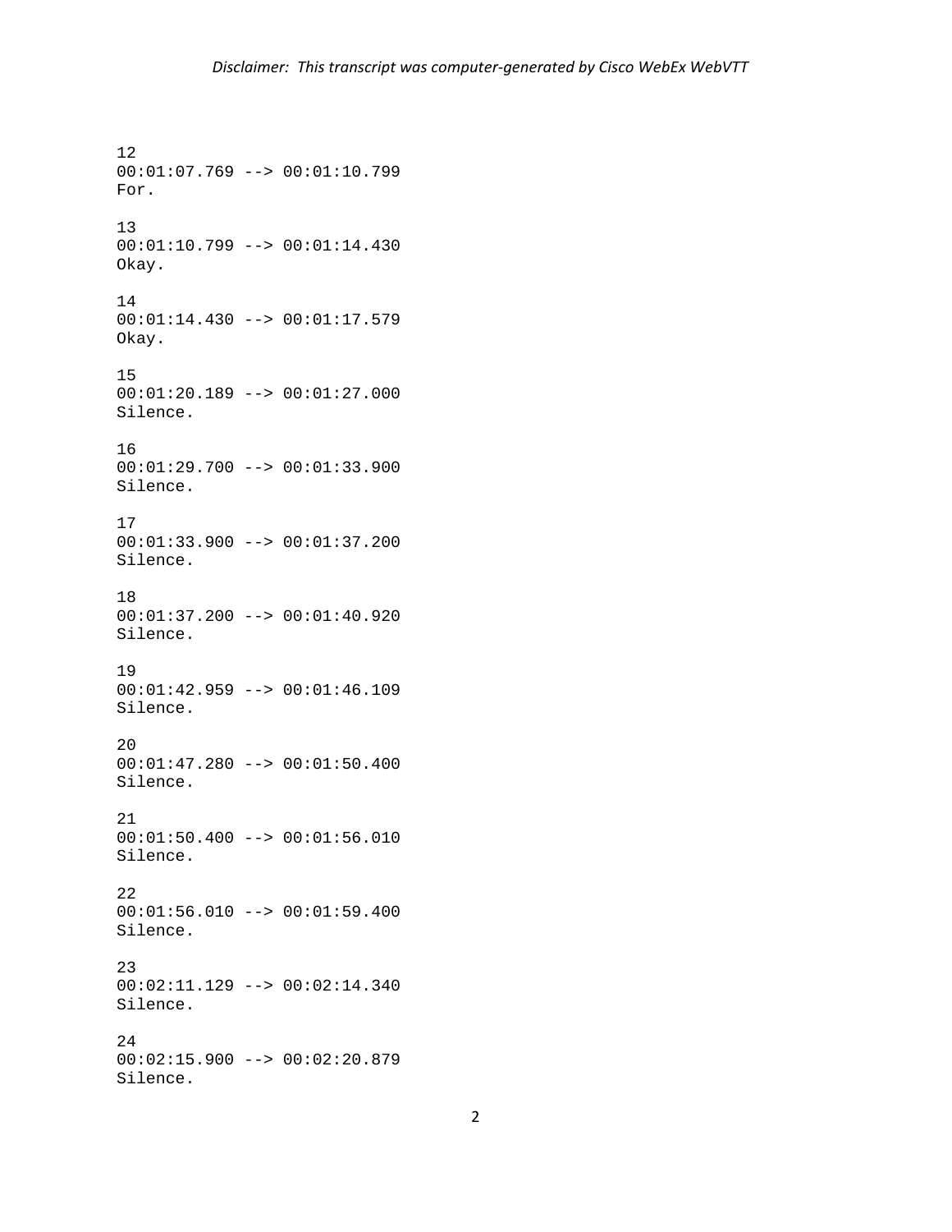*Disclaimer: This transcript was computer-generated by Cisco WebEx WebVTT*

12
00:01:07.769 --> 00:01:10.799
For.

13
00:01:10.799 --> 00:01:14.430
Okay.

14
00:01:14.430 --> 00:01:17.579
Okay.

15
00:01:20.189 --> 00:01:27.000
Silence.

16
00:01:29.700 --> 00:01:33.900
Silence.

17
00:01:33.900 --> 00:01:37.200
Silence.

18
00:01:37.200 --> 00:01:40.920
Silence.

19
00:01:42.959 --> 00:01:46.109
Silence.

20
00:01:47.280 --> 00:01:50.400
Silence.

21
00:01:50.400 --> 00:01:56.010
Silence.

22
00:01:56.010 --> 00:01:59.400
Silence.

23
00:02:11.129 --> 00:02:14.340
Silence.

24
00:02:15.900 --> 00:02:20.879
Silence.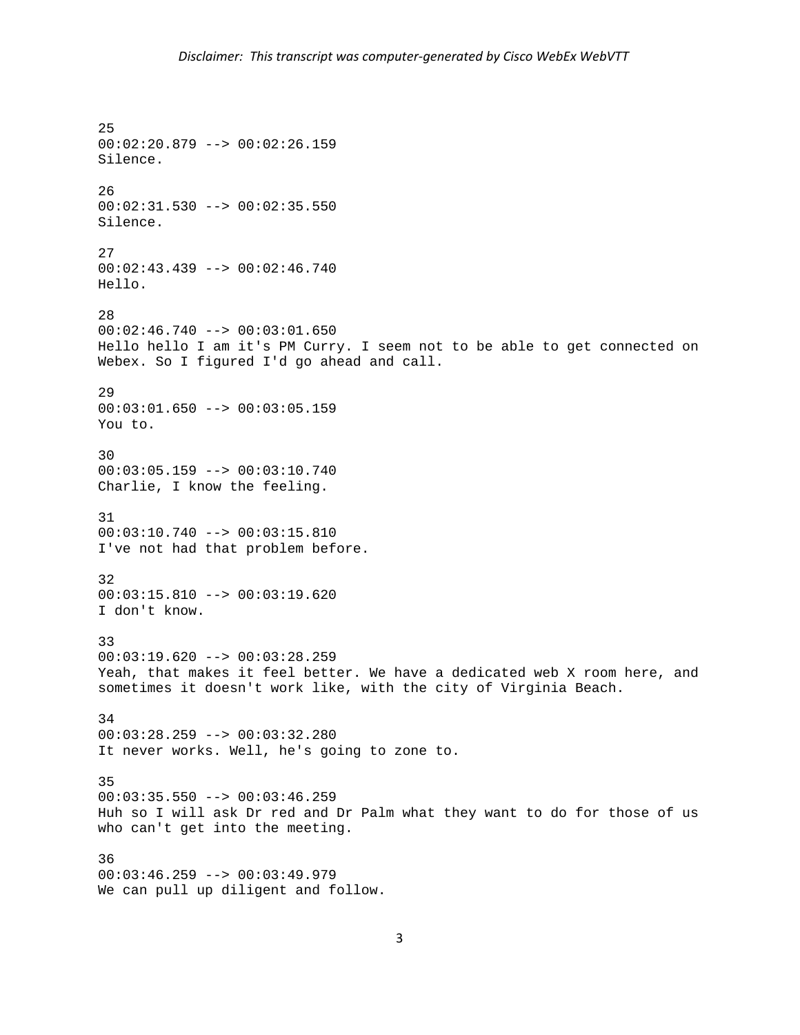25
00:02:20.879 --> 00:02:26.159
Silence.

26
00:02:31.530 --> 00:02:35.550
Silence.

27
00:02:43.439 --> 00:02:46.740
Hello.

28
00:02:46.740 --> 00:03:01.650
Hello hello I am it's PM Curry. I seem not to be able to get connected on Webex. So I figured I'd go ahead and call.

29
00:03:01.650 --> 00:03:05.159
You to.

30
00:03:05.159 --> 00:03:10.740
Charlie, I know the feeling.

31
00:03:10.740 --> 00:03:15.810
I've not had that problem before.

32
00:03:15.810 --> 00:03:19.620
I don't know.

33
00:03:19.620 --> 00:03:28.259
Yeah, that makes it feel better. We have a dedicated web X room here, and sometimes it doesn't work like, with the city of Virginia Beach.

34
00:03:28.259 --> 00:03:32.280
It never works. Well, he's going to zone to.

35
00:03:35.550 --> 00:03:46.259
Huh so I will ask Dr red and Dr Palm what they want to do for those of us who can't get into the meeting.

36
00:03:46.259 --> 00:03:49.979
We can pull up diligent and follow.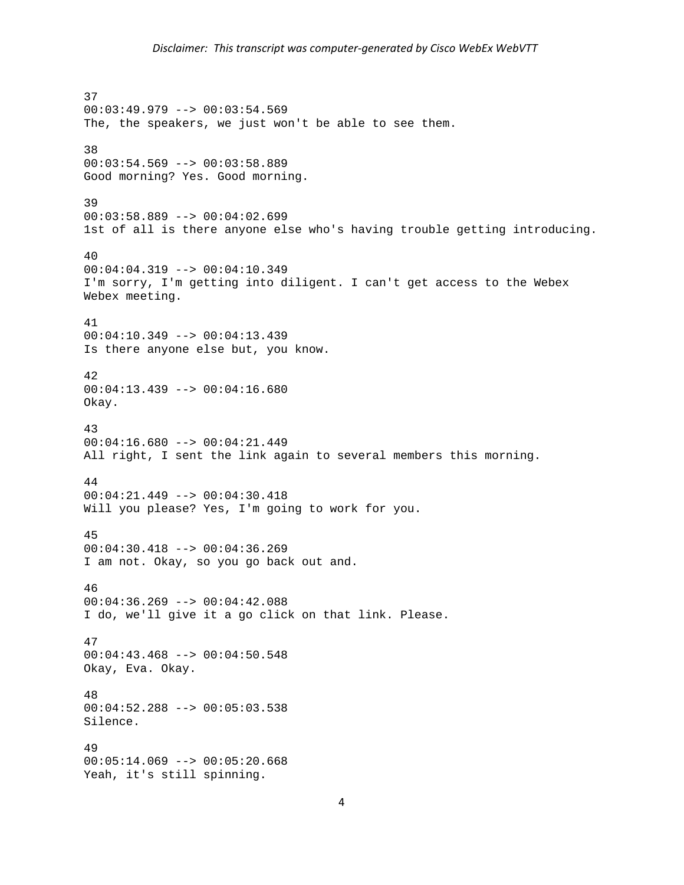37
00:03:49.979 --> 00:03:54.569
The, the speakers, we just won't be able to see them.

38
00:03:54.569 --> 00:03:58.889
Good morning? Yes. Good morning.

39
00:03:58.889 --> 00:04:02.699
1st of all is there anyone else who's having trouble getting introducing.

40
00:04:04.319 --> 00:04:10.349
I'm sorry, I'm getting into diligent. I can't get access to the Webex Webex meeting.

41
00:04:10.349 --> 00:04:13.439
Is there anyone else but, you know.

42
00:04:13.439 --> 00:04:16.680
Okay.

43
00:04:16.680 --> 00:04:21.449
All right, I sent the link again to several members this morning.

44
00:04:21.449 --> 00:04:30.418
Will you please? Yes, I'm going to work for you.

45
00:04:30.418 --> 00:04:36.269
I am not. Okay, so you go back out and.

46
00:04:36.269 --> 00:04:42.088
I do, we'll give it a go click on that link. Please.

47
00:04:43.468 --> 00:04:50.548
Okay, Eva. Okay.

48
00:04:52.288 --> 00:05:03.538
Silence.

49
00:05:14.069 --> 00:05:20.668
Yeah, it's still spinning.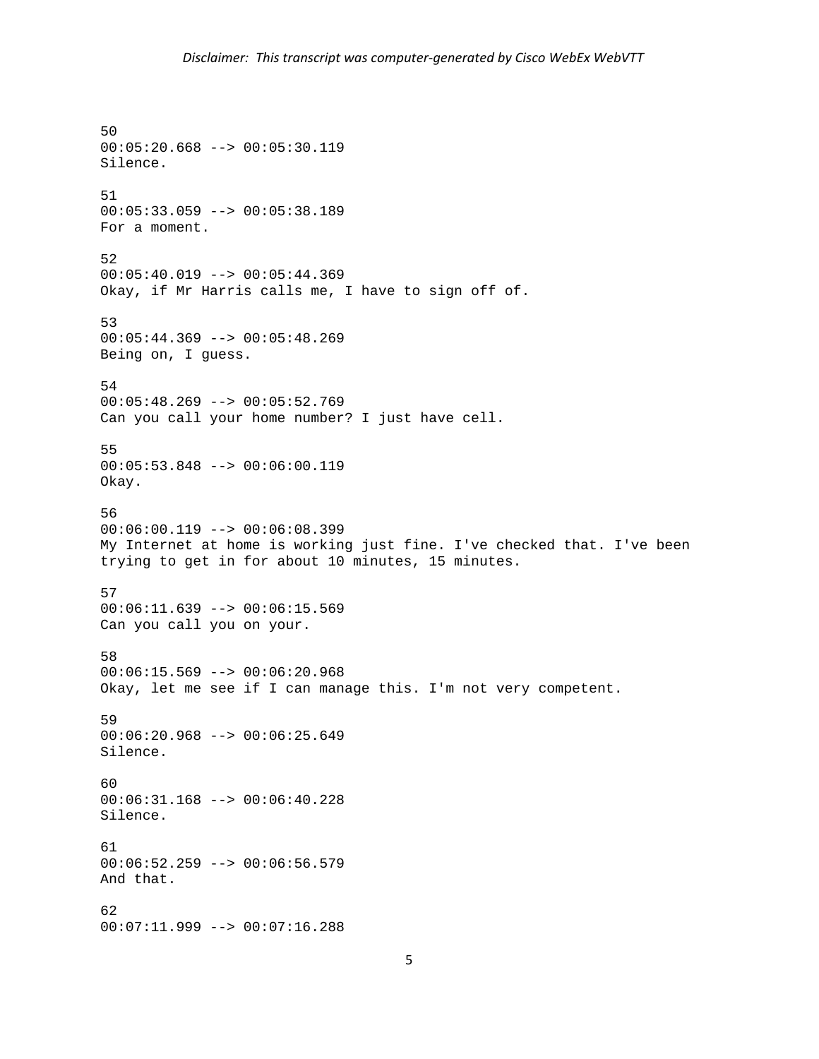50
00:05:20.668 --> 00:05:30.119
Silence.

51
00:05:33.059 --> 00:05:38.189
For a moment.

52
00:05:40.019 --> 00:05:44.369
Okay, if Mr Harris calls me, I have to sign off of.

53
00:05:44.369 --> 00:05:48.269
Being on, I guess.

54
00:05:48.269 --> 00:05:52.769
Can you call your home number? I just have cell.

55
00:05:53.848 --> 00:06:00.119
Okay.

56
00:06:00.119 --> 00:06:08.399
My Internet at home is working just fine. I've checked that. I've been trying to get in for about 10 minutes, 15 minutes.

57
00:06:11.639 --> 00:06:15.569
Can you call you on your.

58
00:06:15.569 --> 00:06:20.968
Okay, let me see if I can manage this. I'm not very competent.

59
00:06:20.968 --> 00:06:25.649
Silence.

60
00:06:31.168 --> 00:06:40.228
Silence.

61
00:06:52.259 --> 00:06:56.579
And that.

62
00:07:11.999 --> 00:07:16.288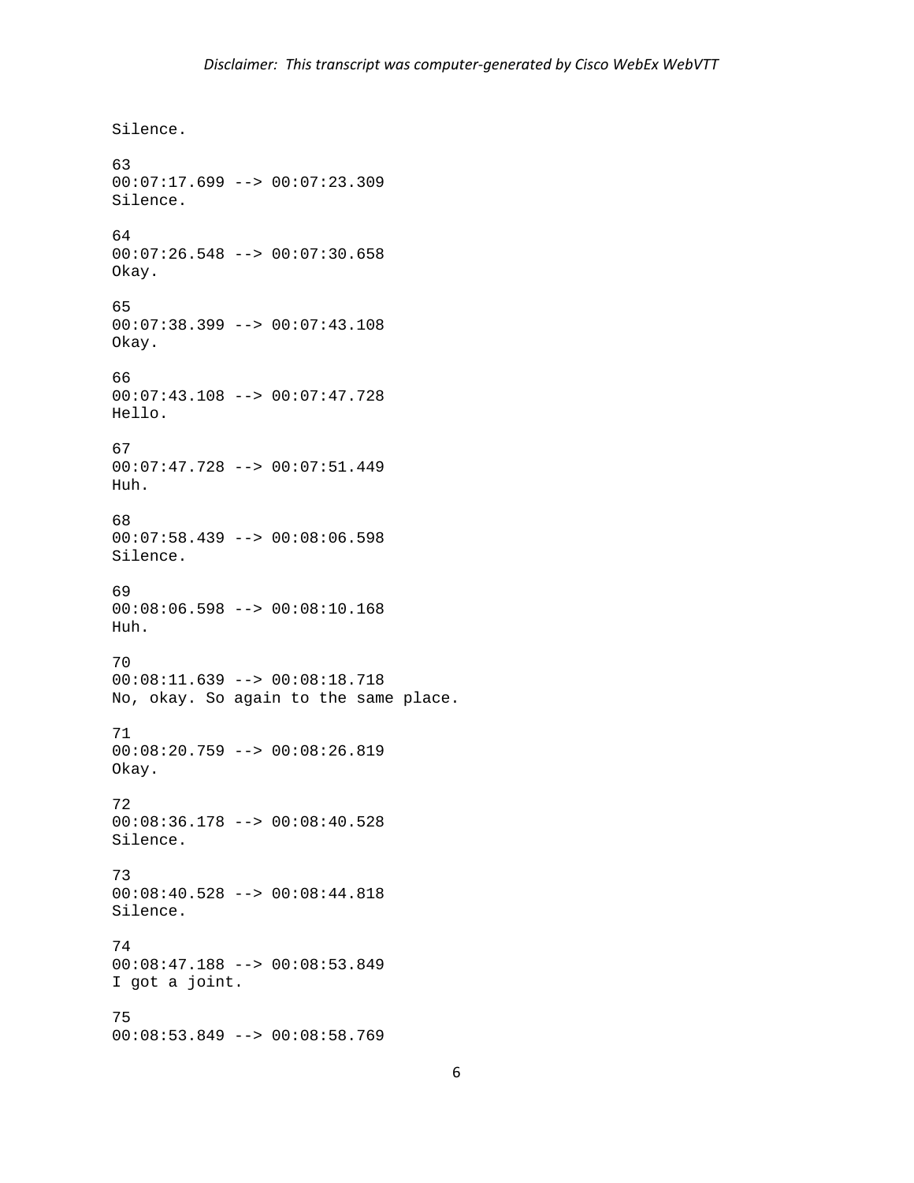Silence.

63
00:07:17.699 --> 00:07:23.309
Silence.

64
00:07:26.548 --> 00:07:30.658
Okay.

65
00:07:38.399 --> 00:07:43.108
Okay.

66
00:07:43.108 --> 00:07:47.728
Hello.

67
00:07:47.728 --> 00:07:51.449
Huh.

68
00:07:58.439 --> 00:08:06.598
Silence.

69
00:08:06.598 --> 00:08:10.168
Huh.

70
00:08:11.639 --> 00:08:18.718
No, okay. So again to the same place.

71
00:08:20.759 --> 00:08:26.819
Okay.

72
00:08:36.178 --> 00:08:40.528
Silence.

73
00:08:40.528 --> 00:08:44.818
Silence.

74
00:08:47.188 --> 00:08:53.849
I got a joint.

75
00:08:53.849 --> 00:08:58.769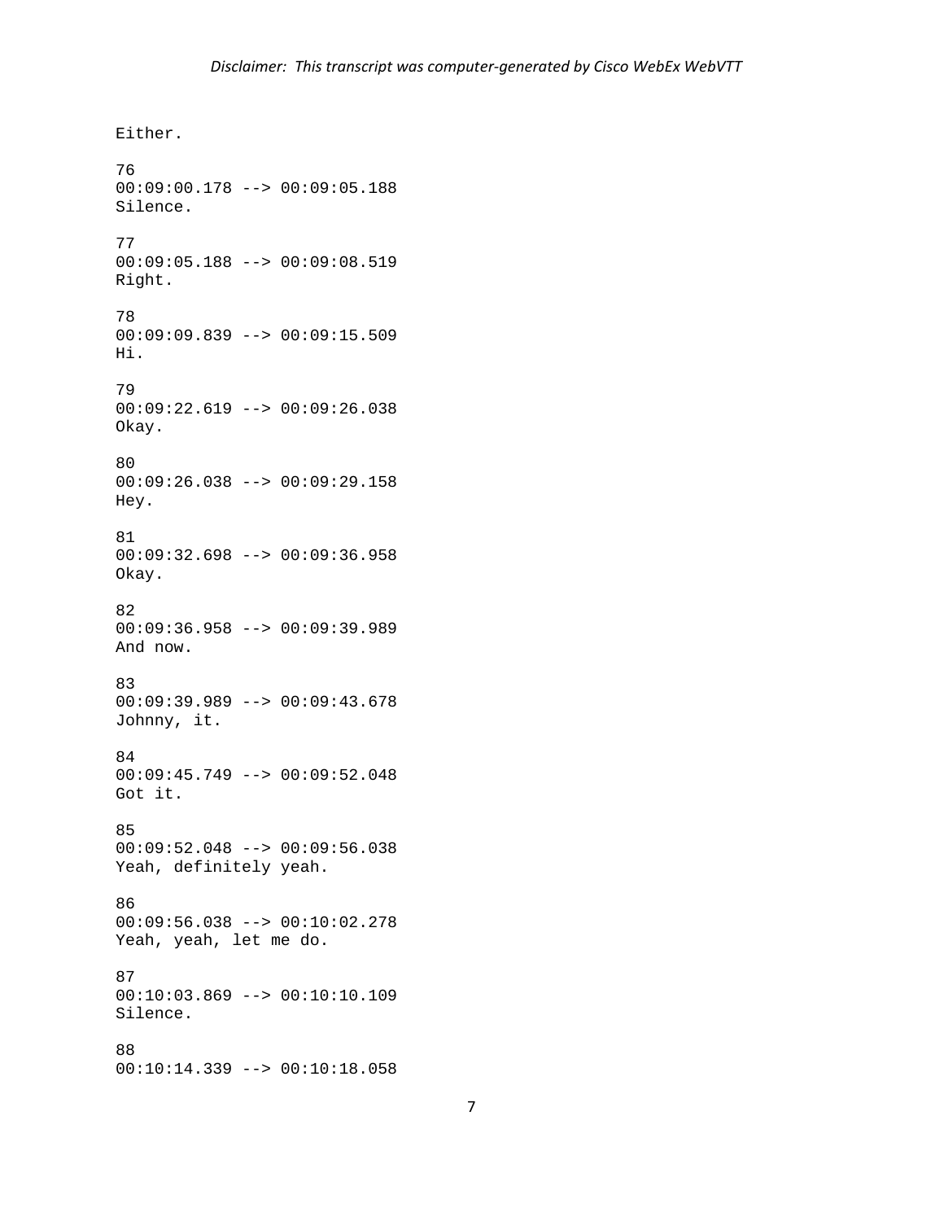Either.

76
00:09:00.178 --> 00:09:05.188
Silence.

77
00:09:05.188 --> 00:09:08.519
Right.

78
00:09:09.839 --> 00:09:15.509
Hi.

79
00:09:22.619 --> 00:09:26.038
Okay.

80
00:09:26.038 --> 00:09:29.158
Hey.

81
00:09:32.698 --> 00:09:36.958
Okay.

82
00:09:36.958 --> 00:09:39.989
And now.

83
00:09:39.989 --> 00:09:43.678
Johnny, it.

84
00:09:45.749 --> 00:09:52.048
Got it.

85
00:09:52.048 --> 00:09:56.038
Yeah, definitely yeah.

86
00:09:56.038 --> 00:10:02.278
Yeah, yeah, let me do.

87
00:10:03.869 --> 00:10:10.109
Silence.

88
00:10:14.339 --> 00:10:18.058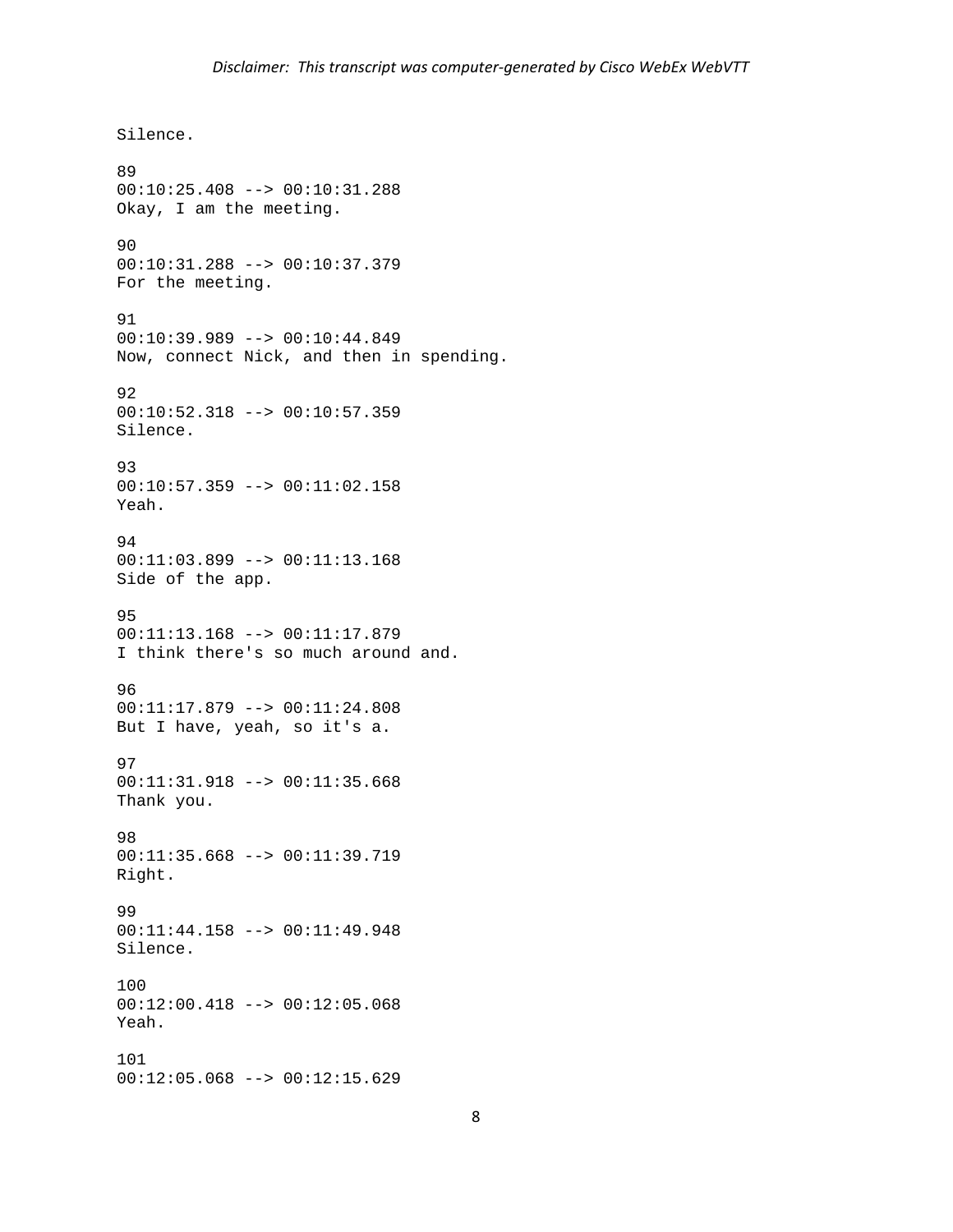Silence.

89
00:10:25.408 --> 00:10:31.288
Okay, I am the meeting.

90
00:10:31.288 --> 00:10:37.379
For the meeting.

91
00:10:39.989 --> 00:10:44.849
Now, connect Nick, and then in spending.

92
00:10:52.318 --> 00:10:57.359
Silence.

93
00:10:57.359 --> 00:11:02.158
Yeah.

94
00:11:03.899 --> 00:11:13.168
Side of the app.

95
00:11:13.168 --> 00:11:17.879
I think there's so much around and.

96
00:11:17.879 --> 00:11:24.808
But I have, yeah, so it's a.

97
00:11:31.918 --> 00:11:35.668
Thank you.

98
00:11:35.668 --> 00:11:39.719
Right.

99
00:11:44.158 --> 00:11:49.948
Silence.

100
00:12:00.418 --> 00:12:05.068
Yeah.

101
00:12:05.068 --> 00:12:15.629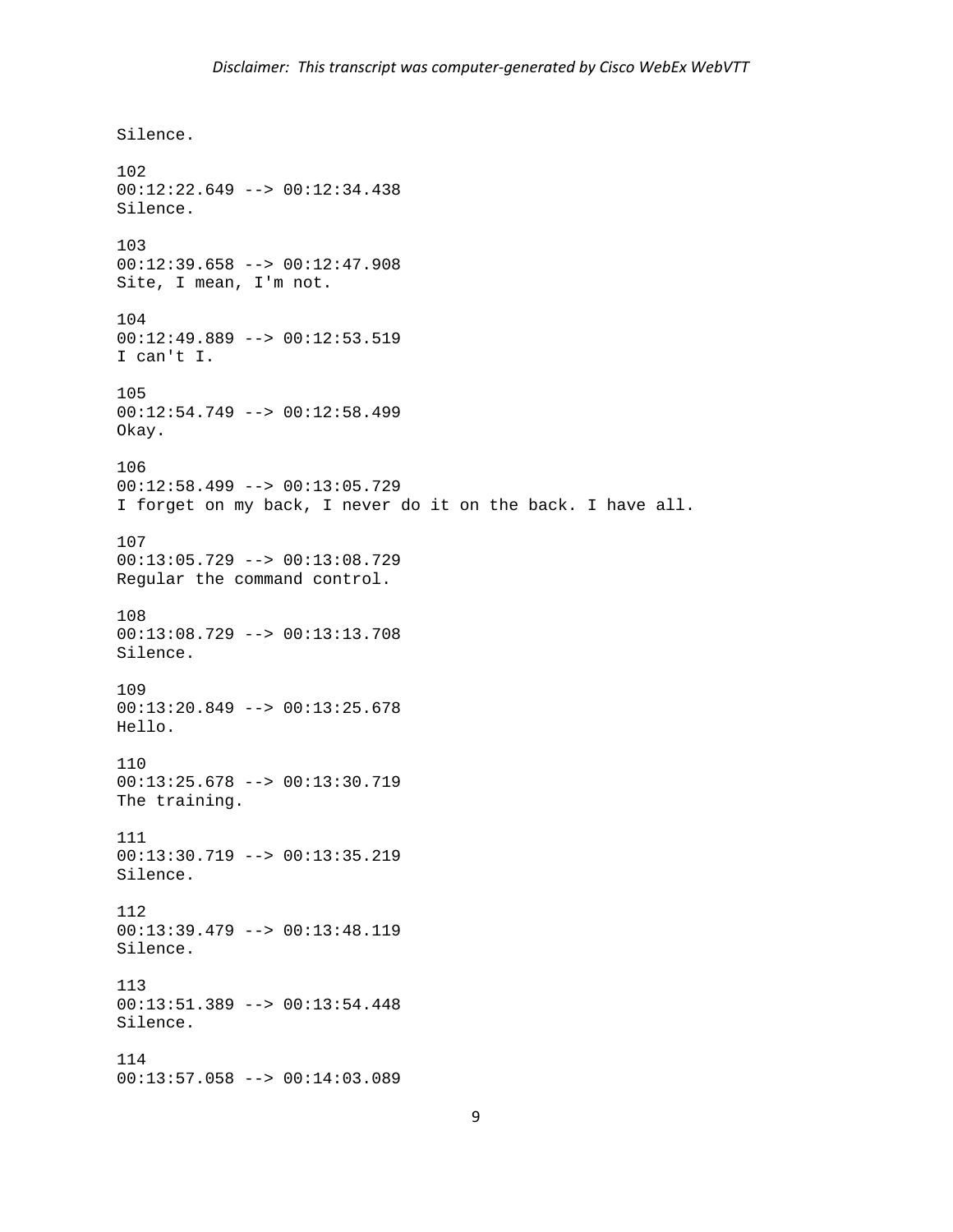Silence.

102
00:12:22.649 --> 00:12:34.438
Silence.

103
00:12:39.658 --> 00:12:47.908
Site, I mean, I'm not.

104
00:12:49.889 --> 00:12:53.519
I can't I.

105
00:12:54.749 --> 00:12:58.499
Okay.

106
00:12:58.499 --> 00:13:05.729
I forget on my back, I never do it on the back. I have all.

107
00:13:05.729 --> 00:13:08.729
Regular the command control.

108
00:13:08.729 --> 00:13:13.708
Silence.

109
00:13:20.849 --> 00:13:25.678
Hello.

110
00:13:25.678 --> 00:13:30.719
The training.

111
00:13:30.719 --> 00:13:35.219
Silence.

112
00:13:39.479 --> 00:13:48.119
Silence.

113
00:13:51.389 --> 00:13:54.448
Silence.

114
00:13:57.058 --> 00:14:03.089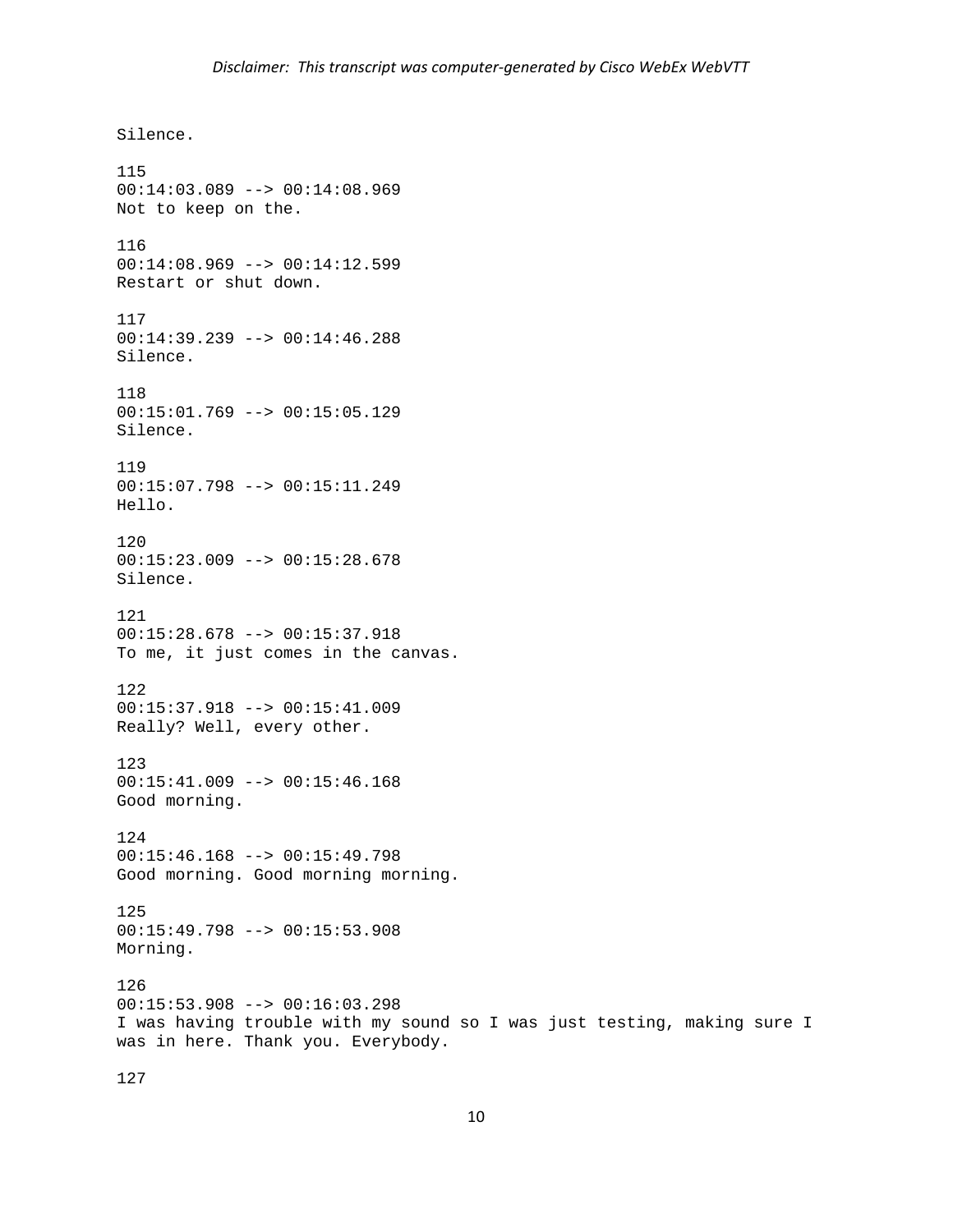Silence.

115
00:14:03.089 --> 00:14:08.969
Not to keep on the.

116
00:14:08.969 --> 00:14:12.599
Restart or shut down.

117
00:14:39.239 --> 00:14:46.288
Silence.

118
00:15:01.769 --> 00:15:05.129
Silence.

119
00:15:07.798 --> 00:15:11.249
Hello.

120
00:15:23.009 --> 00:15:28.678
Silence.

121
00:15:28.678 --> 00:15:37.918
To me, it just comes in the canvas.

122
00:15:37.918 --> 00:15:41.009
Really? Well, every other.

123
00:15:41.009 --> 00:15:46.168
Good morning.

124
00:15:46.168 --> 00:15:49.798
Good morning. Good morning morning.

125
00:15:49.798 --> 00:15:53.908
Morning.

126
00:15:53.908 --> 00:16:03.298
I was having trouble with my sound so I was just testing, making sure I was in here. Thank you. Everybody.

127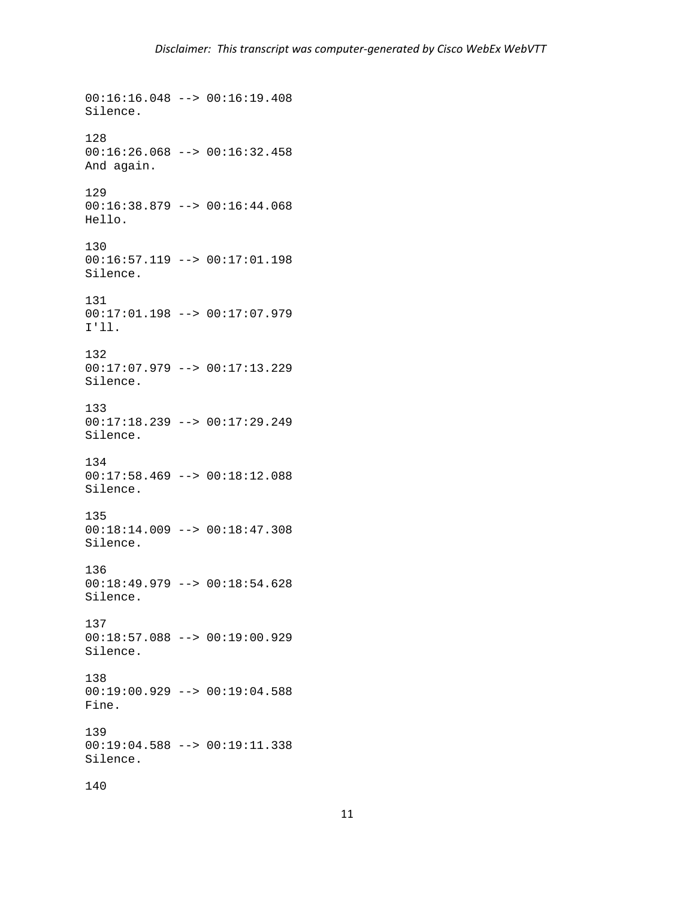00:16:16.048 --> 00:16:19.408
Silence.

128
00:16:26.068 --> 00:16:32.458
And again.

129
00:16:38.879 --> 00:16:44.068
Hello.

130
00:16:57.119 --> 00:17:01.198
Silence.

131
00:17:01.198 --> 00:17:07.979
I'll.

132
00:17:07.979 --> 00:17:13.229
Silence.

133
00:17:18.239 --> 00:17:29.249
Silence.

134
00:17:58.469 --> 00:18:12.088
Silence.

135
00:18:14.009 --> 00:18:47.308
Silence.

136
00:18:49.979 --> 00:18:54.628
Silence.

137
00:18:57.088 --> 00:19:00.929
Silence.

138
00:19:00.929 --> 00:19:04.588
Fine.

139
00:19:04.588 --> 00:19:11.338
Silence.

140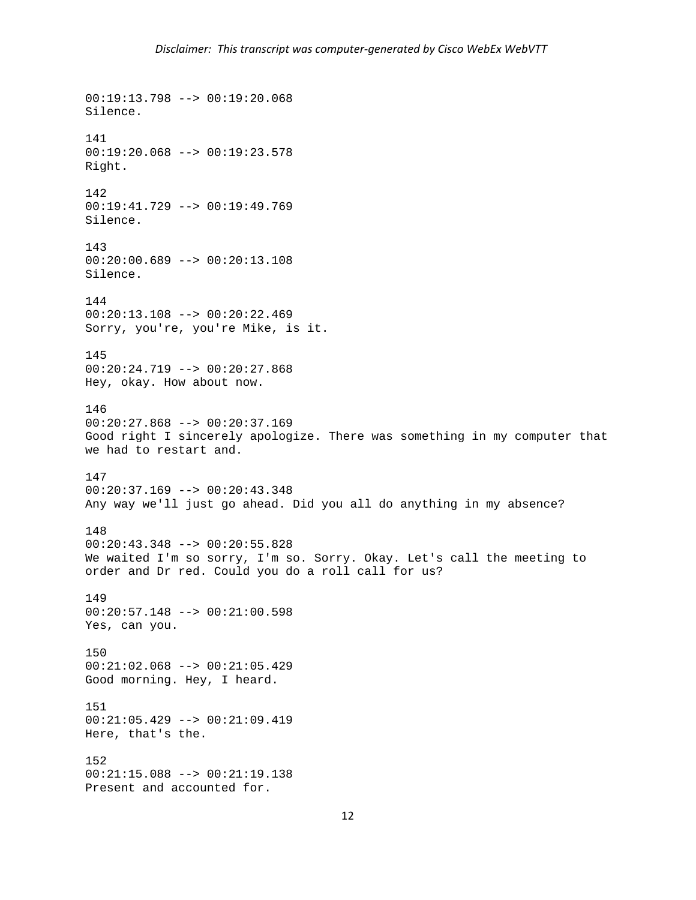00:19:13.798 --> 00:19:20.068
Silence.

141
00:19:20.068 --> 00:19:23.578
Right.

142
00:19:41.729 --> 00:19:49.769
Silence.

143
00:20:00.689 --> 00:20:13.108
Silence.

144
00:20:13.108 --> 00:20:22.469
Sorry, you're, you're Mike, is it.

145
00:20:24.719 --> 00:20:27.868
Hey, okay. How about now.

146
00:20:27.868 --> 00:20:37.169
Good right I sincerely apologize. There was something in my computer that we had to restart and.

147
00:20:37.169 --> 00:20:43.348
Any way we'll just go ahead. Did you all do anything in my absence?

148
00:20:43.348 --> 00:20:55.828
We waited I'm so sorry, I'm so. Sorry. Okay. Let's call the meeting to order and Dr red. Could you do a roll call for us?

149
00:20:57.148 --> 00:21:00.598
Yes, can you.

150
00:21:02.068 --> 00:21:05.429
Good morning. Hey, I heard.

151
00:21:05.429 --> 00:21:09.419
Here, that's the.

152
00:21:15.088 --> 00:21:19.138
Present and accounted for.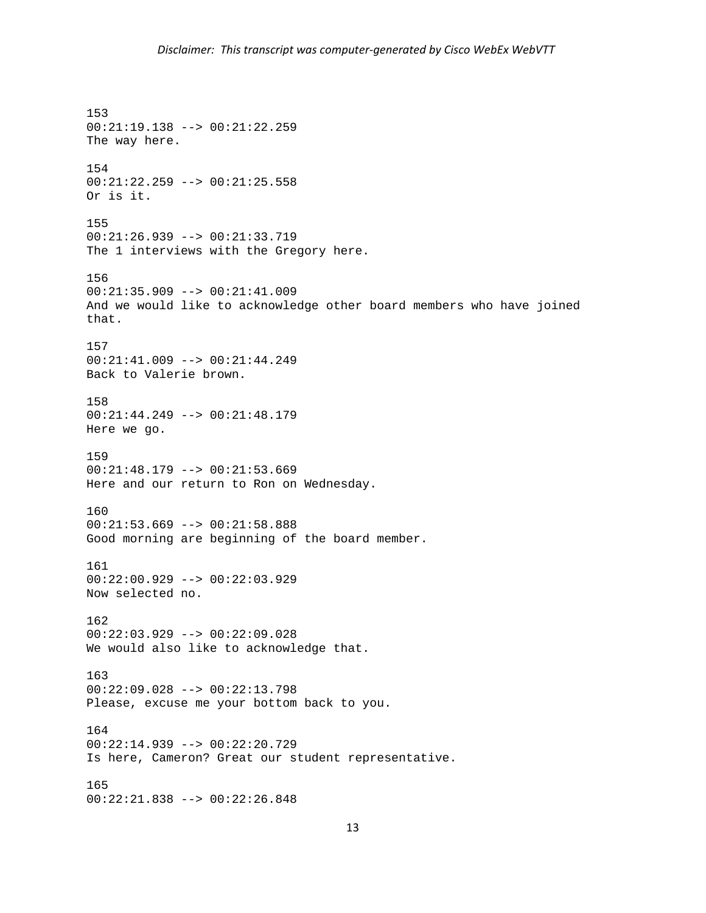153
00:21:19.138 --> 00:21:22.259
The way here.

154
00:21:22.259 --> 00:21:25.558
Or is it.

155
00:21:26.939 --> 00:21:33.719
The 1 interviews with the Gregory here.

156
00:21:35.909 --> 00:21:41.009
And we would like to acknowledge other board members who have joined that.

157
00:21:41.009 --> 00:21:44.249
Back to Valerie brown.

158
00:21:44.249 --> 00:21:48.179
Here we go.

159
00:21:48.179 --> 00:21:53.669
Here and our return to Ron on Wednesday.

160
00:21:53.669 --> 00:21:58.888
Good morning are beginning of the board member.

161
00:22:00.929 --> 00:22:03.929
Now selected no.

162
00:22:03.929 --> 00:22:09.028
We would also like to acknowledge that.

163
00:22:09.028 --> 00:22:13.798
Please, excuse me your bottom back to you.

164
00:22:14.939 --> 00:22:20.729
Is here, Cameron? Great our student representative.

165
00:22:21.838 --> 00:22:26.848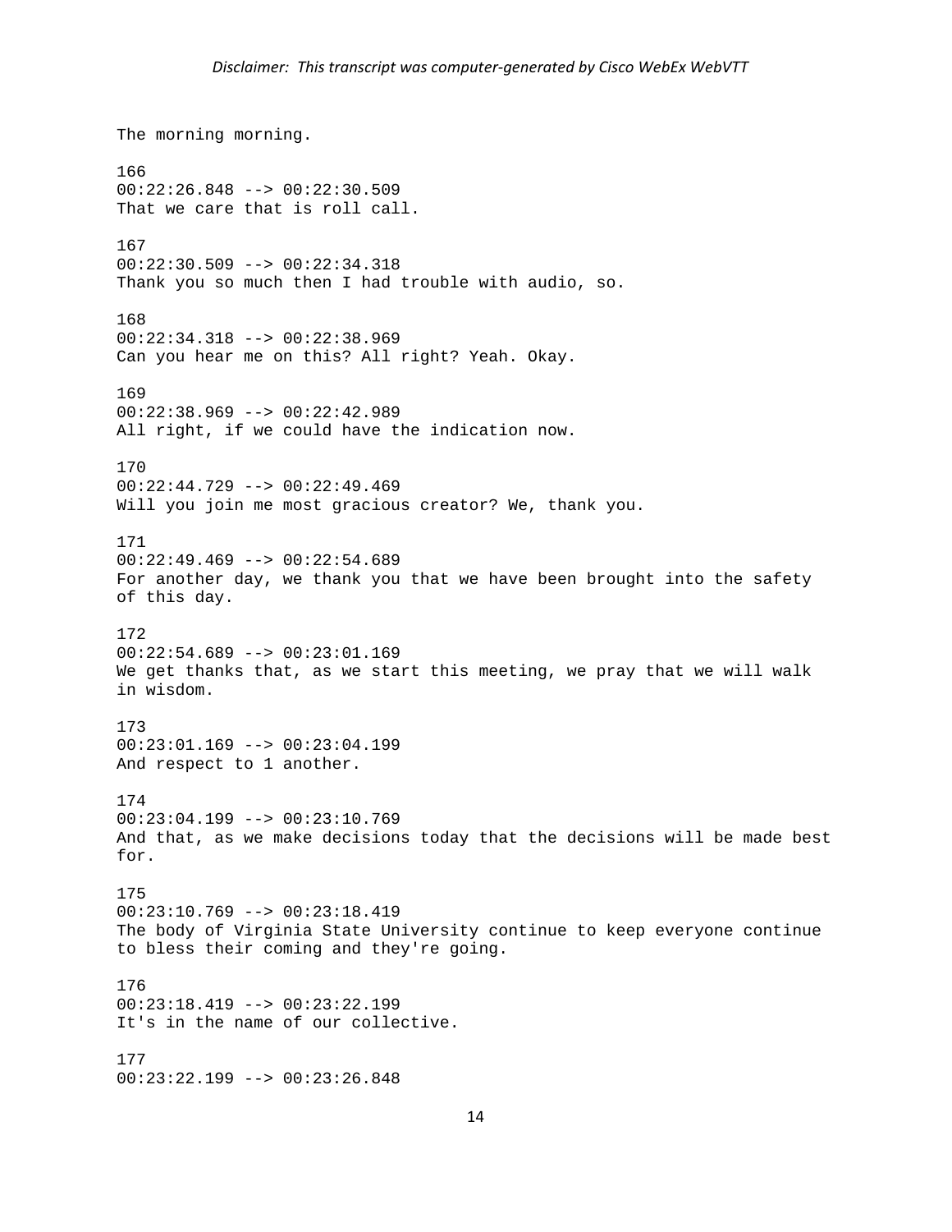The morning morning.

166
00:22:26.848 --> 00:22:30.509
That we care that is roll call.

167
00:22:30.509 --> 00:22:34.318
Thank you so much then I had trouble with audio, so.

168
00:22:34.318 --> 00:22:38.969
Can you hear me on this? All right? Yeah. Okay.

169
00:22:38.969 --> 00:22:42.989
All right, if we could have the indication now.

170
00:22:44.729 --> 00:22:49.469
Will you join me most gracious creator? We, thank you.

171
00:22:49.469 --> 00:22:54.689
For another day, we thank you that we have been brought into the safety of this day.

172
00:22:54.689 --> 00:23:01.169
We get thanks that, as we start this meeting, we pray that we will walk in wisdom.

173
00:23:01.169 --> 00:23:04.199
And respect to 1 another.

174
00:23:04.199 --> 00:23:10.769
And that, as we make decisions today that the decisions will be made best for.

175
00:23:10.769 --> 00:23:18.419
The body of Virginia State University continue to keep everyone continue to bless their coming and they're going.

176
00:23:18.419 --> 00:23:22.199
It's in the name of our collective.

177
00:23:22.199 --> 00:23:26.848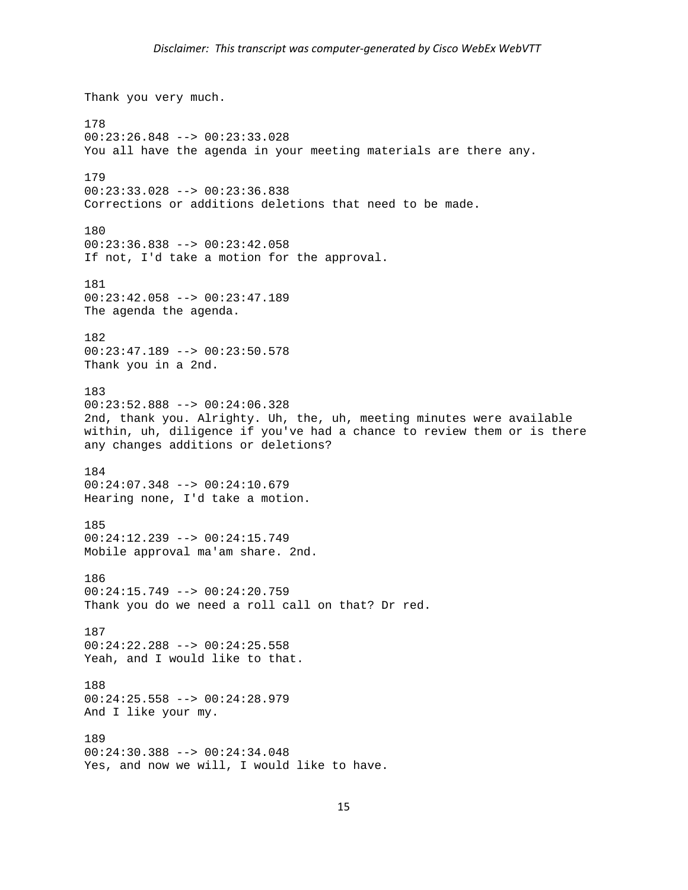Thank you very much.

178
00:23:26.848 --> 00:23:33.028
You all have the agenda in your meeting materials are there any.

179
00:23:33.028 --> 00:23:36.838
Corrections or additions deletions that need to be made.

180
00:23:36.838 --> 00:23:42.058
If not, I'd take a motion for the approval.

181
00:23:42.058 --> 00:23:47.189
The agenda the agenda.

182
00:23:47.189 --> 00:23:50.578
Thank you in a 2nd.

183
00:23:52.888 --> 00:24:06.328
2nd, thank you. Alrighty. Uh, the, uh, meeting minutes were available within, uh, diligence if you've had a chance to review them or is there any changes additions or deletions?

184
00:24:07.348 --> 00:24:10.679
Hearing none, I'd take a motion.

185
00:24:12.239 --> 00:24:15.749
Mobile approval ma'am share. 2nd.

186
00:24:15.749 --> 00:24:20.759
Thank you do we need a roll call on that? Dr red.

187
00:24:22.288 --> 00:24:25.558
Yeah, and I would like to that.

188
00:24:25.558 --> 00:24:28.979
And I like your my.

189
00:24:30.388 --> 00:24:34.048
Yes, and now we will, I would like to have.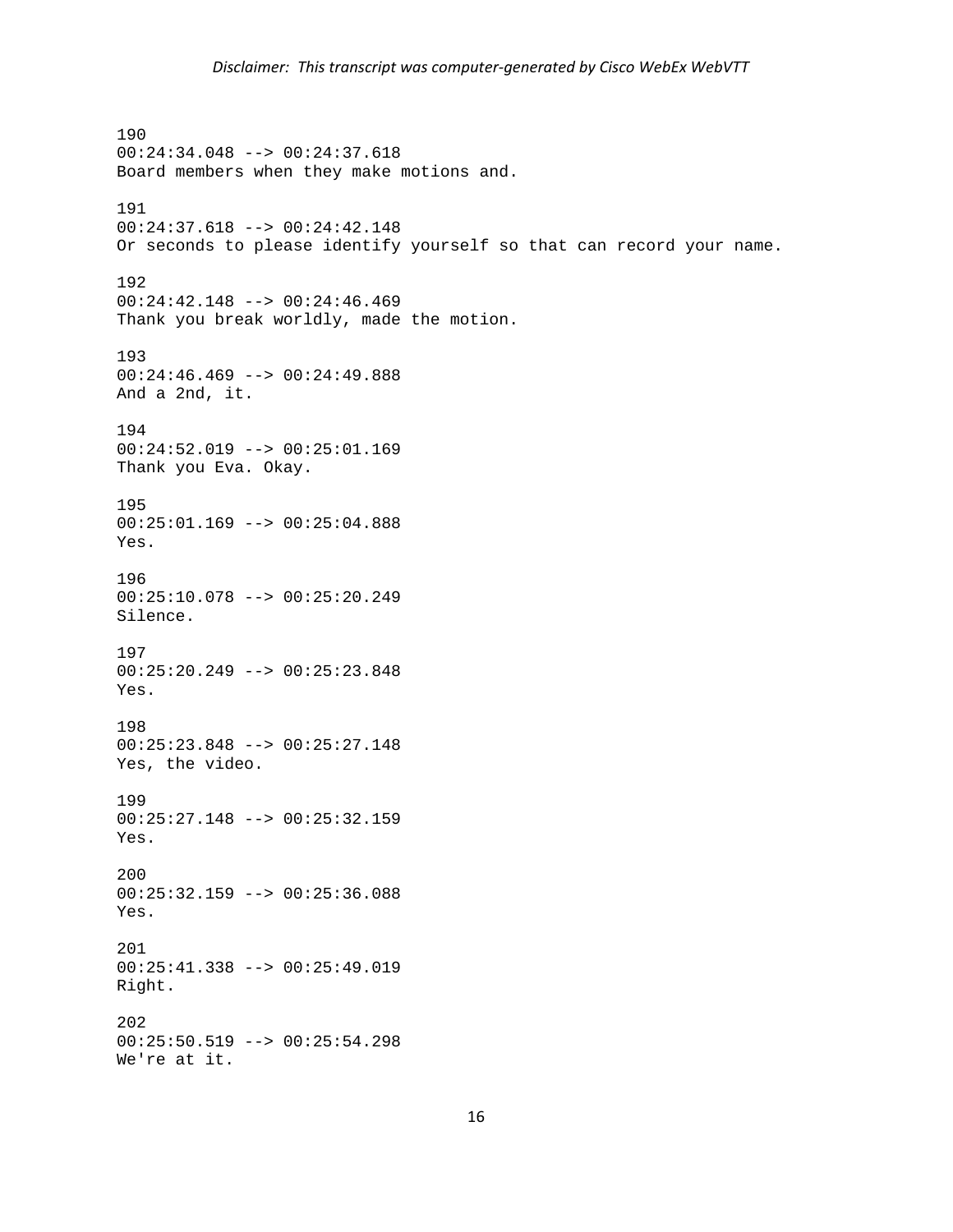*Disclaimer: This transcript was computer-generated by Cisco WebEx WebVTT*

190
00:24:34.048 --> 00:24:37.618
Board members when they make motions and.

191
00:24:37.618 --> 00:24:42.148
Or seconds to please identify yourself so that can record your name.

192
00:24:42.148 --> 00:24:46.469
Thank you break worldly, made the motion.

193
00:24:46.469 --> 00:24:49.888
And a 2nd, it.

194
00:24:52.019 --> 00:25:01.169
Thank you Eva. Okay.

195
00:25:01.169 --> 00:25:04.888
Yes.

196
00:25:10.078 --> 00:25:20.249
Silence.

197
00:25:20.249 --> 00:25:23.848
Yes.

198
00:25:23.848 --> 00:25:27.148
Yes, the video.

199
00:25:27.148 --> 00:25:32.159
Yes.

200
00:25:32.159 --> 00:25:36.088
Yes.

201
00:25:41.338 --> 00:25:49.019
Right.

202
00:25:50.519 --> 00:25:54.298
We're at it.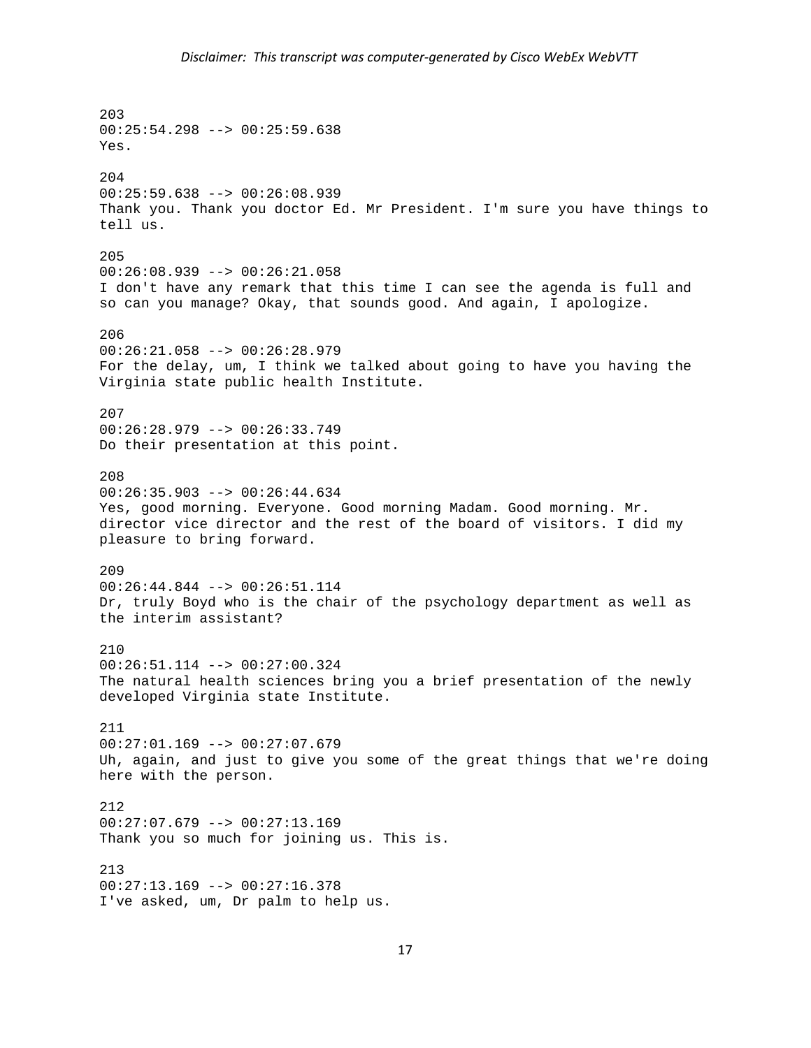203
00:25:54.298 --> 00:25:59.638
Yes.

204
00:25:59.638 --> 00:26:08.939
Thank you. Thank you doctor Ed. Mr President. I'm sure you have things to tell us.

205
00:26:08.939 --> 00:26:21.058
I don't have any remark that this time I can see the agenda is full and so can you manage? Okay, that sounds good. And again, I apologize.

206
00:26:21.058 --> 00:26:28.979
For the delay, um, I think we talked about going to have you having the Virginia state public health Institute.

207
00:26:28.979 --> 00:26:33.749
Do their presentation at this point.

208
00:26:35.903 --> 00:26:44.634
Yes, good morning. Everyone. Good morning Madam. Good morning. Mr. director vice director and the rest of the board of visitors. I did my pleasure to bring forward.

209
00:26:44.844 --> 00:26:51.114
Dr, truly Boyd who is the chair of the psychology department as well as the interim assistant?

210
00:26:51.114 --> 00:27:00.324
The natural health sciences bring you a brief presentation of the newly developed Virginia state Institute.

211
00:27:01.169 --> 00:27:07.679
Uh, again, and just to give you some of the great things that we're doing here with the person.

212
00:27:07.679 --> 00:27:13.169
Thank you so much for joining us. This is.

213
00:27:13.169 --> 00:27:16.378
I've asked, um, Dr palm to help us.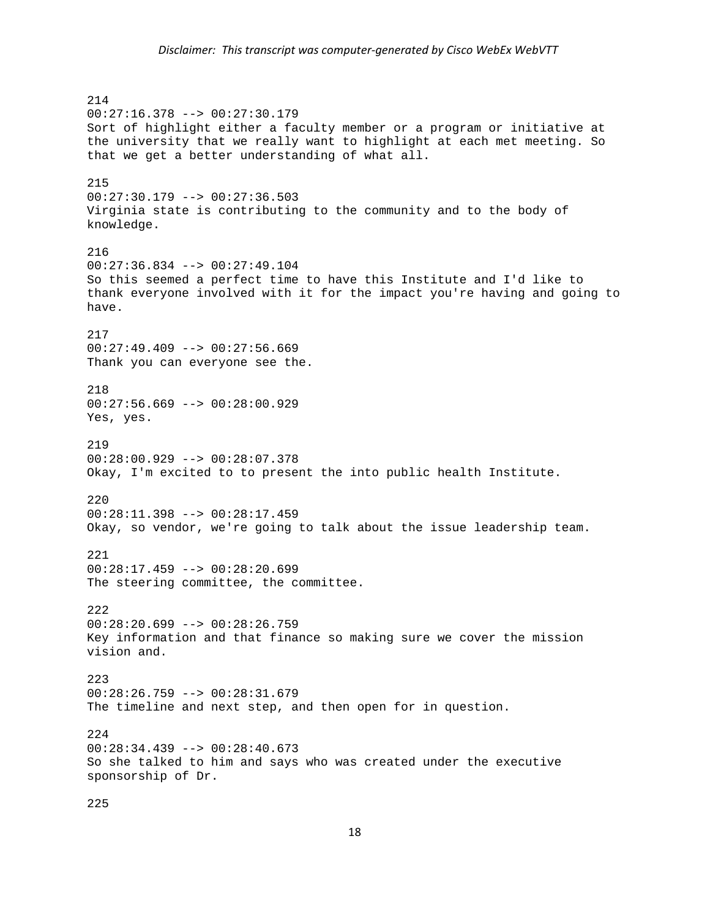214
00:27:16.378 --> 00:27:30.179
Sort of highlight either a faculty member or a program or initiative at the university that we really want to highlight at each met meeting. So that we get a better understanding of what all.

215
00:27:30.179 --> 00:27:36.503
Virginia state is contributing to the community and to the body of knowledge.

216
00:27:36.834 --> 00:27:49.104
So this seemed a perfect time to have this Institute and I'd like to thank everyone involved with it for the impact you're having and going to have.

217
00:27:49.409 --> 00:27:56.669
Thank you can everyone see the.

218
00:27:56.669 --> 00:28:00.929
Yes, yes.

219
00:28:00.929 --> 00:28:07.378
Okay, I'm excited to to present the into public health Institute.

220
00:28:11.398 --> 00:28:17.459
Okay, so vendor, we're going to talk about the issue leadership team.

221
00:28:17.459 --> 00:28:20.699
The steering committee, the committee.

222
00:28:20.699 --> 00:28:26.759
Key information and that finance so making sure we cover the mission vision and.

223
00:28:26.759 --> 00:28:31.679
The timeline and next step, and then open for in question.

224
00:28:34.439 --> 00:28:40.673
So she talked to him and says who was created under the executive sponsorship of Dr.

225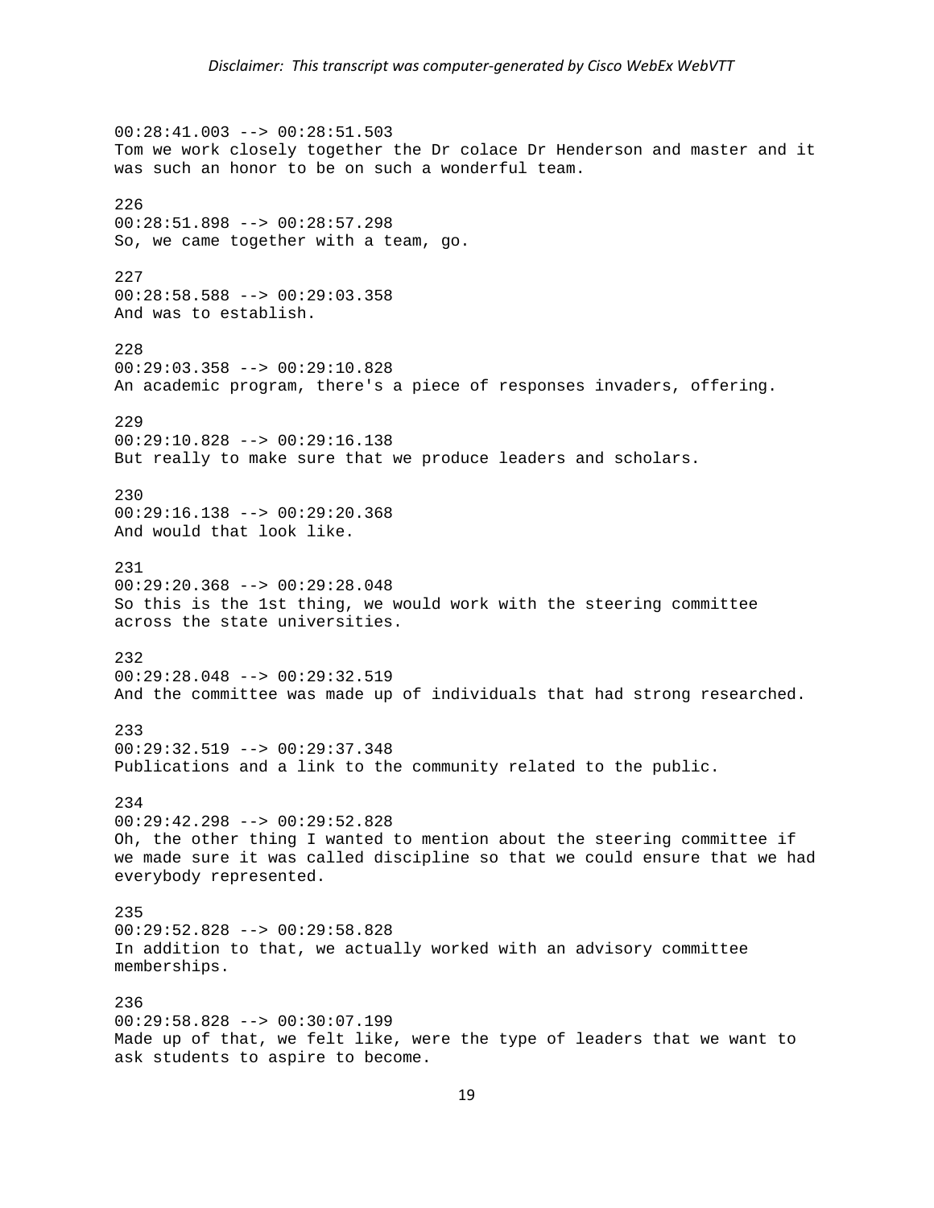00:28:41.003 --> 00:28:51.503
Tom we work closely together the Dr colace Dr Henderson and master and it was such an honor to be on such a wonderful team.

226
00:28:51.898 --> 00:28:57.298
So, we came together with a team, go.

227
00:28:58.588 --> 00:29:03.358
And was to establish.

228
00:29:03.358 --> 00:29:10.828
An academic program, there's a piece of responses invaders, offering.

229
00:29:10.828 --> 00:29:16.138
But really to make sure that we produce leaders and scholars.

230
00:29:16.138 --> 00:29:20.368
And would that look like.

231
00:29:20.368 --> 00:29:28.048
So this is the 1st thing, we would work with the steering committee across the state universities.

232
00:29:28.048 --> 00:29:32.519
And the committee was made up of individuals that had strong researched.

233
00:29:32.519 --> 00:29:37.348
Publications and a link to the community related to the public.

234
00:29:42.298 --> 00:29:52.828
Oh, the other thing I wanted to mention about the steering committee if we made sure it was called discipline so that we could ensure that we had everybody represented.

235
00:29:52.828 --> 00:29:58.828
In addition to that, we actually worked with an advisory committee memberships.

236
00:29:58.828 --> 00:30:07.199
Made up of that, we felt like, were the type of leaders that we want to ask students to aspire to become.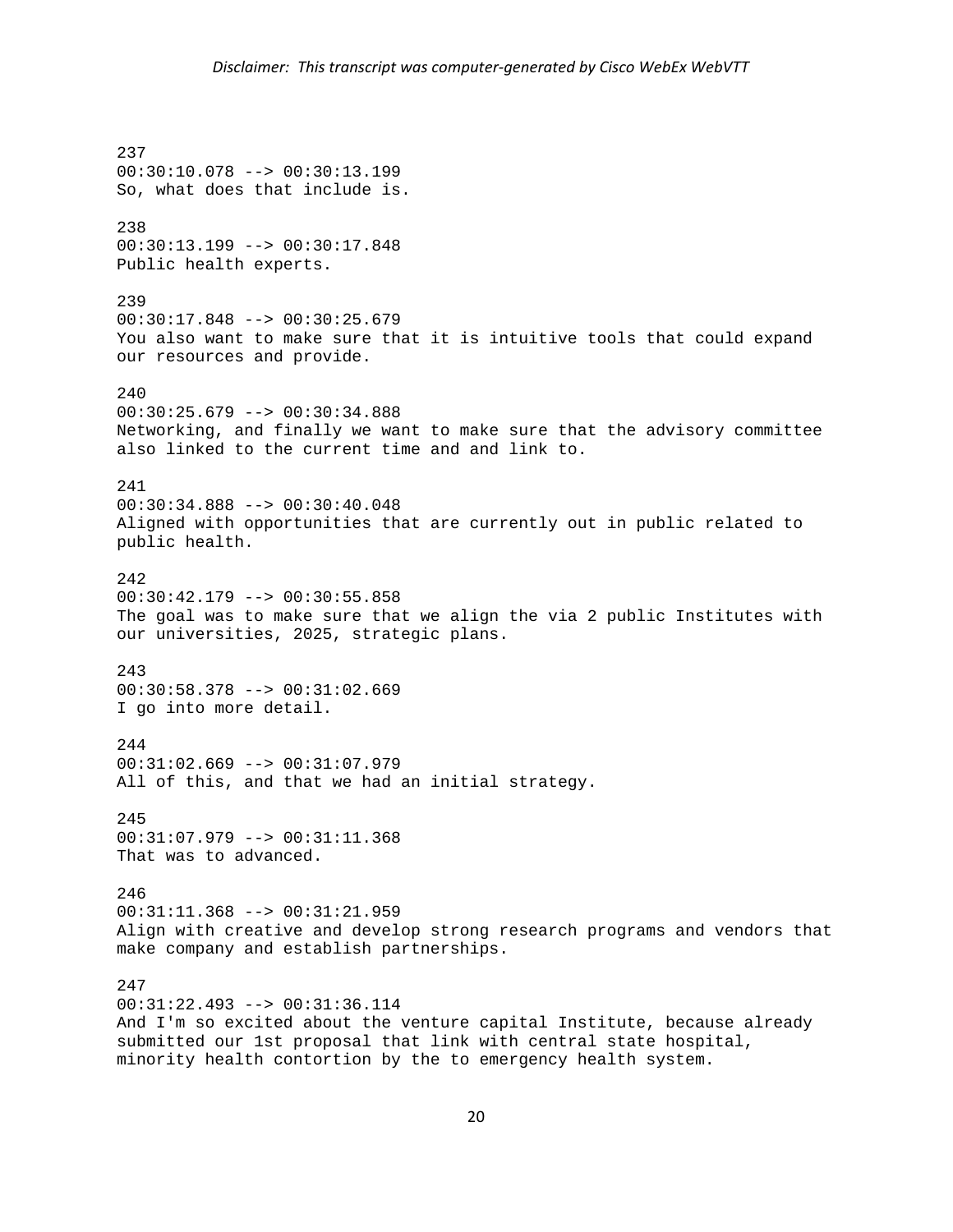237
00:30:10.078 --> 00:30:13.199
So, what does that include is.

238
00:30:13.199 --> 00:30:17.848
Public health experts.

239
00:30:17.848 --> 00:30:25.679
You also want to make sure that it is intuitive tools that could expand our resources and provide.

240
00:30:25.679 --> 00:30:34.888
Networking, and finally we want to make sure that the advisory committee also linked to the current time and and link to.

241
00:30:34.888 --> 00:30:40.048
Aligned with opportunities that are currently out in public related to public health.

242
00:30:42.179 --> 00:30:55.858
The goal was to make sure that we align the via 2 public Institutes with our universities, 2025, strategic plans.

243
00:30:58.378 --> 00:31:02.669
I go into more detail.

244
00:31:02.669 --> 00:31:07.979
All of this, and that we had an initial strategy.

245
00:31:07.979 --> 00:31:11.368
That was to advanced.

246
00:31:11.368 --> 00:31:21.959
Align with creative and develop strong research programs and vendors that make company and establish partnerships.

247
00:31:22.493 --> 00:31:36.114
And I'm so excited about the venture capital Institute, because already submitted our 1st proposal that link with central state hospital, minority health contortion by the to emergency health system.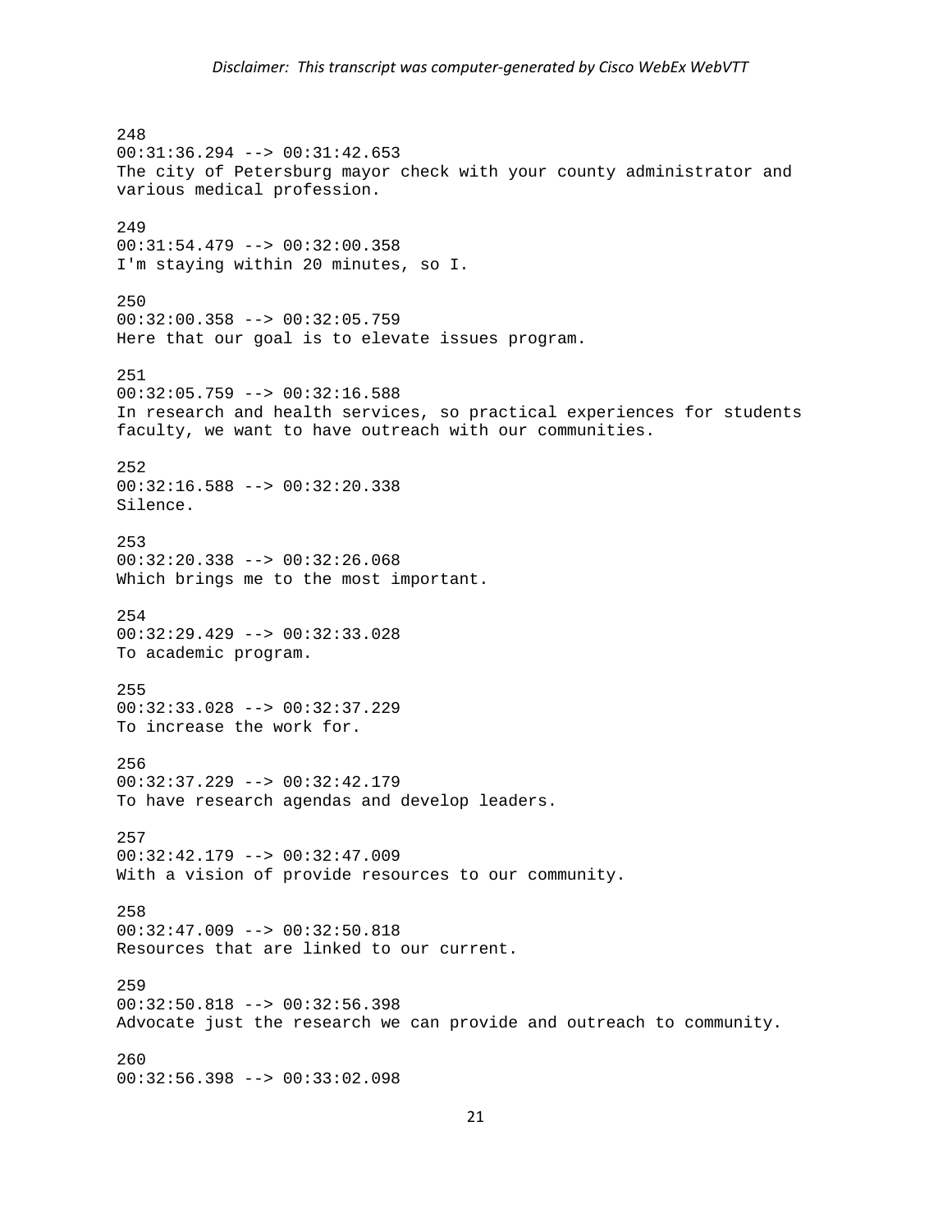248
00:31:36.294 --> 00:31:42.653
The city of Petersburg mayor check with your county administrator and various medical profession.

249
00:31:54.479 --> 00:32:00.358
I'm staying within 20 minutes, so I.

250
00:32:00.358 --> 00:32:05.759
Here that our goal is to elevate issues program.

251
00:32:05.759 --> 00:32:16.588
In research and health services, so practical experiences for students faculty, we want to have outreach with our communities.

252
00:32:16.588 --> 00:32:20.338
Silence.

253
00:32:20.338 --> 00:32:26.068
Which brings me to the most important.

254
00:32:29.429 --> 00:32:33.028
To academic program.

255
00:32:33.028 --> 00:32:37.229
To increase the work for.

256
00:32:37.229 --> 00:32:42.179
To have research agendas and develop leaders.

257
00:32:42.179 --> 00:32:47.009
With a vision of provide resources to our community.

258
00:32:47.009 --> 00:32:50.818
Resources that are linked to our current.

259
00:32:50.818 --> 00:32:56.398
Advocate just the research we can provide and outreach to community.

260
00:32:56.398 --> 00:33:02.098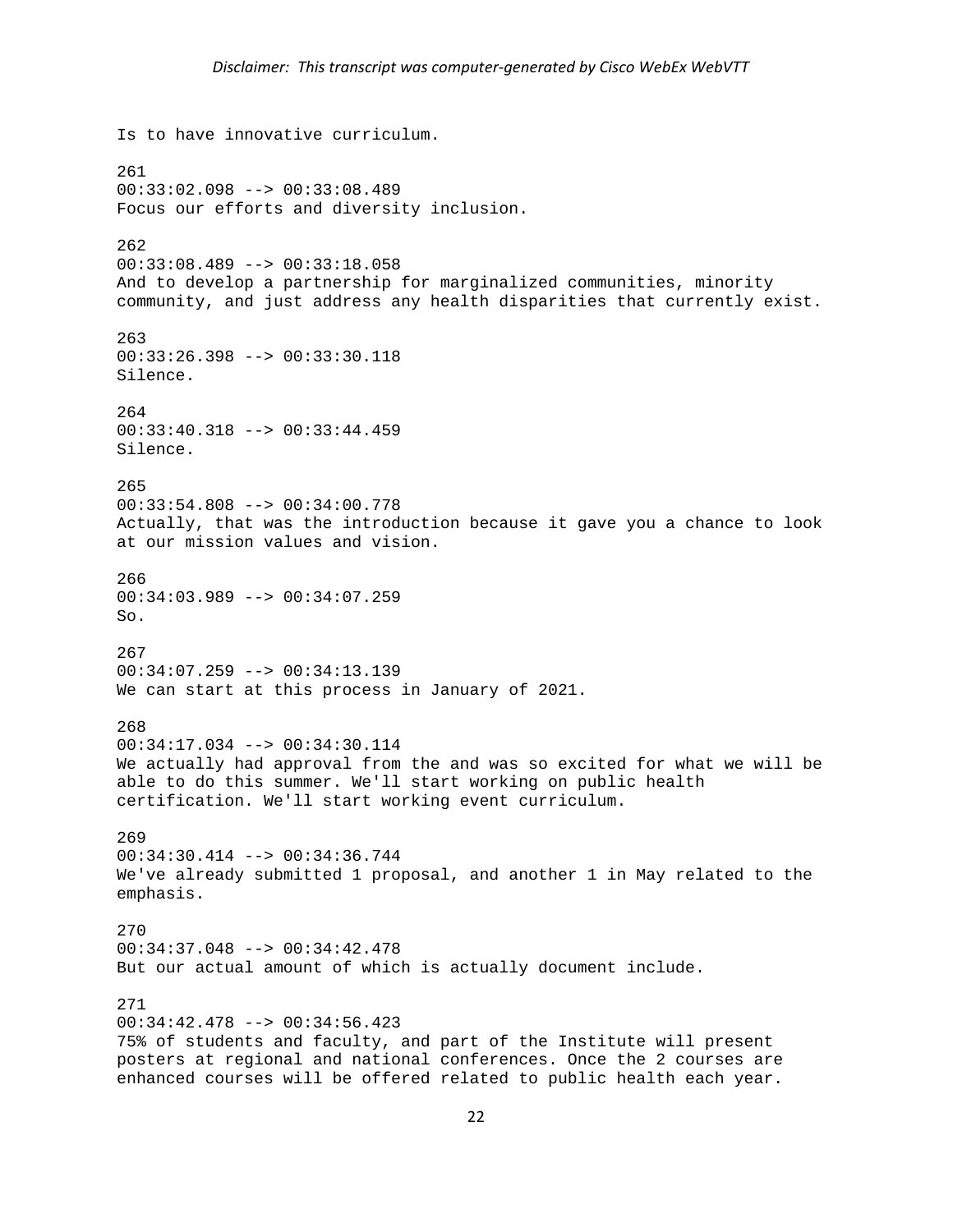Is to have innovative curriculum.

261
00:33:02.098 --> 00:33:08.489
Focus our efforts and diversity inclusion.

262
00:33:08.489 --> 00:33:18.058
And to develop a partnership for marginalized communities, minority community, and just address any health disparities that currently exist.

263
00:33:26.398 --> 00:33:30.118
Silence.

264
00:33:40.318 --> 00:33:44.459
Silence.

265
00:33:54.808 --> 00:34:00.778
Actually, that was the introduction because it gave you a chance to look at our mission values and vision.

266
00:34:03.989 --> 00:34:07.259
So.

267
00:34:07.259 --> 00:34:13.139
We can start at this process in January of 2021.

268
00:34:17.034 --> 00:34:30.114
We actually had approval from the and was so excited for what we will be able to do this summer. We'll start working on public health certification. We'll start working event curriculum.

269
00:34:30.414 --> 00:34:36.744
We've already submitted 1 proposal, and another 1 in May related to the emphasis.

270
00:34:37.048 --> 00:34:42.478
But our actual amount of which is actually document include.

271
00:34:42.478 --> 00:34:56.423
75% of students and faculty, and part of the Institute will present posters at regional and national conferences. Once the 2 courses are enhanced courses will be offered related to public health each year.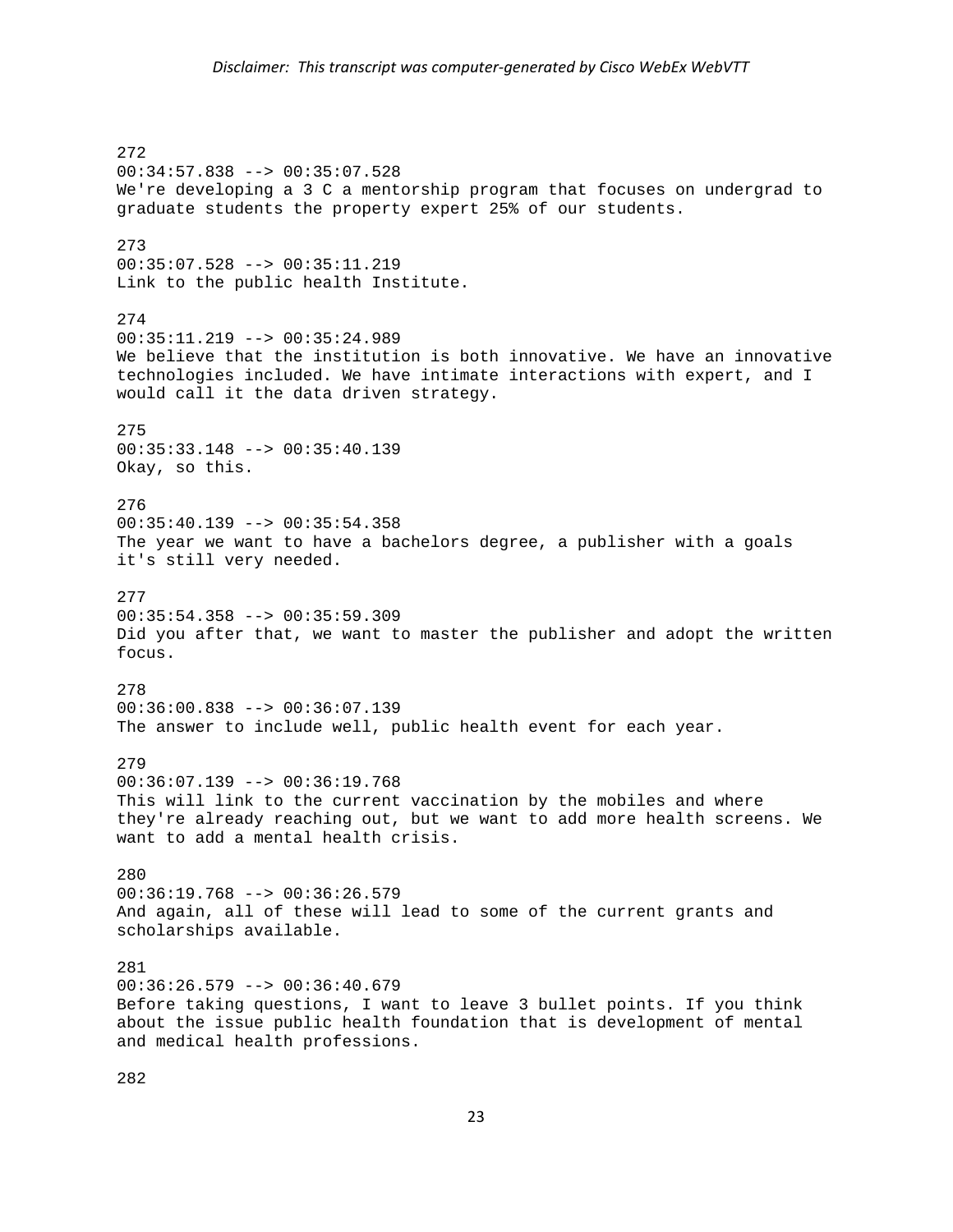272
00:34:57.838 --> 00:35:07.528
We're developing a 3 C a mentorship program that focuses on undergrad to graduate students the property expert 25% of our students.

273
00:35:07.528 --> 00:35:11.219
Link to the public health Institute.

274
00:35:11.219 --> 00:35:24.989
We believe that the institution is both innovative. We have an innovative technologies included. We have intimate interactions with expert, and I would call it the data driven strategy.

275
00:35:33.148 --> 00:35:40.139
Okay, so this.

276
00:35:40.139 --> 00:35:54.358
The year we want to have a bachelors degree, a publisher with a goals it's still very needed.

277
00:35:54.358 --> 00:35:59.309
Did you after that, we want to master the publisher and adopt the written focus.

278
00:36:00.838 --> 00:36:07.139
The answer to include well, public health event for each year.

279
00:36:07.139 --> 00:36:19.768
This will link to the current vaccination by the mobiles and where they're already reaching out, but we want to add more health screens. We want to add a mental health crisis.

280
00:36:19.768 --> 00:36:26.579
And again, all of these will lead to some of the current grants and scholarships available.

281
00:36:26.579 --> 00:36:40.679
Before taking questions, I want to leave 3 bullet points. If you think about the issue public health foundation that is development of mental and medical health professions.

282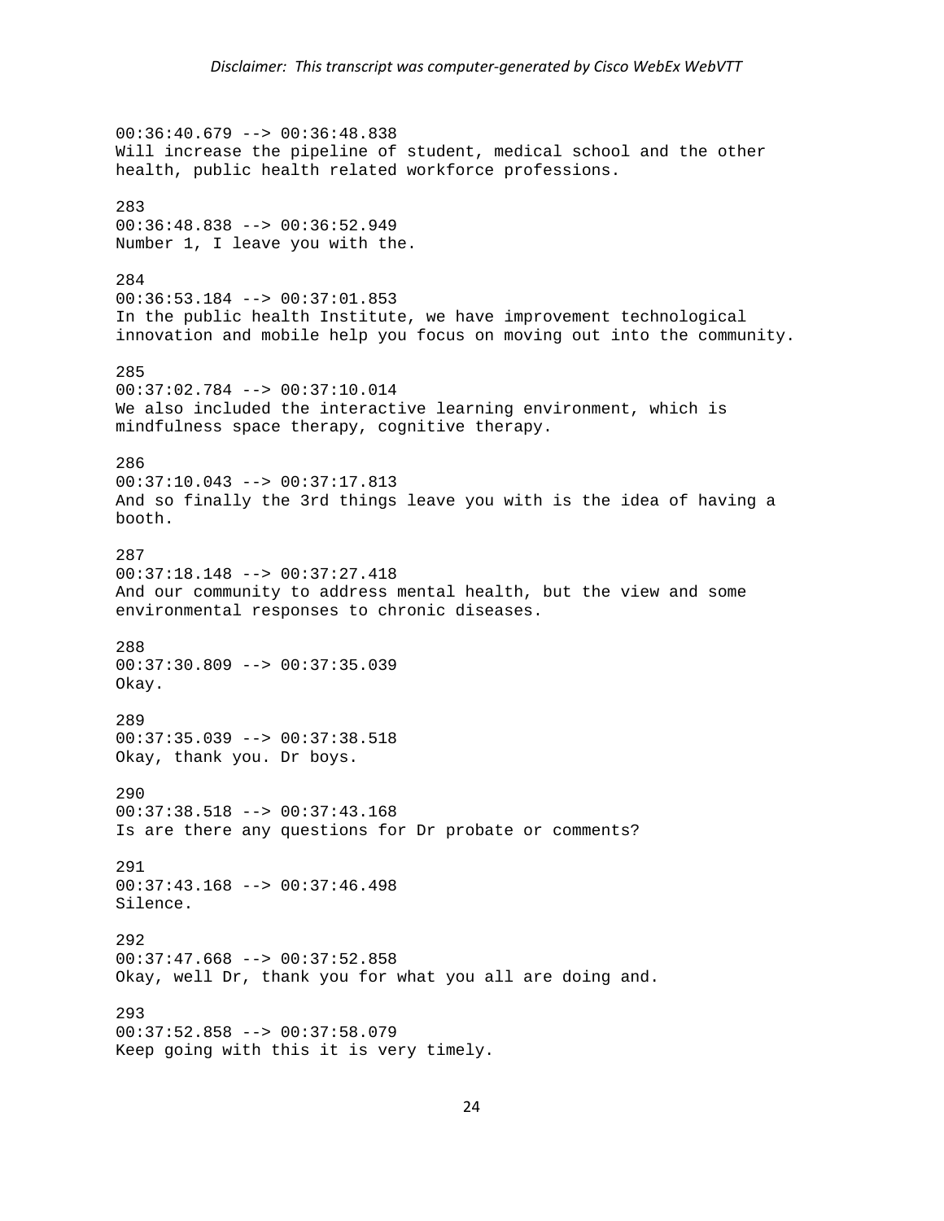00:36:40.679 --> 00:36:48.838
Will increase the pipeline of student, medical school and the other health, public health related workforce professions.

283
00:36:48.838 --> 00:36:52.949
Number 1, I leave you with the.

284
00:36:53.184 --> 00:37:01.853
In the public health Institute, we have improvement technological innovation and mobile help you focus on moving out into the community.

285
00:37:02.784 --> 00:37:10.014
We also included the interactive learning environment, which is mindfulness space therapy, cognitive therapy.

286
00:37:10.043 --> 00:37:17.813
And so finally the 3rd things leave you with is the idea of having a booth.

287
00:37:18.148 --> 00:37:27.418
And our community to address mental health, but the view and some environmental responses to chronic diseases.

288
00:37:30.809 --> 00:37:35.039
Okay.

289
00:37:35.039 --> 00:37:38.518
Okay, thank you. Dr boys.

290
00:37:38.518 --> 00:37:43.168
Is are there any questions for Dr probate or comments?

291
00:37:43.168 --> 00:37:46.498
Silence.

292
00:37:47.668 --> 00:37:52.858
Okay, well Dr, thank you for what you all are doing and.

293
00:37:52.858 --> 00:37:58.079
Keep going with this it is very timely.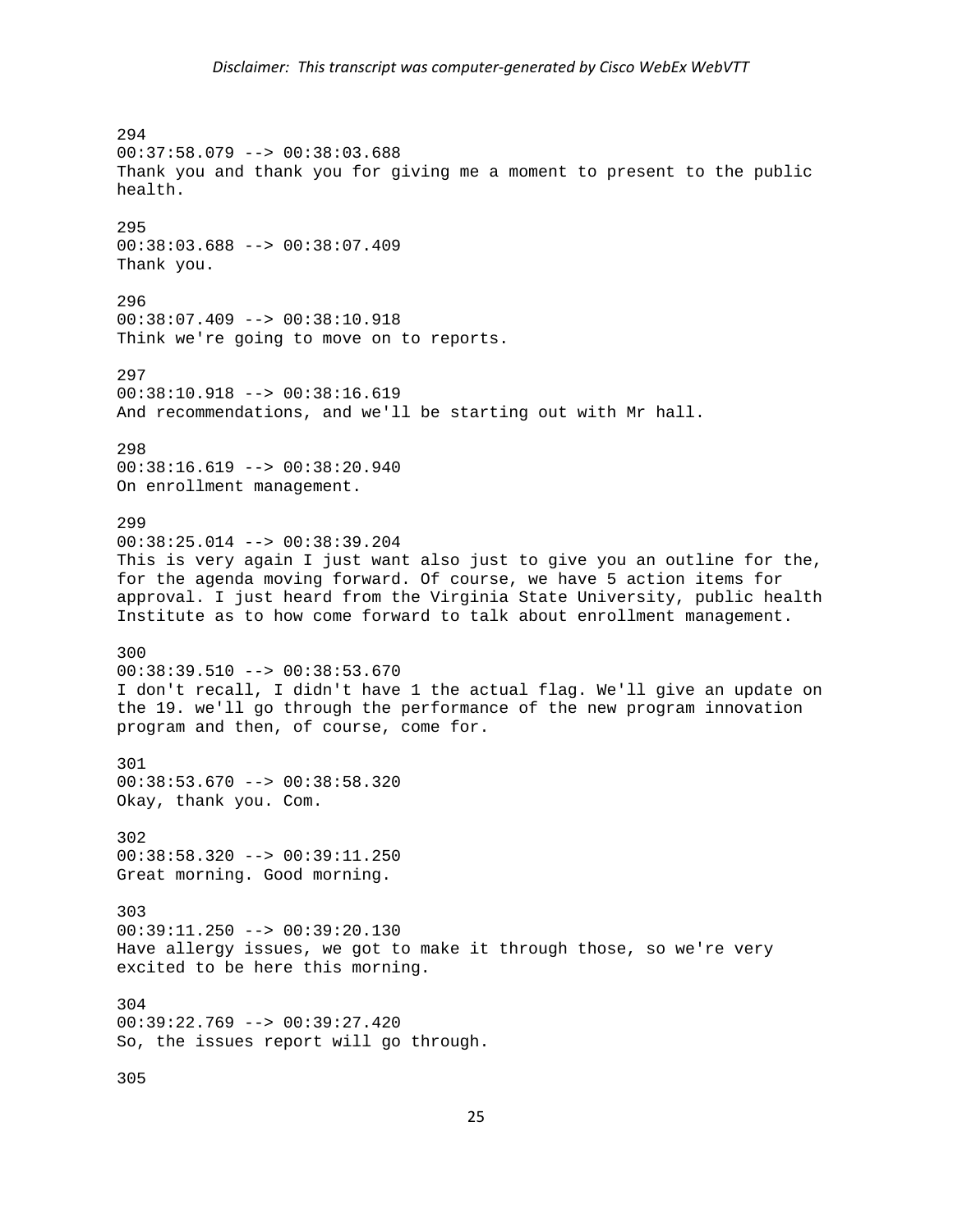294
00:37:58.079 --> 00:38:03.688
Thank you and thank you for giving me a moment to present to the public health.

295
00:38:03.688 --> 00:38:07.409
Thank you.

296
00:38:07.409 --> 00:38:10.918
Think we're going to move on to reports.

297
00:38:10.918 --> 00:38:16.619
And recommendations, and we'll be starting out with Mr hall.

298
00:38:16.619 --> 00:38:20.940
On enrollment management.

299
00:38:25.014 --> 00:38:39.204
This is very again I just want also just to give you an outline for the, for the agenda moving forward. Of course, we have 5 action items for approval. I just heard from the Virginia State University, public health Institute as to how come forward to talk about enrollment management.

300
00:38:39.510 --> 00:38:53.670
I don't recall, I didn't have 1 the actual flag. We'll give an update on the 19. we'll go through the performance of the new program innovation program and then, of course, come for.

301
00:38:53.670 --> 00:38:58.320
Okay, thank you. Com.

302
00:38:58.320 --> 00:39:11.250
Great morning. Good morning.

303
00:39:11.250 --> 00:39:20.130
Have allergy issues, we got to make it through those, so we're very excited to be here this morning.

304
00:39:22.769 --> 00:39:27.420
So, the issues report will go through.

305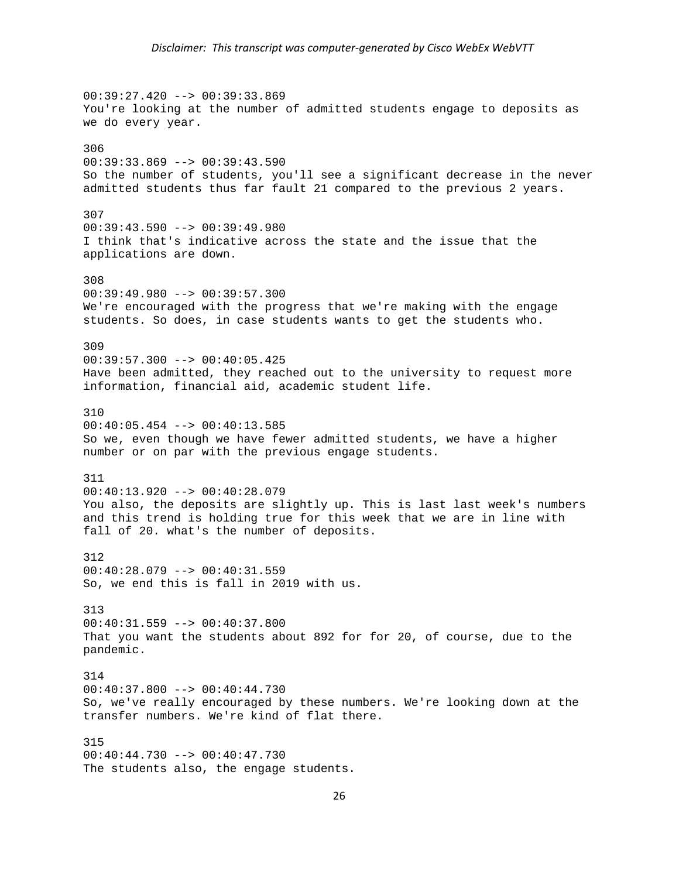00:39:27.420 --> 00:39:33.869
You're looking at the number of admitted students engage to deposits as we do every year.

306
00:39:33.869 --> 00:39:43.590
So the number of students, you'll see a significant decrease in the never admitted students thus far fault 21 compared to the previous 2 years.

307
00:39:43.590 --> 00:39:49.980
I think that's indicative across the state and the issue that the applications are down.

308
00:39:49.980 --> 00:39:57.300
We're encouraged with the progress that we're making with the engage students. So does, in case students wants to get the students who.

309
00:39:57.300 --> 00:40:05.425
Have been admitted, they reached out to the university to request more information, financial aid, academic student life.

310
00:40:05.454 --> 00:40:13.585
So we, even though we have fewer admitted students, we have a higher number or on par with the previous engage students.

311
00:40:13.920 --> 00:40:28.079
You also, the deposits are slightly up. This is last last week's numbers and this trend is holding true for this week that we are in line with fall of 20. what's the number of deposits.

312
00:40:28.079 --> 00:40:31.559
So, we end this is fall in 2019 with us.

313
00:40:31.559 --> 00:40:37.800
That you want the students about 892 for for 20, of course, due to the pandemic.

314
00:40:37.800 --> 00:40:44.730
So, we've really encouraged by these numbers. We're looking down at the transfer numbers. We're kind of flat there.

315
00:40:44.730 --> 00:40:47.730
The students also, the engage students.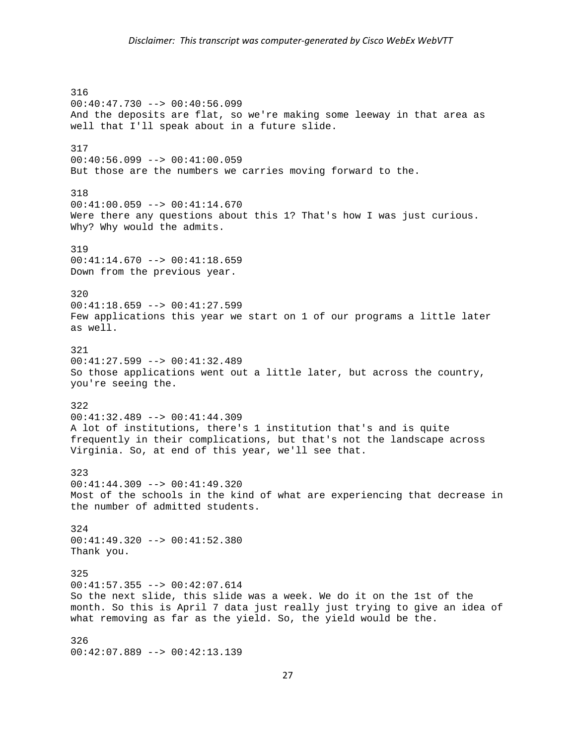316
00:40:47.730 --> 00:40:56.099
And the deposits are flat, so we're making some leeway in that area as well that I'll speak about in a future slide.

317
00:40:56.099 --> 00:41:00.059
But those are the numbers we carries moving forward to the.

318
00:41:00.059 --> 00:41:14.670
Were there any questions about this 1? That's how I was just curious. Why? Why would the admits.

319
00:41:14.670 --> 00:41:18.659
Down from the previous year.

320
00:41:18.659 --> 00:41:27.599
Few applications this year we start on 1 of our programs a little later as well.

321
00:41:27.599 --> 00:41:32.489
So those applications went out a little later, but across the country, you're seeing the.

322
00:41:32.489 --> 00:41:44.309
A lot of institutions, there's 1 institution that's and is quite frequently in their complications, but that's not the landscape across Virginia. So, at end of this year, we'll see that.

323
00:41:44.309 --> 00:41:49.320
Most of the schools in the kind of what are experiencing that decrease in the number of admitted students.

324
00:41:49.320 --> 00:41:52.380
Thank you.

325
00:41:57.355 --> 00:42:07.614
So the next slide, this slide was a week. We do it on the 1st of the month. So this is April 7 data just really just trying to give an idea of what removing as far as the yield. So, the yield would be the.

326
00:42:07.889 --> 00:42:13.139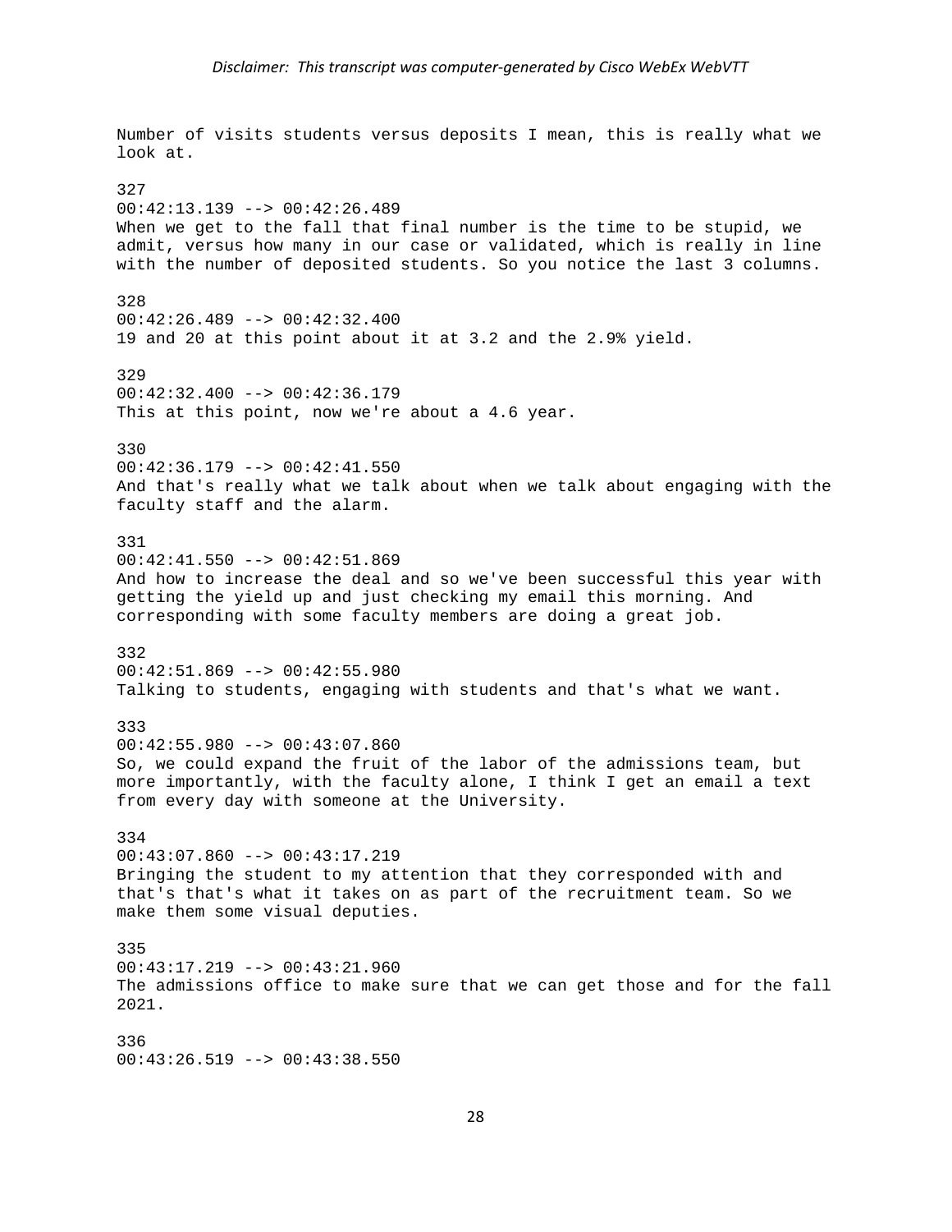Number of visits students versus deposits I mean, this is really what we look at.

327
00:42:13.139 --> 00:42:26.489
When we get to the fall that final number is the time to be stupid, we admit, versus how many in our case or validated, which is really in line with the number of deposited students. So you notice the last 3 columns.

328
00:42:26.489 --> 00:42:32.400
19 and 20 at this point about it at 3.2 and the 2.9% yield.

329
00:42:32.400 --> 00:42:36.179
This at this point, now we're about a 4.6 year.

330
00:42:36.179 --> 00:42:41.550
And that's really what we talk about when we talk about engaging with the faculty staff and the alarm.

331
00:42:41.550 --> 00:42:51.869
And how to increase the deal and so we've been successful this year with getting the yield up and just checking my email this morning. And corresponding with some faculty members are doing a great job.

332
00:42:51.869 --> 00:42:55.980
Talking to students, engaging with students and that's what we want.

333
00:42:55.980 --> 00:43:07.860
So, we could expand the fruit of the labor of the admissions team, but more importantly, with the faculty alone, I think I get an email a text from every day with someone at the University.

334
00:43:07.860 --> 00:43:17.219
Bringing the student to my attention that they corresponded with and that's that's what it takes on as part of the recruitment team. So we make them some visual deputies.

335
00:43:17.219 --> 00:43:21.960
The admissions office to make sure that we can get those and for the fall 2021.

336
00:43:26.519 --> 00:43:38.550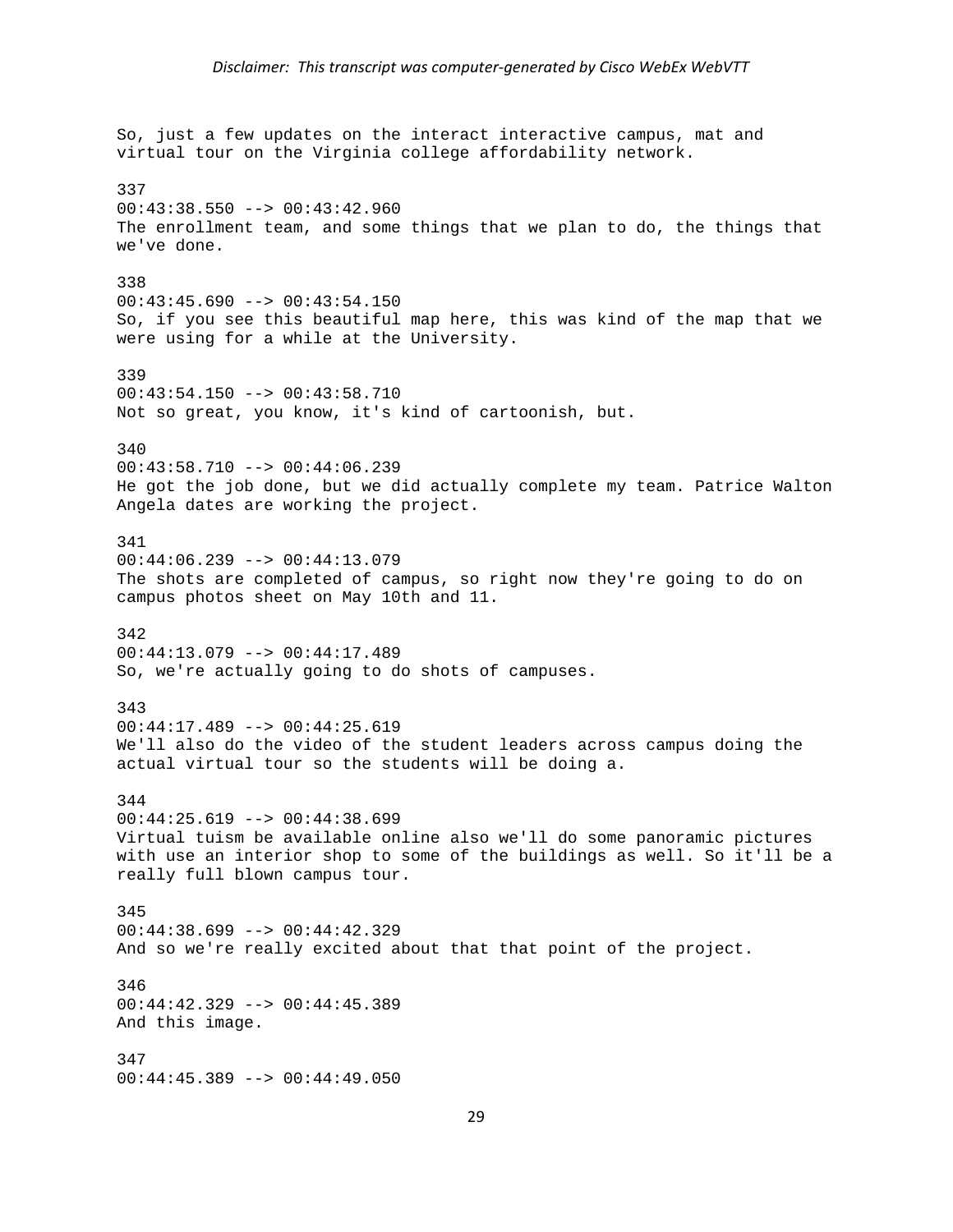*Disclaimer: This transcript was computer-generated by Cisco WebEx WebVTT*

So, just a few updates on the interact interactive campus, mat and virtual tour on the Virginia college affordability network.

337
00:43:38.550 --> 00:43:42.960
The enrollment team, and some things that we plan to do, the things that we've done.

338
00:43:45.690 --> 00:43:54.150
So, if you see this beautiful map here, this was kind of the map that we were using for a while at the University.

339
00:43:54.150 --> 00:43:58.710
Not so great, you know, it's kind of cartoonish, but.

340
00:43:58.710 --> 00:44:06.239
He got the job done, but we did actually complete my team. Patrice Walton Angela dates are working the project.

341
00:44:06.239 --> 00:44:13.079
The shots are completed of campus, so right now they're going to do on campus photos sheet on May 10th and 11.

342
00:44:13.079 --> 00:44:17.489
So, we're actually going to do shots of campuses.

343
00:44:17.489 --> 00:44:25.619
We'll also do the video of the student leaders across campus doing the actual virtual tour so the students will be doing a.

344
00:44:25.619 --> 00:44:38.699
Virtual tuism be available online also we'll do some panoramic pictures with use an interior shop to some of the buildings as well. So it'll be a really full blown campus tour.

345
00:44:38.699 --> 00:44:42.329
And so we're really excited about that that point of the project.

346
00:44:42.329 --> 00:44:45.389
And this image.

347
00:44:45.389 --> 00:44:49.050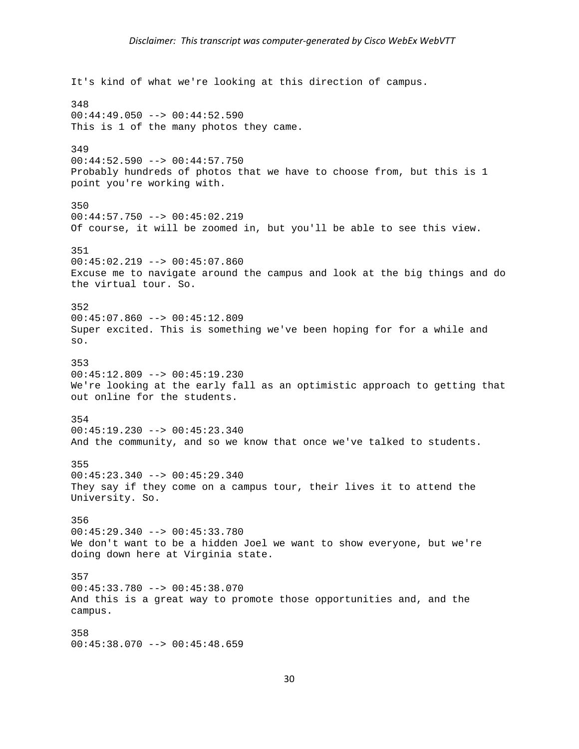It's kind of what we're looking at this direction of campus.

348
00:44:49.050 --> 00:44:52.590
This is 1 of the many photos they came.

349
00:44:52.590 --> 00:44:57.750
Probably hundreds of photos that we have to choose from, but this is 1 point you're working with.

350
00:44:57.750 --> 00:45:02.219
Of course, it will be zoomed in, but you'll be able to see this view.

351
00:45:02.219 --> 00:45:07.860
Excuse me to navigate around the campus and look at the big things and do the virtual tour. So.

352
00:45:07.860 --> 00:45:12.809
Super excited. This is something we've been hoping for for a while and so.

353
00:45:12.809 --> 00:45:19.230
We're looking at the early fall as an optimistic approach to getting that out online for the students.

354
00:45:19.230 --> 00:45:23.340
And the community, and so we know that once we've talked to students.

355
00:45:23.340 --> 00:45:29.340
They say if they come on a campus tour, their lives it to attend the University. So.

356
00:45:29.340 --> 00:45:33.780
We don't want to be a hidden Joel we want to show everyone, but we're doing down here at Virginia state.

357
00:45:33.780 --> 00:45:38.070
And this is a great way to promote those opportunities and, and the campus.

358
00:45:38.070 --> 00:45:48.659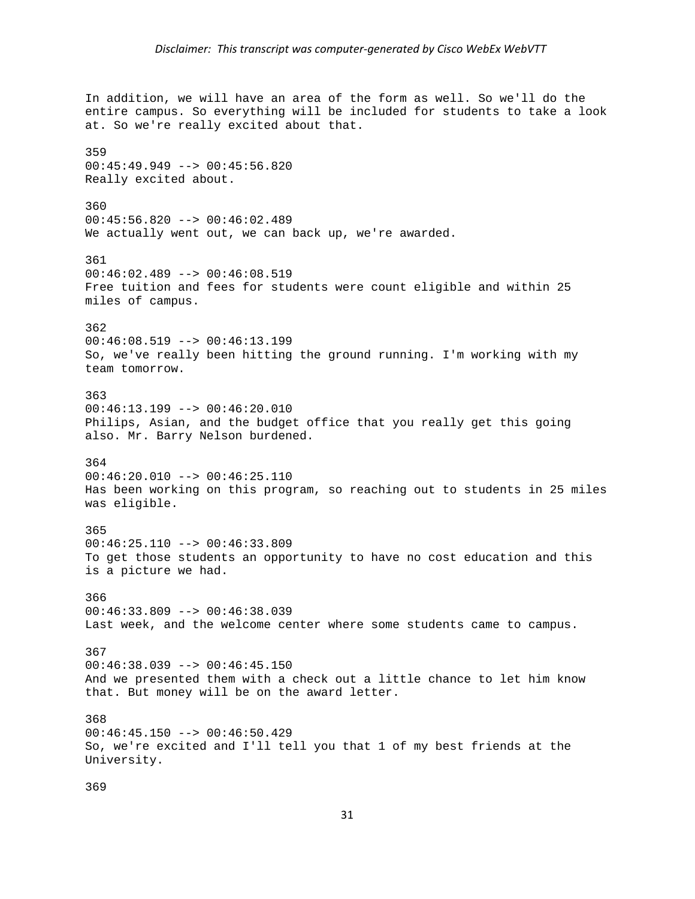In addition, we will have an area of the form as well. So we'll do the entire campus. So everything will be included for students to take a look at. So we're really excited about that.

359
00:45:49.949 --> 00:45:56.820
Really excited about.

360
00:45:56.820 --> 00:46:02.489
We actually went out, we can back up, we're awarded.

361
00:46:02.489 --> 00:46:08.519
Free tuition and fees for students were count eligible and within 25 miles of campus.

362
00:46:08.519 --> 00:46:13.199
So, we've really been hitting the ground running. I'm working with my team tomorrow.

363
00:46:13.199 --> 00:46:20.010
Philips, Asian, and the budget office that you really get this going also. Mr. Barry Nelson burdened.

364
00:46:20.010 --> 00:46:25.110
Has been working on this program, so reaching out to students in 25 miles was eligible.

365
00:46:25.110 --> 00:46:33.809
To get those students an opportunity to have no cost education and this is a picture we had.

366
00:46:33.809 --> 00:46:38.039
Last week, and the welcome center where some students came to campus.

367
00:46:38.039 --> 00:46:45.150
And we presented them with a check out a little chance to let him know that. But money will be on the award letter.

368
00:46:45.150 --> 00:46:50.429
So, we're excited and I'll tell you that 1 of my best friends at the University.

369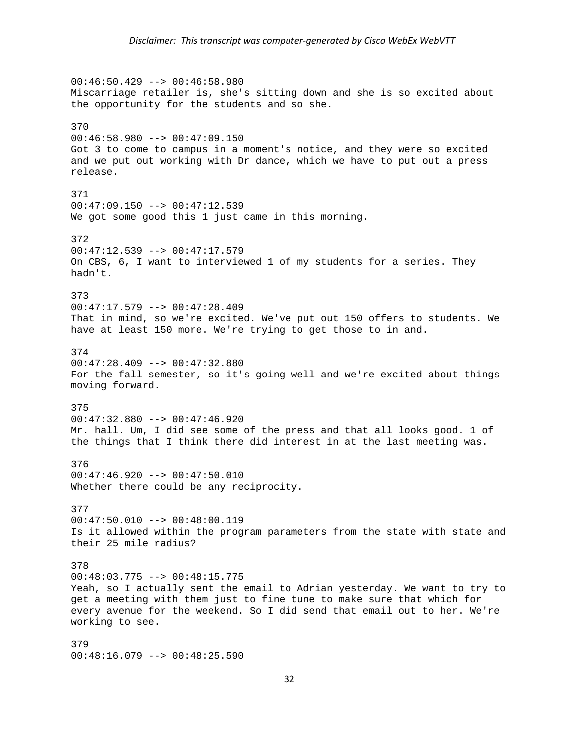*Disclaimer: This transcript was computer-generated by Cisco WebEx WebVTT*

00:46:50.429 --> 00:46:58.980
Miscarriage retailer is, she's sitting down and she is so excited about the opportunity for the students and so she.

370
00:46:58.980 --> 00:47:09.150
Got 3 to come to campus in a moment's notice, and they were so excited and we put out working with Dr dance, which we have to put out a press release.

371
00:47:09.150 --> 00:47:12.539
We got some good this 1 just came in this morning.

372
00:47:12.539 --> 00:47:17.579
On CBS, 6, I want to interviewed 1 of my students for a series. They hadn't.

373
00:47:17.579 --> 00:47:28.409
That in mind, so we're excited. We've put out 150 offers to students. We have at least 150 more. We're trying to get those to in and.

374
00:47:28.409 --> 00:47:32.880
For the fall semester, so it's going well and we're excited about things moving forward.

375
00:47:32.880 --> 00:47:46.920
Mr. hall. Um, I did see some of the press and that all looks good. 1 of the things that I think there did interest in at the last meeting was.

376
00:47:46.920 --> 00:47:50.010
Whether there could be any reciprocity.

377
00:47:50.010 --> 00:48:00.119
Is it allowed within the program parameters from the state with state and their 25 mile radius?

378
00:48:03.775 --> 00:48:15.775
Yeah, so I actually sent the email to Adrian yesterday. We want to try to get a meeting with them just to fine tune to make sure that which for every avenue for the weekend. So I did send that email out to her. We're working to see.

379
00:48:16.079 --> 00:48:25.590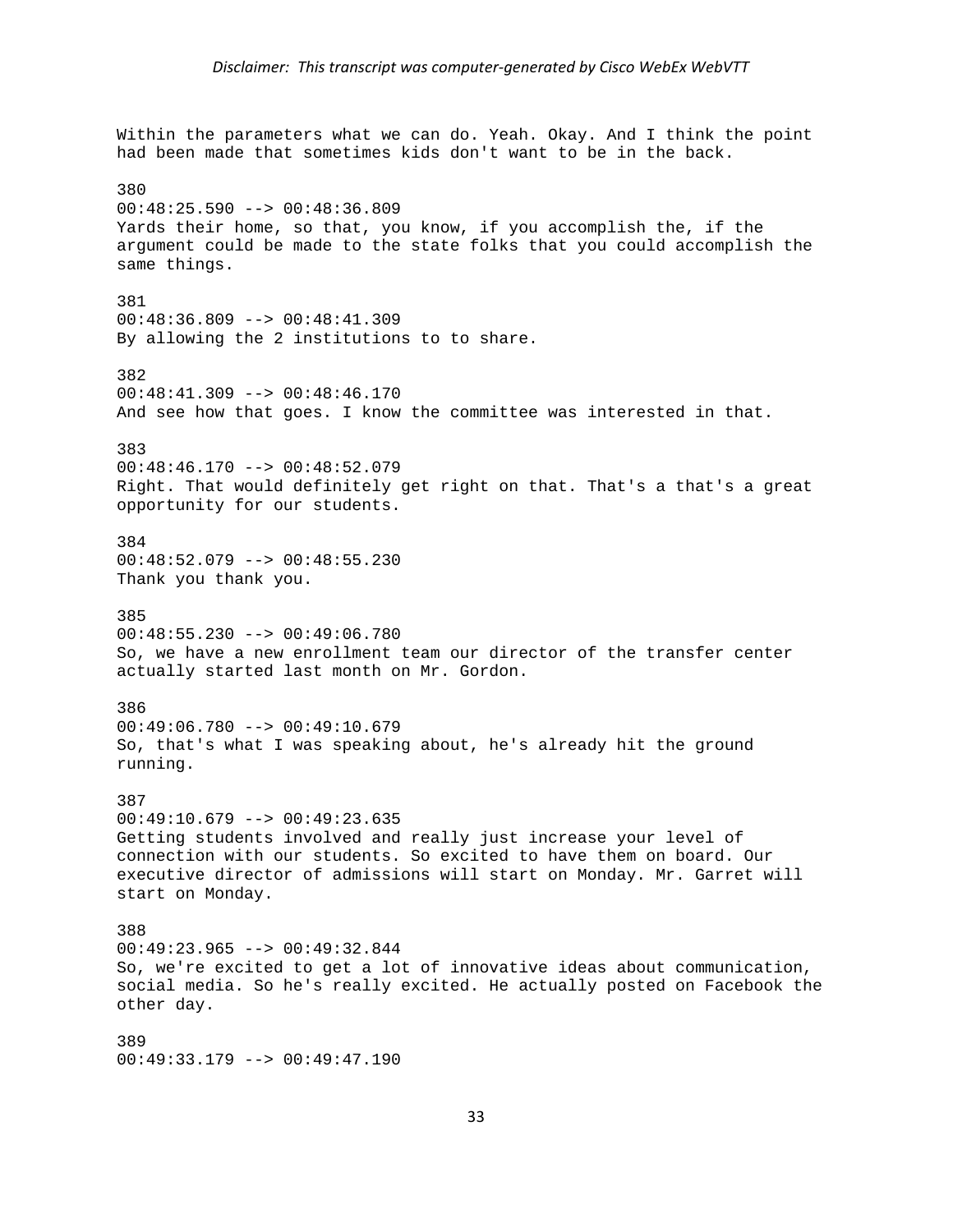Within the parameters what we can do. Yeah. Okay. And I think the point had been made that sometimes kids don't want to be in the back.

380
00:48:25.590 --> 00:48:36.809
Yards their home, so that, you know, if you accomplish the, if the argument could be made to the state folks that you could accomplish the same things.

381
00:48:36.809 --> 00:48:41.309
By allowing the 2 institutions to to share.

382
00:48:41.309 --> 00:48:46.170
And see how that goes. I know the committee was interested in that.

383
00:48:46.170 --> 00:48:52.079
Right. That would definitely get right on that. That's a that's a great opportunity for our students.

384
00:48:52.079 --> 00:48:55.230
Thank you thank you.

385
00:48:55.230 --> 00:49:06.780
So, we have a new enrollment team our director of the transfer center actually started last month on Mr. Gordon.

386
00:49:06.780 --> 00:49:10.679
So, that's what I was speaking about, he's already hit the ground running.

387
00:49:10.679 --> 00:49:23.635
Getting students involved and really just increase your level of connection with our students. So excited to have them on board. Our executive director of admissions will start on Monday. Mr. Garret will start on Monday.

388
00:49:23.965 --> 00:49:32.844
So, we're excited to get a lot of innovative ideas about communication, social media. So he's really excited. He actually posted on Facebook the other day.

389
00:49:33.179 --> 00:49:47.190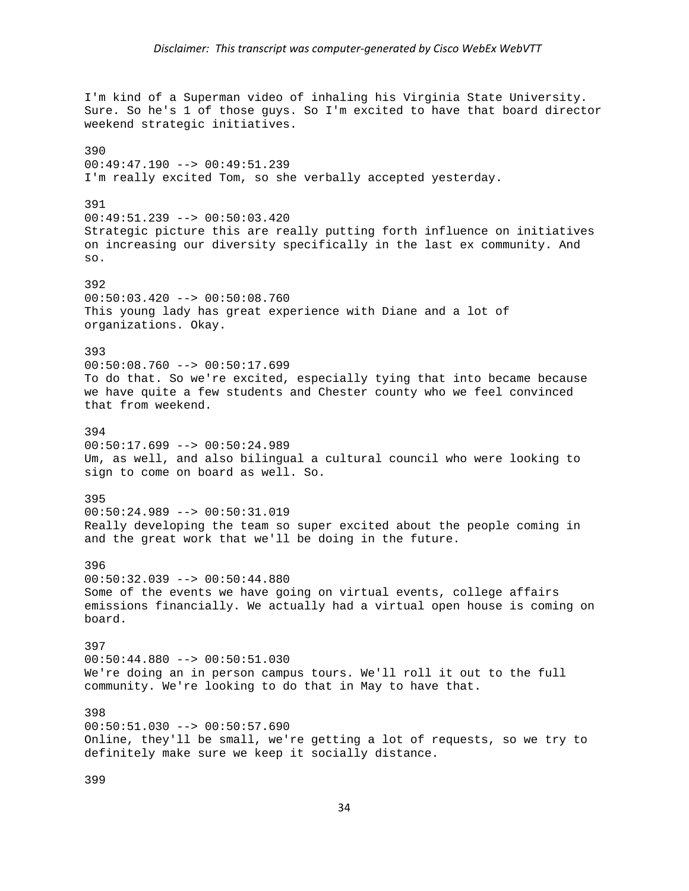I'm kind of a Superman video of inhaling his Virginia State University. Sure. So he's 1 of those guys. So I'm excited to have that board director weekend strategic initiatives.

390
00:49:47.190 --> 00:49:51.239
I'm really excited Tom, so she verbally accepted yesterday.

391
00:49:51.239 --> 00:50:03.420
Strategic picture this are really putting forth influence on initiatives on increasing our diversity specifically in the last ex community. And so.

392
00:50:03.420 --> 00:50:08.760
This young lady has great experience with Diane and a lot of organizations. Okay.

393
00:50:08.760 --> 00:50:17.699
To do that. So we're excited, especially tying that into became because we have quite a few students and Chester county who we feel convinced that from weekend.

394
00:50:17.699 --> 00:50:24.989
Um, as well, and also bilingual a cultural council who were looking to sign to come on board as well. So.

395
00:50:24.989 --> 00:50:31.019
Really developing the team so super excited about the people coming in and the great work that we'll be doing in the future.

396
00:50:32.039 --> 00:50:44.880
Some of the events we have going on virtual events, college affairs emissions financially. We actually had a virtual open house is coming on board.

397
00:50:44.880 --> 00:50:51.030
We're doing an in person campus tours. We'll roll it out to the full community. We're looking to do that in May to have that.

398
00:50:51.030 --> 00:50:57.690
Online, they'll be small, we're getting a lot of requests, so we try to definitely make sure we keep it socially distance.

399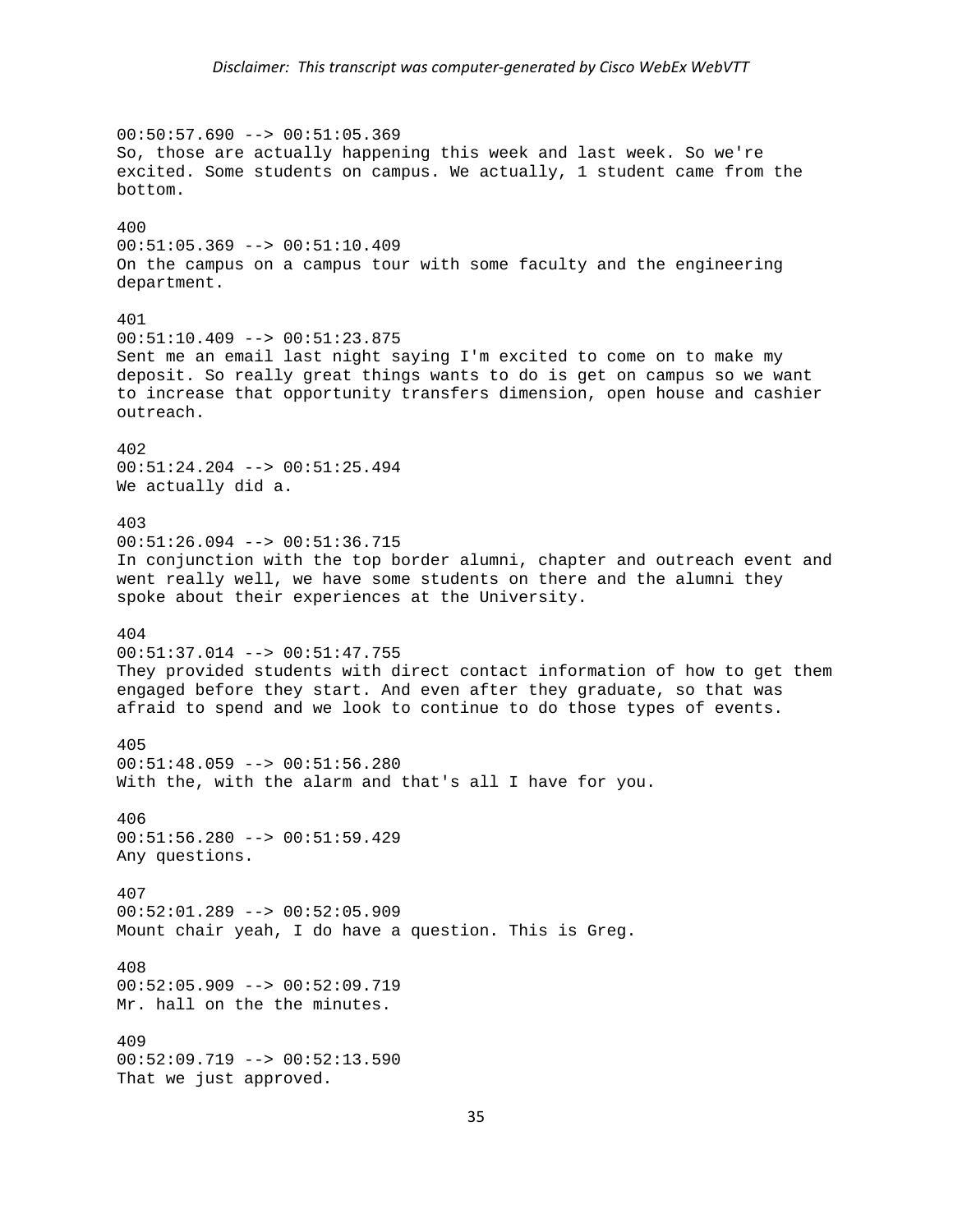*Disclaimer: This transcript was computer-generated by Cisco WebEx WebVTT*

00:50:57.690 --> 00:51:05.369
So, those are actually happening this week and last week. So we're excited. Some students on campus. We actually, 1 student came from the bottom.

400
00:51:05.369 --> 00:51:10.409
On the campus on a campus tour with some faculty and the engineering department.

401
00:51:10.409 --> 00:51:23.875
Sent me an email last night saying I'm excited to come on to make my deposit. So really great things wants to do is get on campus so we want to increase that opportunity transfers dimension, open house and cashier outreach.

402
00:51:24.204 --> 00:51:25.494
We actually did a.

403
00:51:26.094 --> 00:51:36.715
In conjunction with the top border alumni, chapter and outreach event and went really well, we have some students on there and the alumni they spoke about their experiences at the University.

404
00:51:37.014 --> 00:51:47.755
They provided students with direct contact information of how to get them engaged before they start. And even after they graduate, so that was afraid to spend and we look to continue to do those types of events.

405
00:51:48.059 --> 00:51:56.280
With the, with the alarm and that's all I have for you.

406
00:51:56.280 --> 00:51:59.429
Any questions.

407
00:52:01.289 --> 00:52:05.909
Mount chair yeah, I do have a question. This is Greg.

408
00:52:05.909 --> 00:52:09.719
Mr. hall on the the minutes.

409
00:52:09.719 --> 00:52:13.590
That we just approved.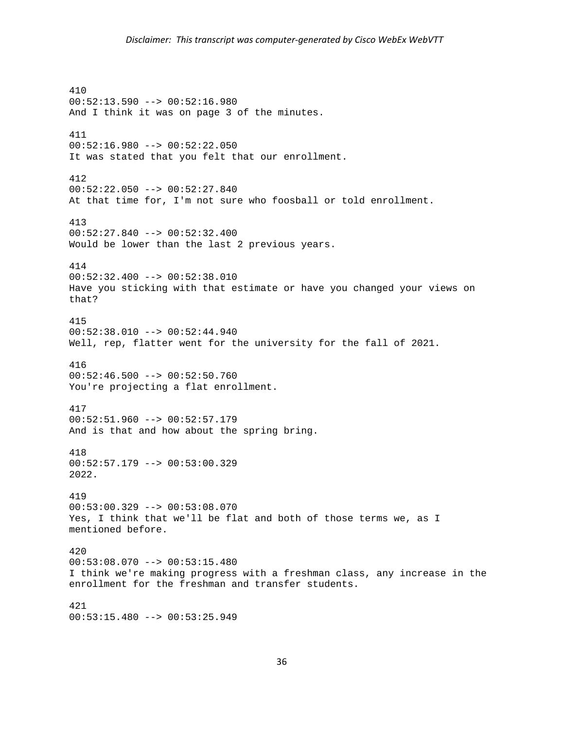410
00:52:13.590 --> 00:52:16.980
And I think it was on page 3 of the minutes.

411
00:52:16.980 --> 00:52:22.050
It was stated that you felt that our enrollment.

412
00:52:22.050 --> 00:52:27.840
At that time for, I'm not sure who foosball or told enrollment.

413
00:52:27.840 --> 00:52:32.400
Would be lower than the last 2 previous years.

414
00:52:32.400 --> 00:52:38.010
Have you sticking with that estimate or have you changed your views on that?

415
00:52:38.010 --> 00:52:44.940
Well, rep, flatter went for the university for the fall of 2021.

416
00:52:46.500 --> 00:52:50.760
You're projecting a flat enrollment.

417
00:52:51.960 --> 00:52:57.179
And is that and how about the spring bring.

418
00:52:57.179 --> 00:53:00.329
2022.

419
00:53:00.329 --> 00:53:08.070
Yes, I think that we'll be flat and both of those terms we, as I mentioned before.

420
00:53:08.070 --> 00:53:15.480
I think we're making progress with a freshman class, any increase in the enrollment for the freshman and transfer students.

421
00:53:15.480 --> 00:53:25.949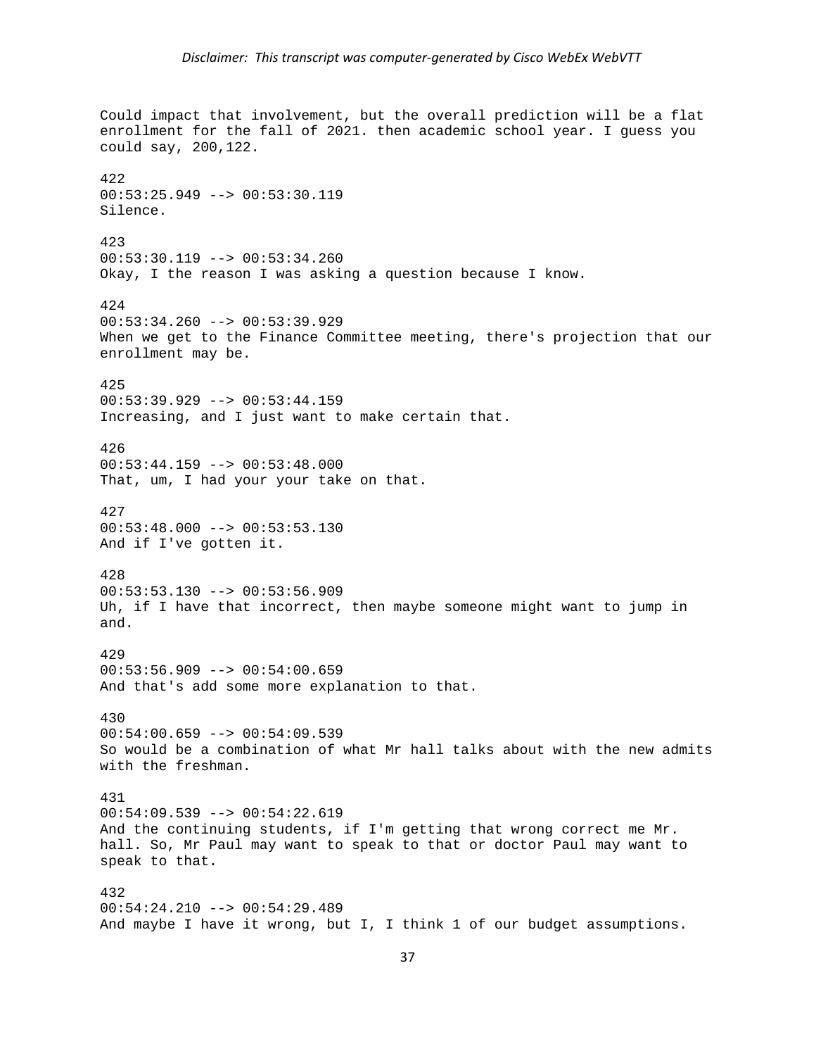Could impact that involvement, but the overall prediction will be a flat enrollment for the fall of 2021. then academic school year. I guess you could say, 200,122.

422
00:53:25.949 --> 00:53:30.119
Silence.

423
00:53:30.119 --> 00:53:34.260
Okay, I the reason I was asking a question because I know.

424
00:53:34.260 --> 00:53:39.929
When we get to the Finance Committee meeting, there's projection that our enrollment may be.

425
00:53:39.929 --> 00:53:44.159
Increasing, and I just want to make certain that.

426
00:53:44.159 --> 00:53:48.000
That, um, I had your your take on that.

427
00:53:48.000 --> 00:53:53.130
And if I've gotten it.

428
00:53:53.130 --> 00:53:56.909
Uh, if I have that incorrect, then maybe someone might want to jump in and.

429
00:53:56.909 --> 00:54:00.659
And that's add some more explanation to that.

430
00:54:00.659 --> 00:54:09.539
So would be a combination of what Mr hall talks about with the new admits with the freshman.

431
00:54:09.539 --> 00:54:22.619
And the continuing students, if I'm getting that wrong correct me Mr. hall. So, Mr Paul may want to speak to that or doctor Paul may want to speak to that.

432
00:54:24.210 --> 00:54:29.489
And maybe I have it wrong, but I, I think 1 of our budget assumptions.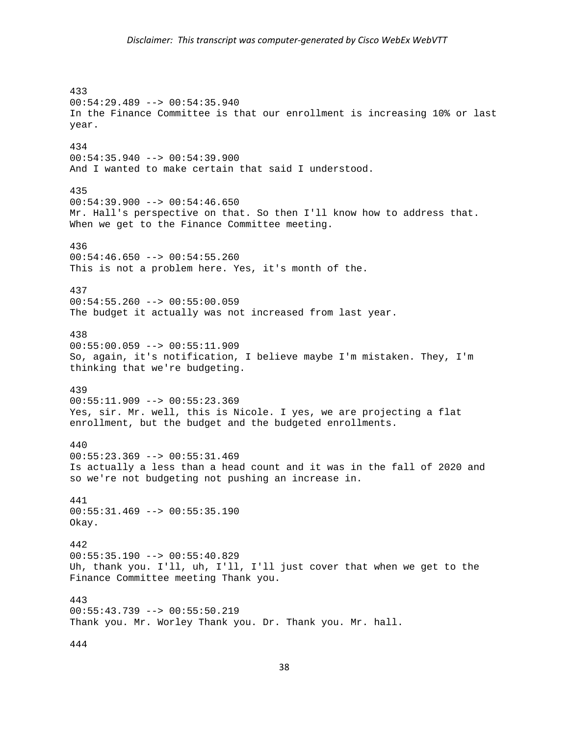433
00:54:29.489 --> 00:54:35.940
In the Finance Committee is that our enrollment is increasing 10% or last year.

434
00:54:35.940 --> 00:54:39.900
And I wanted to make certain that said I understood.

435
00:54:39.900 --> 00:54:46.650
Mr. Hall's perspective on that. So then I'll know how to address that. When we get to the Finance Committee meeting.

436
00:54:46.650 --> 00:54:55.260
This is not a problem here. Yes, it's month of the.

437
00:54:55.260 --> 00:55:00.059
The budget it actually was not increased from last year.

438
00:55:00.059 --> 00:55:11.909
So, again, it's notification, I believe maybe I'm mistaken. They, I'm thinking that we're budgeting.

439
00:55:11.909 --> 00:55:23.369
Yes, sir. Mr. well, this is Nicole. I yes, we are projecting a flat enrollment, but the budget and the budgeted enrollments.

440
00:55:23.369 --> 00:55:31.469
Is actually a less than a head count and it was in the fall of 2020 and so we're not budgeting not pushing an increase in.

441
00:55:31.469 --> 00:55:35.190
Okay.

442
00:55:35.190 --> 00:55:40.829
Uh, thank you. I'll, uh, I'll, I'll just cover that when we get to the Finance Committee meeting Thank you.

443
00:55:43.739 --> 00:55:50.219
Thank you. Mr. Worley Thank you. Dr. Thank you. Mr. hall.

444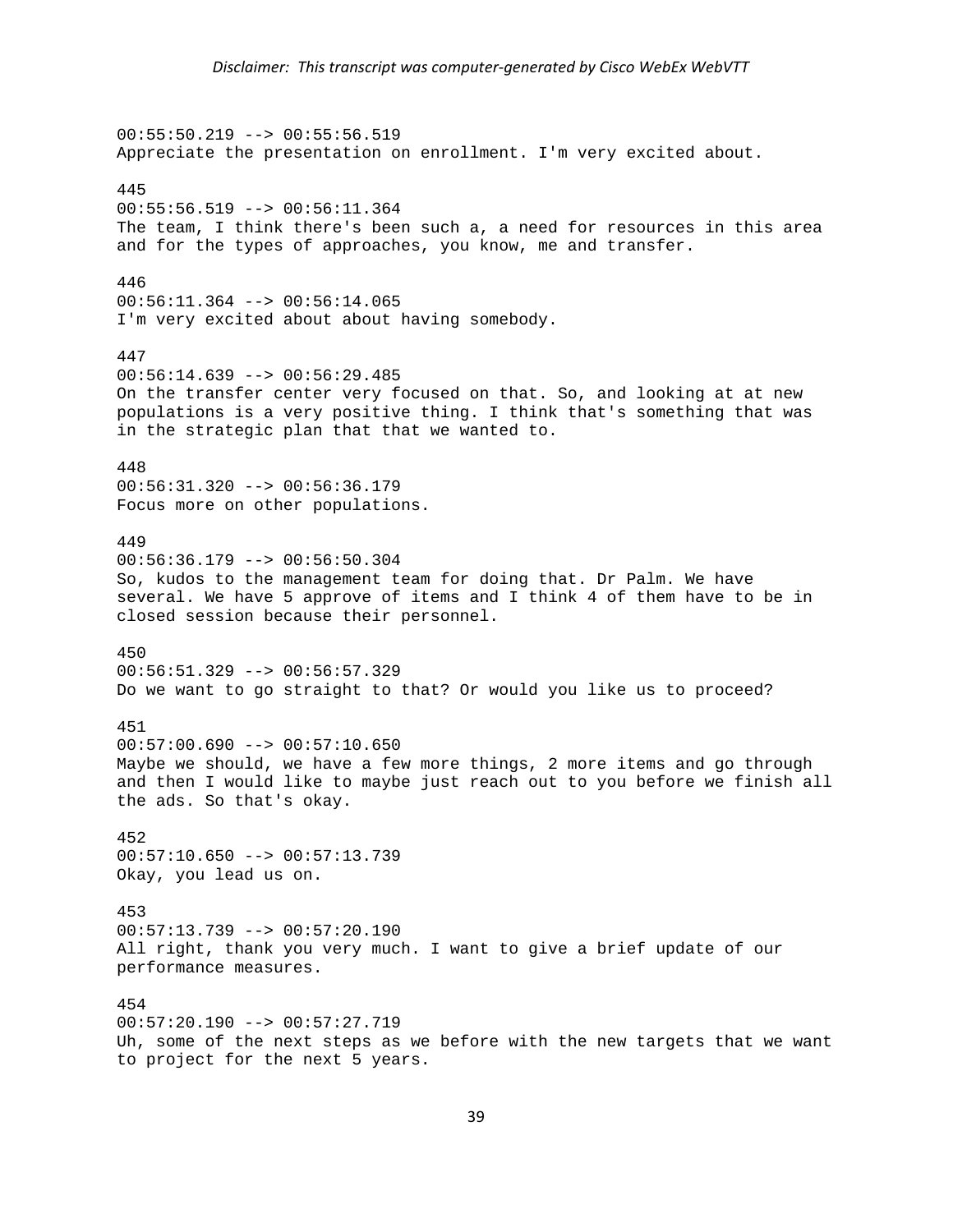00:55:50.219 --> 00:55:56.519
Appreciate the presentation on enrollment. I'm very excited about.

445
00:55:56.519 --> 00:56:11.364
The team, I think there's been such a, a need for resources in this area and for the types of approaches, you know, me and transfer.

446
00:56:11.364 --> 00:56:14.065
I'm very excited about about having somebody.

447
00:56:14.639 --> 00:56:29.485
On the transfer center very focused on that. So, and looking at at new populations is a very positive thing. I think that's something that was in the strategic plan that that we wanted to.

448
00:56:31.320 --> 00:56:36.179
Focus more on other populations.

449
00:56:36.179 --> 00:56:50.304
So, kudos to the management team for doing that. Dr Palm. We have several. We have 5 approve of items and I think 4 of them have to be in closed session because their personnel.

450
00:56:51.329 --> 00:56:57.329
Do we want to go straight to that? Or would you like us to proceed?

451
00:57:00.690 --> 00:57:10.650
Maybe we should, we have a few more things, 2 more items and go through and then I would like to maybe just reach out to you before we finish all the ads. So that's okay.

452
00:57:10.650 --> 00:57:13.739
Okay, you lead us on.

453
00:57:13.739 --> 00:57:20.190
All right, thank you very much. I want to give a brief update of our performance measures.

454
00:57:20.190 --> 00:57:27.719
Uh, some of the next steps as we before with the new targets that we want to project for the next 5 years.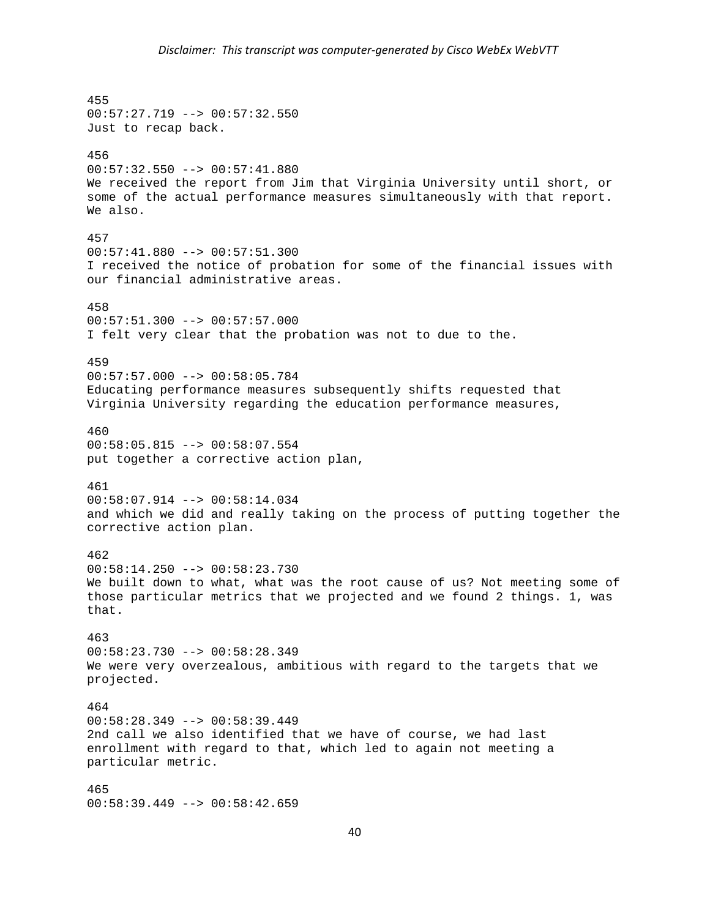455
00:57:27.719 --> 00:57:32.550
Just to recap back.

456
00:57:32.550 --> 00:57:41.880
We received the report from Jim that Virginia University until short, or some of the actual performance measures simultaneously with that report. We also.

457
00:57:41.880 --> 00:57:51.300
I received the notice of probation for some of the financial issues with our financial administrative areas.

458
00:57:51.300 --> 00:57:57.000
I felt very clear that the probation was not to due to the.

459
00:57:57.000 --> 00:58:05.784
Educating performance measures subsequently shifts requested that Virginia University regarding the education performance measures,

460
00:58:05.815 --> 00:58:07.554
put together a corrective action plan,

461
00:58:07.914 --> 00:58:14.034
and which we did and really taking on the process of putting together the corrective action plan.

462
00:58:14.250 --> 00:58:23.730
We built down to what, what was the root cause of us? Not meeting some of those particular metrics that we projected and we found 2 things. 1, was that.

463
00:58:23.730 --> 00:58:28.349
We were very overzealous, ambitious with regard to the targets that we projected.

464
00:58:28.349 --> 00:58:39.449
2nd call we also identified that we have of course, we had last enrollment with regard to that, which led to again not meeting a particular metric.

465
00:58:39.449 --> 00:58:42.659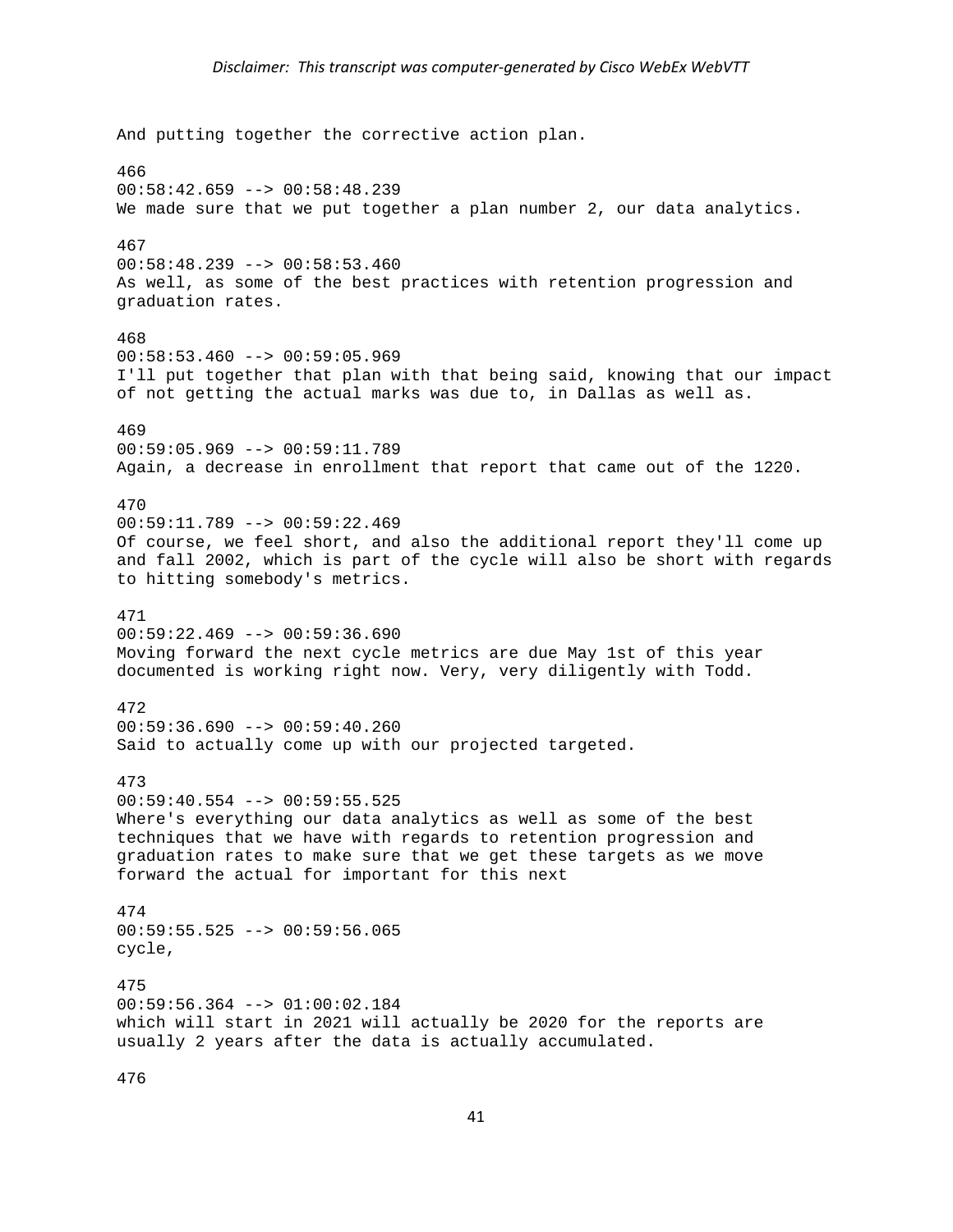And putting together the corrective action plan.

466
00:58:42.659 --> 00:58:48.239
We made sure that we put together a plan number 2, our data analytics.

467
00:58:48.239 --> 00:58:53.460
As well, as some of the best practices with retention progression and graduation rates.

468
00:58:53.460 --> 00:59:05.969
I'll put together that plan with that being said, knowing that our impact of not getting the actual marks was due to, in Dallas as well as.

469
00:59:05.969 --> 00:59:11.789
Again, a decrease in enrollment that report that came out of the 1220.

470
00:59:11.789 --> 00:59:22.469
Of course, we feel short, and also the additional report they'll come up and fall 2002, which is part of the cycle will also be short with regards to hitting somebody's metrics.

471
00:59:22.469 --> 00:59:36.690
Moving forward the next cycle metrics are due May 1st of this year documented is working right now. Very, very diligently with Todd.

472
00:59:36.690 --> 00:59:40.260
Said to actually come up with our projected targeted.

473
00:59:40.554 --> 00:59:55.525
Where's everything our data analytics as well as some of the best techniques that we have with regards to retention progression and graduation rates to make sure that we get these targets as we move forward the actual for important for this next

474
00:59:55.525 --> 00:59:56.065
cycle,

475
00:59:56.364 --> 01:00:02.184
which will start in 2021 will actually be 2020 for the reports are usually 2 years after the data is actually accumulated.

476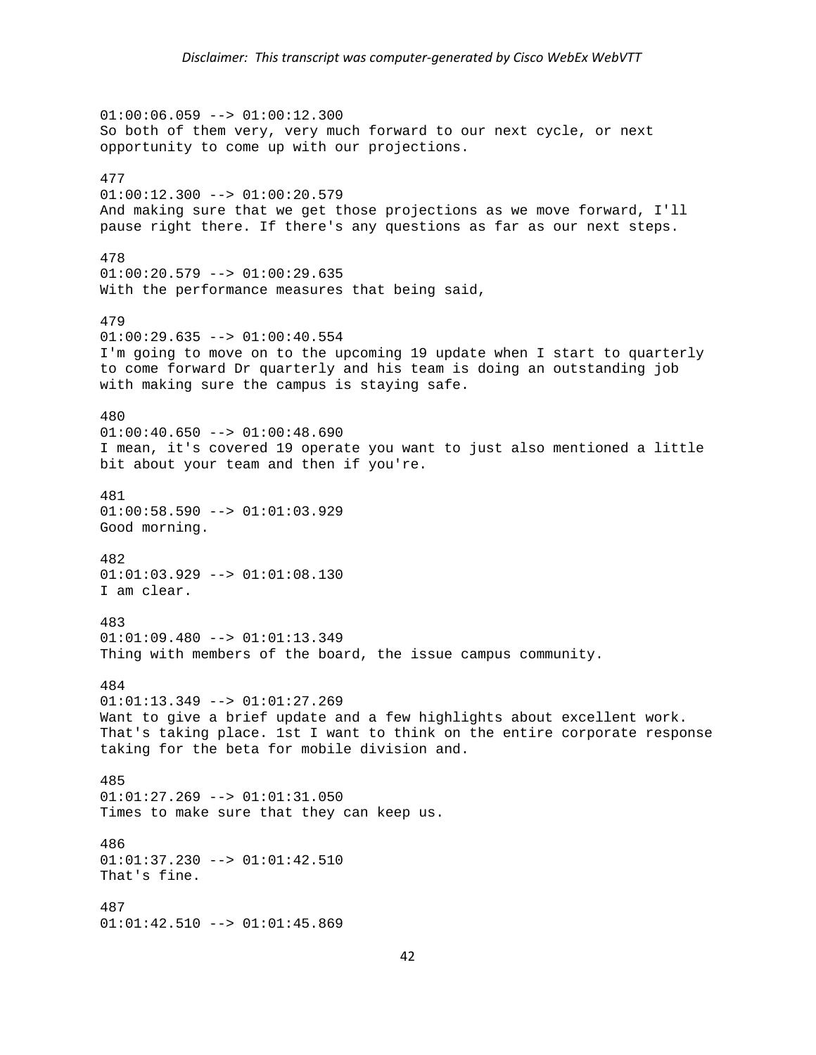01:00:06.059 --> 01:00:12.300
So both of them very, very much forward to our next cycle, or next opportunity to come up with our projections.

477
01:00:12.300 --> 01:00:20.579
And making sure that we get those projections as we move forward, I'll pause right there. If there's any questions as far as our next steps.

478
01:00:20.579 --> 01:00:29.635
With the performance measures that being said,

479
01:00:29.635 --> 01:00:40.554
I'm going to move on to the upcoming 19 update when I start to quarterly to come forward Dr quarterly and his team is doing an outstanding job with making sure the campus is staying safe.

480
01:00:40.650 --> 01:00:48.690
I mean, it's covered 19 operate you want to just also mentioned a little bit about your team and then if you're.

481
01:00:58.590 --> 01:01:03.929
Good morning.

482
01:01:03.929 --> 01:01:08.130
I am clear.

483
01:01:09.480 --> 01:01:13.349
Thing with members of the board, the issue campus community.

484
01:01:13.349 --> 01:01:27.269
Want to give a brief update and a few highlights about excellent work. That's taking place. 1st I want to think on the entire corporate response taking for the beta for mobile division and.

485
01:01:27.269 --> 01:01:31.050
Times to make sure that they can keep us.

486
01:01:37.230 --> 01:01:42.510
That's fine.

487
01:01:42.510 --> 01:01:45.869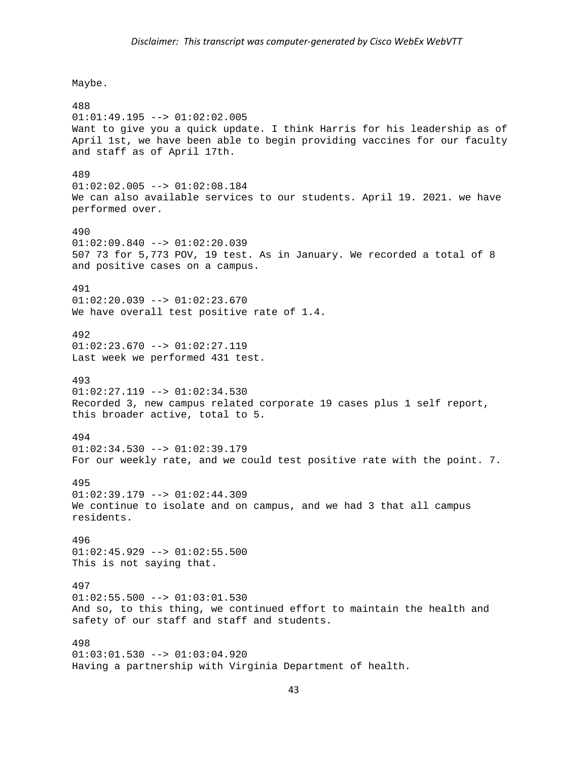Maybe.

488
01:01:49.195 --> 01:02:02.005
Want to give you a quick update. I think Harris for his leadership as of April 1st, we have been able to begin providing vaccines for our faculty and staff as of April 17th.

489
01:02:02.005 --> 01:02:08.184
We can also available services to our students. April 19. 2021. we have performed over.

490
01:02:09.840 --> 01:02:20.039
507 73 for 5,773 POV, 19 test. As in January. We recorded a total of 8 and positive cases on a campus.

491
01:02:20.039 --> 01:02:23.670
We have overall test positive rate of 1.4.

492
01:02:23.670 --> 01:02:27.119
Last week we performed 431 test.

493
01:02:27.119 --> 01:02:34.530
Recorded 3, new campus related corporate 19 cases plus 1 self report, this broader active, total to 5.

494
01:02:34.530 --> 01:02:39.179
For our weekly rate, and we could test positive rate with the point. 7.

495
01:02:39.179 --> 01:02:44.309
We continue to isolate and on campus, and we had 3 that all campus residents.

496
01:02:45.929 --> 01:02:55.500
This is not saying that.

497
01:02:55.500 --> 01:03:01.530
And so, to this thing, we continued effort to maintain the health and safety of our staff and staff and students.

498
01:03:01.530 --> 01:03:04.920
Having a partnership with Virginia Department of health.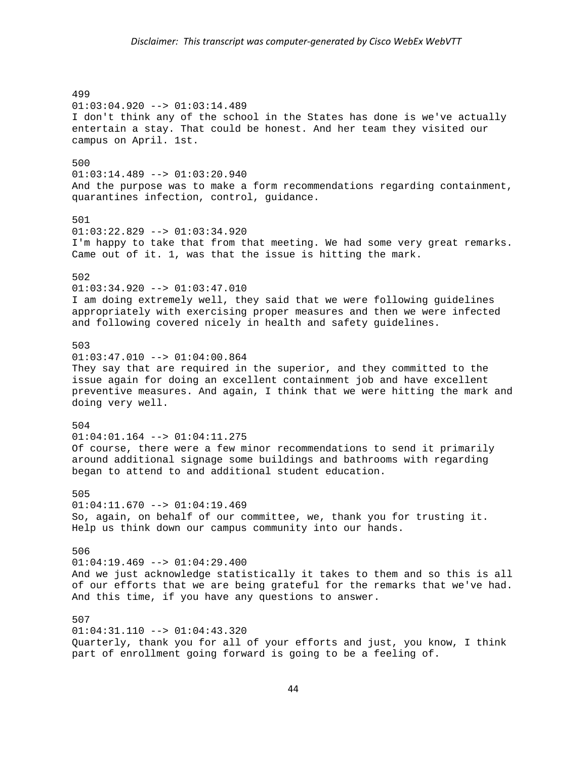499
01:03:04.920 --> 01:03:14.489
I don't think any of the school in the States has done is we've actually entertain a stay. That could be honest. And her team they visited our campus on April. 1st.

500
01:03:14.489 --> 01:03:20.940
And the purpose was to make a form recommendations regarding containment, quarantines infection, control, guidance.

501
01:03:22.829 --> 01:03:34.920
I'm happy to take that from that meeting. We had some very great remarks. Came out of it. 1, was that the issue is hitting the mark.

502
01:03:34.920 --> 01:03:47.010
I am doing extremely well, they said that we were following guidelines appropriately with exercising proper measures and then we were infected and following covered nicely in health and safety guidelines.

503
01:03:47.010 --> 01:04:00.864
They say that are required in the superior, and they committed to the issue again for doing an excellent containment job and have excellent preventive measures. And again, I think that we were hitting the mark and doing very well.

504
01:04:01.164 --> 01:04:11.275
Of course, there were a few minor recommendations to send it primarily around additional signage some buildings and bathrooms with regarding began to attend to and additional student education.

505
01:04:11.670 --> 01:04:19.469
So, again, on behalf of our committee, we, thank you for trusting it. Help us think down our campus community into our hands.

506
01:04:19.469 --> 01:04:29.400
And we just acknowledge statistically it takes to them and so this is all of our efforts that we are being grateful for the remarks that we've had. And this time, if you have any questions to answer.

507
01:04:31.110 --> 01:04:43.320
Quarterly, thank you for all of your efforts and just, you know, I think part of enrollment going forward is going to be a feeling of.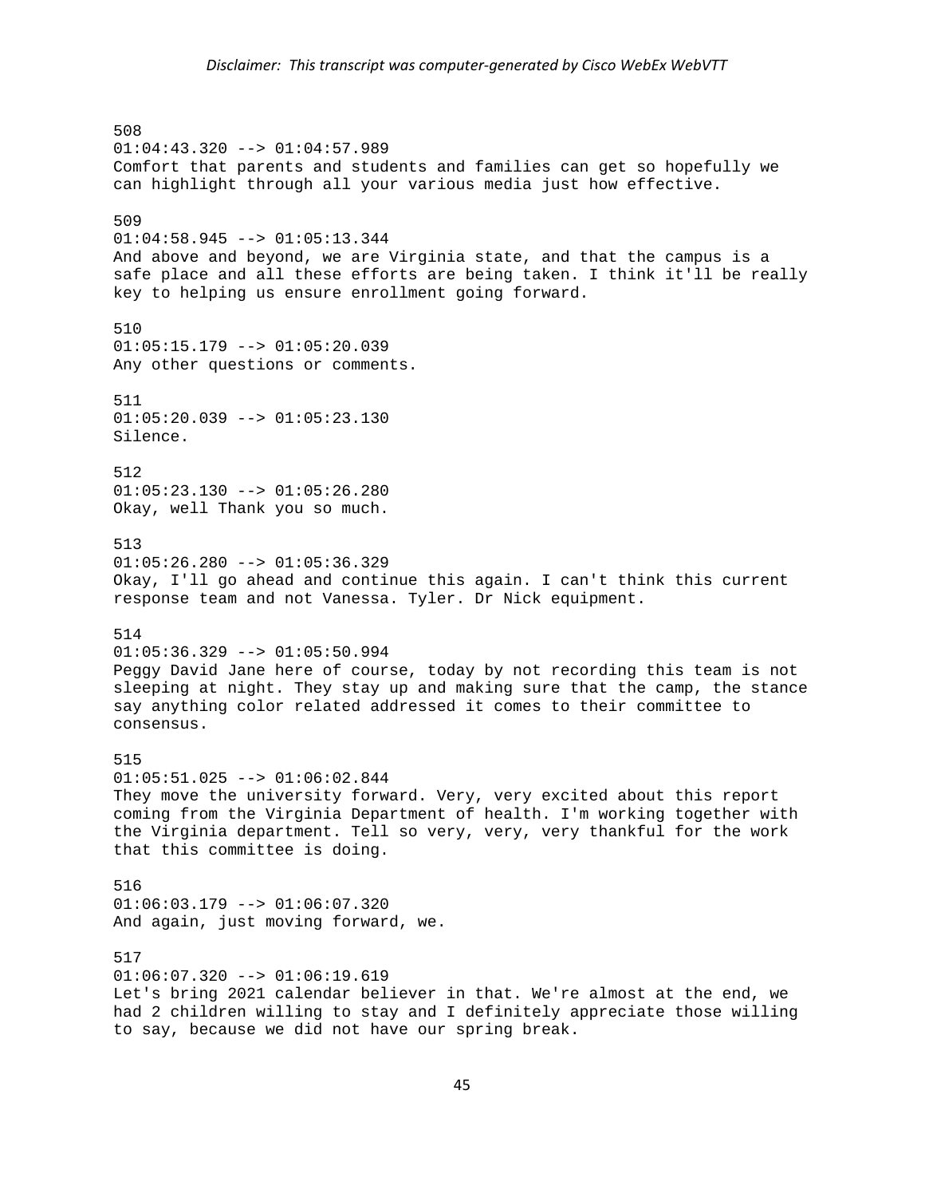508
01:04:43.320 --> 01:04:57.989
Comfort that parents and students and families can get so hopefully we can highlight through all your various media just how effective.

509
01:04:58.945 --> 01:05:13.344
And above and beyond, we are Virginia state, and that the campus is a safe place and all these efforts are being taken. I think it'll be really key to helping us ensure enrollment going forward.

510
01:05:15.179 --> 01:05:20.039
Any other questions or comments.

511
01:05:20.039 --> 01:05:23.130
Silence.

512
01:05:23.130 --> 01:05:26.280
Okay, well Thank you so much.

513
01:05:26.280 --> 01:05:36.329
Okay, I'll go ahead and continue this again. I can't think this current response team and not Vanessa. Tyler. Dr Nick equipment.

514
01:05:36.329 --> 01:05:50.994
Peggy David Jane here of course, today by not recording this team is not sleeping at night. They stay up and making sure that the camp, the stance say anything color related addressed it comes to their committee to consensus.

515
01:05:51.025 --> 01:06:02.844
They move the university forward. Very, very excited about this report coming from the Virginia Department of health. I'm working together with the Virginia department. Tell so very, very, very thankful for the work that this committee is doing.

516
01:06:03.179 --> 01:06:07.320
And again, just moving forward, we.

517
01:06:07.320 --> 01:06:19.619
Let's bring 2021 calendar believer in that. We're almost at the end, we had 2 children willing to stay and I definitely appreciate those willing to say, because we did not have our spring break.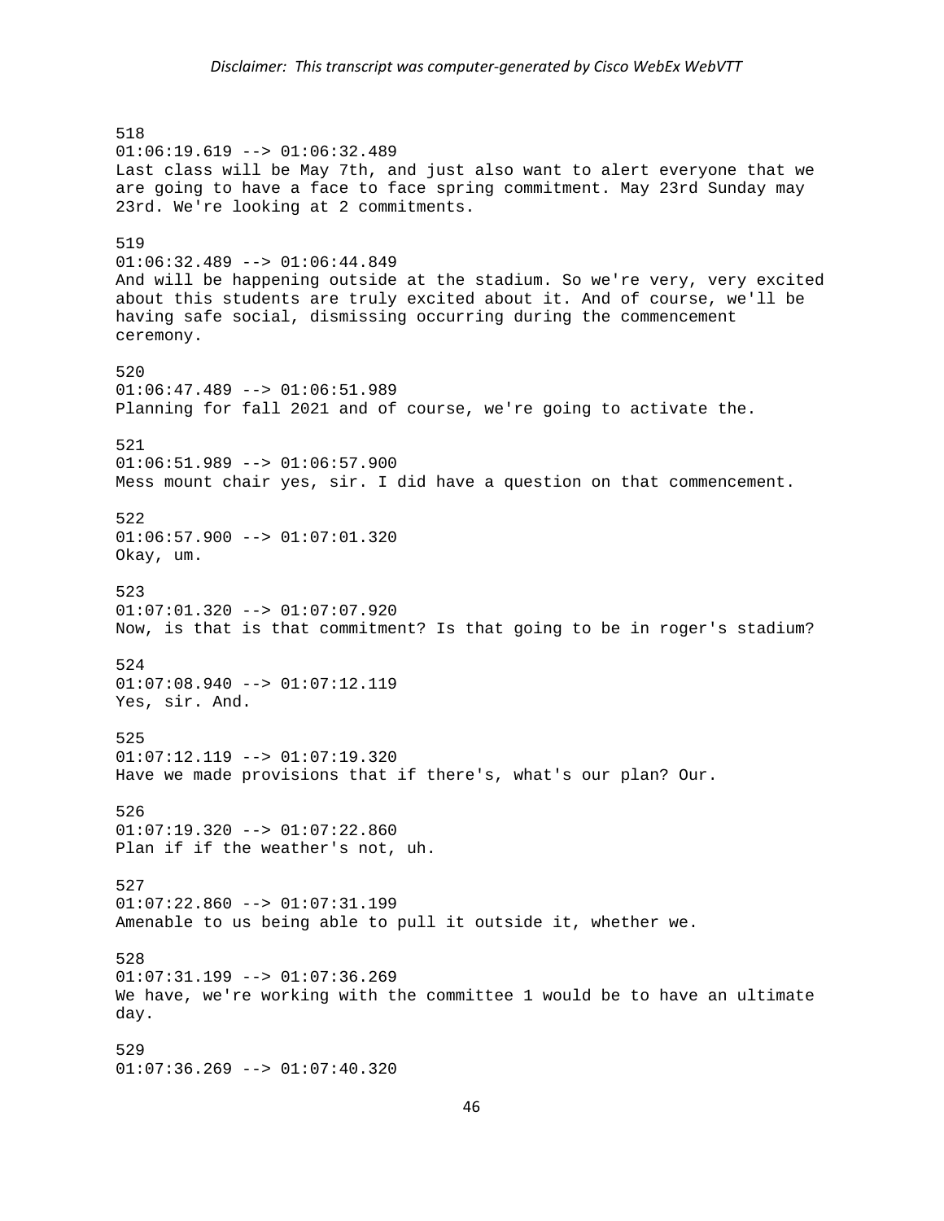518
01:06:19.619 --> 01:06:32.489
Last class will be May 7th, and just also want to alert everyone that we are going to have a face to face spring commitment. May 23rd Sunday may 23rd. We're looking at 2 commitments.

519
01:06:32.489 --> 01:06:44.849
And will be happening outside at the stadium. So we're very, very excited about this students are truly excited about it. And of course, we'll be having safe social, dismissing occurring during the commencement ceremony.

520
01:06:47.489 --> 01:06:51.989
Planning for fall 2021 and of course, we're going to activate the.

521
01:06:51.989 --> 01:06:57.900
Mess mount chair yes, sir. I did have a question on that commencement.

522
01:06:57.900 --> 01:07:01.320
Okay, um.

523
01:07:01.320 --> 01:07:07.920
Now, is that is that commitment? Is that going to be in roger's stadium?

524
01:07:08.940 --> 01:07:12.119
Yes, sir. And.

525
01:07:12.119 --> 01:07:19.320
Have we made provisions that if there's, what's our plan? Our.

526
01:07:19.320 --> 01:07:22.860
Plan if if the weather's not, uh.

527
01:07:22.860 --> 01:07:31.199
Amenable to us being able to pull it outside it, whether we.

528
01:07:31.199 --> 01:07:36.269
We have, we're working with the committee 1 would be to have an ultimate day.

529
01:07:36.269 --> 01:07:40.320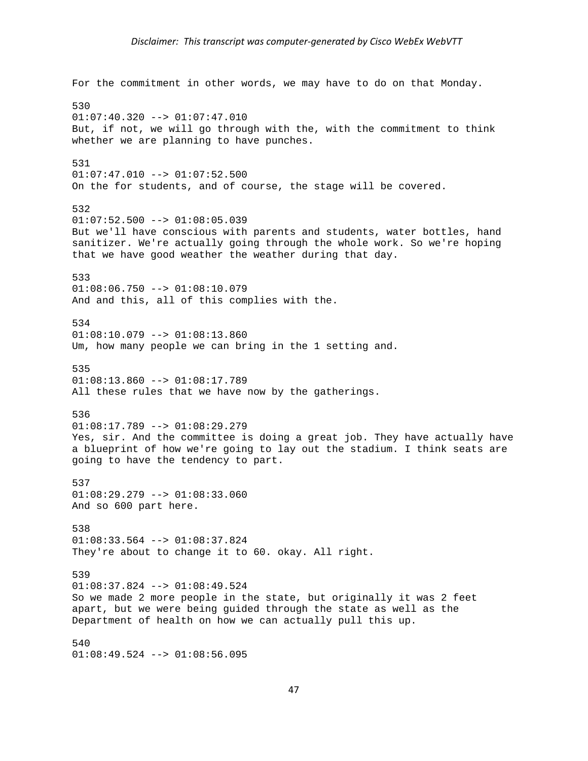For the commitment in other words, we may have to do on that Monday.

530
01:07:40.320 --> 01:07:47.010
But, if not, we will go through with the, with the commitment to think whether we are planning to have punches.

531
01:07:47.010 --> 01:07:52.500
On the for students, and of course, the stage will be covered.

532
01:07:52.500 --> 01:08:05.039
But we'll have conscious with parents and students, water bottles, hand sanitizer. We're actually going through the whole work. So we're hoping that we have good weather the weather during that day.

533
01:08:06.750 --> 01:08:10.079
And and this, all of this complies with the.

534
01:08:10.079 --> 01:08:13.860
Um, how many people we can bring in the 1 setting and.

535
01:08:13.860 --> 01:08:17.789
All these rules that we have now by the gatherings.

536
01:08:17.789 --> 01:08:29.279
Yes, sir. And the committee is doing a great job. They have actually have a blueprint of how we're going to lay out the stadium. I think seats are going to have the tendency to part.

537
01:08:29.279 --> 01:08:33.060
And so 600 part here.

538
01:08:33.564 --> 01:08:37.824
They're about to change it to 60. okay. All right.

539
01:08:37.824 --> 01:08:49.524
So we made 2 more people in the state, but originally it was 2 feet apart, but we were being guided through the state as well as the Department of health on how we can actually pull this up.

540
01:08:49.524 --> 01:08:56.095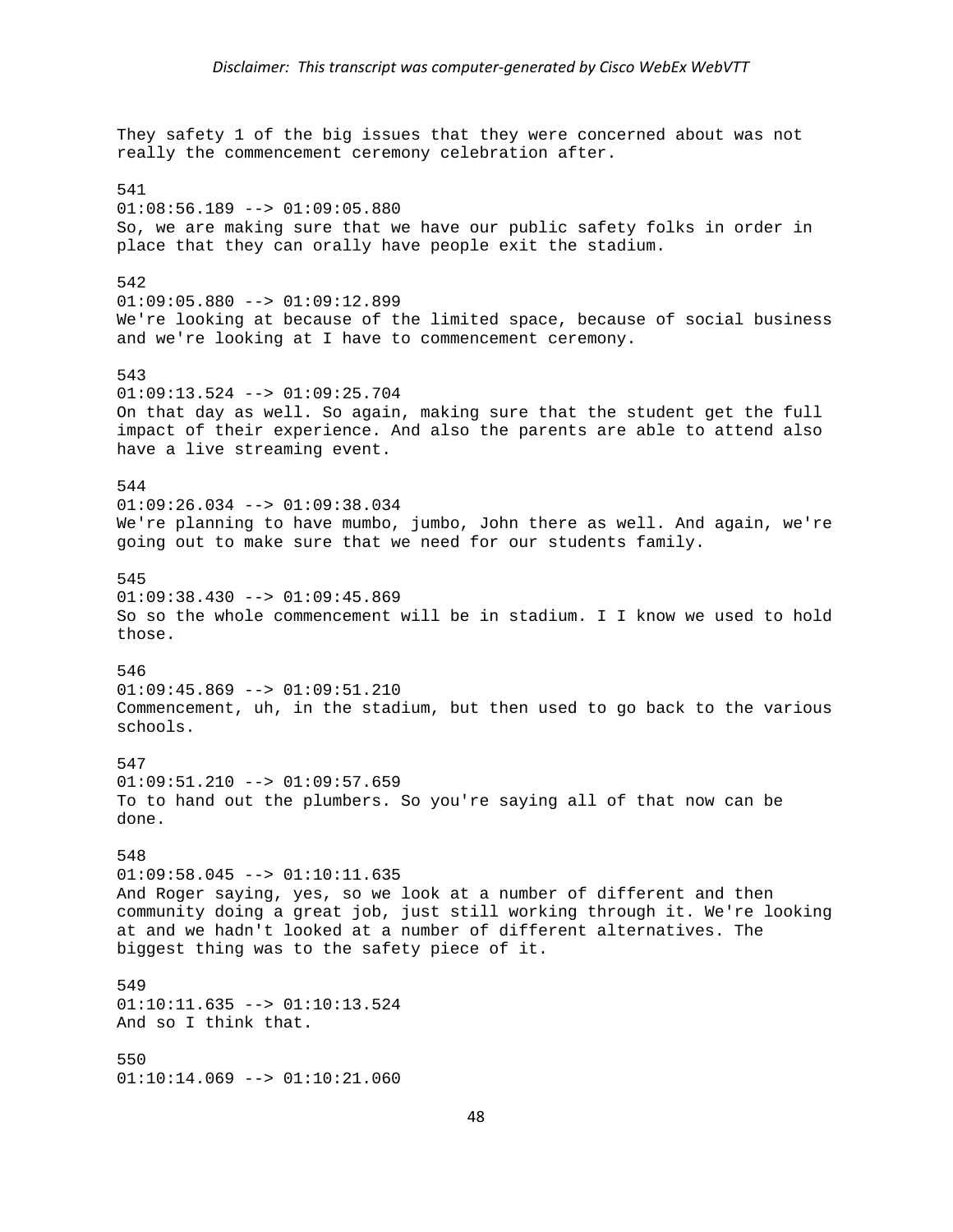They safety 1 of the big issues that they were concerned about was not really the commencement ceremony celebration after.

541
01:08:56.189 --> 01:09:05.880
So, we are making sure that we have our public safety folks in order in place that they can orally have people exit the stadium.

542
01:09:05.880 --> 01:09:12.899
We're looking at because of the limited space, because of social business and we're looking at I have to commencement ceremony.

543
01:09:13.524 --> 01:09:25.704
On that day as well. So again, making sure that the student get the full impact of their experience. And also the parents are able to attend also have a live streaming event.

544
01:09:26.034 --> 01:09:38.034
We're planning to have mumbo, jumbo, John there as well. And again, we're going out to make sure that we need for our students family.

545
01:09:38.430 --> 01:09:45.869
So so the whole commencement will be in stadium. I I know we used to hold those.

546
01:09:45.869 --> 01:09:51.210
Commencement, uh, in the stadium, but then used to go back to the various schools.

547
01:09:51.210 --> 01:09:57.659
To to hand out the plumbers. So you're saying all of that now can be done.

548
01:09:58.045 --> 01:10:11.635
And Roger saying, yes, so we look at a number of different and then community doing a great job, just still working through it. We're looking at and we hadn't looked at a number of different alternatives. The biggest thing was to the safety piece of it.

549
01:10:11.635 --> 01:10:13.524
And so I think that.

550
01:10:14.069 --> 01:10:21.060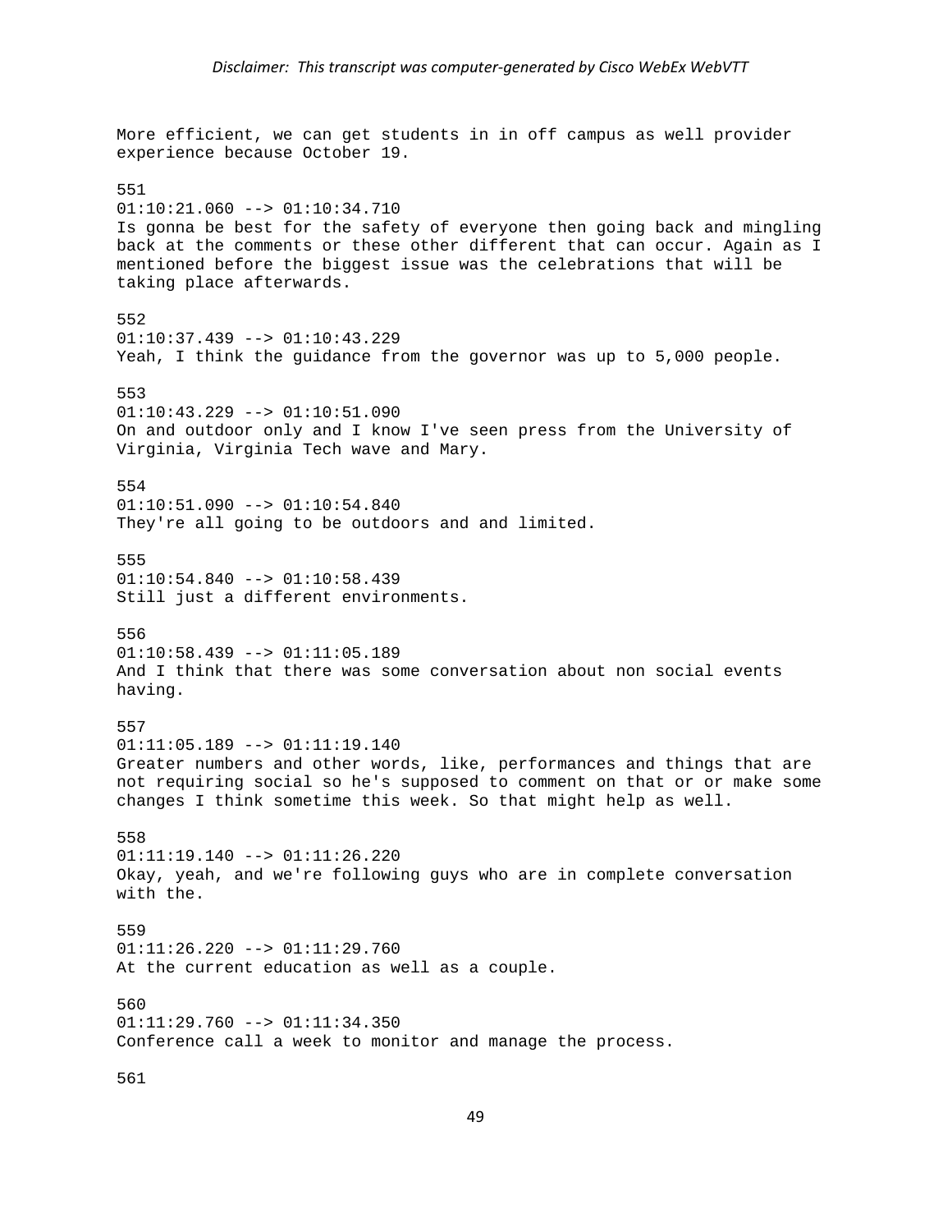More efficient, we can get students in in off campus as well provider experience because October 19.

551
01:10:21.060 --> 01:10:34.710
Is gonna be best for the safety of everyone then going back and mingling back at the comments or these other different that can occur. Again as I mentioned before the biggest issue was the celebrations that will be taking place afterwards.

552
01:10:37.439 --> 01:10:43.229
Yeah, I think the guidance from the governor was up to 5,000 people.

553
01:10:43.229 --> 01:10:51.090
On and outdoor only and I know I've seen press from the University of Virginia, Virginia Tech wave and Mary.

554
01:10:51.090 --> 01:10:54.840
They're all going to be outdoors and and limited.

555
01:10:54.840 --> 01:10:58.439
Still just a different environments.

556
01:10:58.439 --> 01:11:05.189
And I think that there was some conversation about non social events having.

557
01:11:05.189 --> 01:11:19.140
Greater numbers and other words, like, performances and things that are not requiring social so he's supposed to comment on that or or make some changes I think sometime this week. So that might help as well.

558
01:11:19.140 --> 01:11:26.220
Okay, yeah, and we're following guys who are in complete conversation with the.

559
01:11:26.220 --> 01:11:29.760
At the current education as well as a couple.

560
01:11:29.760 --> 01:11:34.350
Conference call a week to monitor and manage the process.

561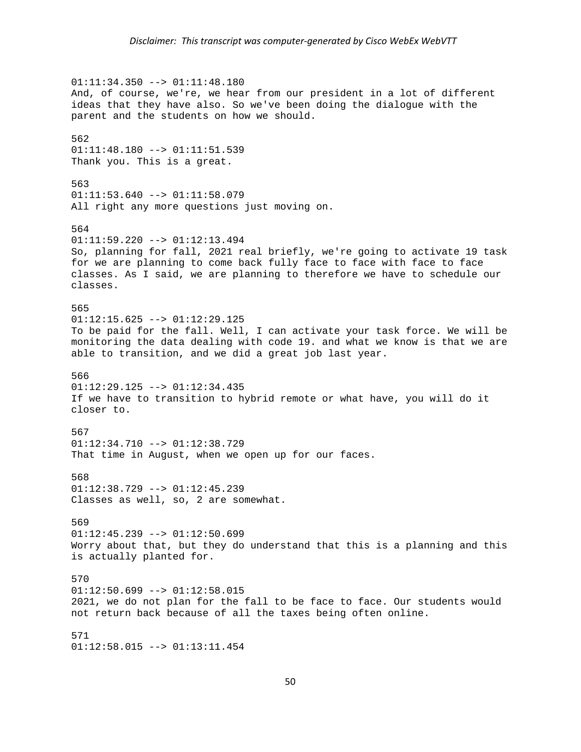01:11:34.350 --> 01:11:48.180
And, of course, we're, we hear from our president in a lot of different ideas that they have also. So we've been doing the dialogue with the parent and the students on how we should.

562
01:11:48.180 --> 01:11:51.539
Thank you. This is a great.

563
01:11:53.640 --> 01:11:58.079
All right any more questions just moving on.

564
01:11:59.220 --> 01:12:13.494
So, planning for fall, 2021 real briefly, we're going to activate 19 task for we are planning to come back fully face to face with face to face classes. As I said, we are planning to therefore we have to schedule our classes.

565
01:12:15.625 --> 01:12:29.125
To be paid for the fall. Well, I can activate your task force. We will be monitoring the data dealing with code 19. and what we know is that we are able to transition, and we did a great job last year.

566
01:12:29.125 --> 01:12:34.435
If we have to transition to hybrid remote or what have, you will do it closer to.

567
01:12:34.710 --> 01:12:38.729
That time in August, when we open up for our faces.

568
01:12:38.729 --> 01:12:45.239
Classes as well, so, 2 are somewhat.

569
01:12:45.239 --> 01:12:50.699
Worry about that, but they do understand that this is a planning and this is actually planted for.

570
01:12:50.699 --> 01:12:58.015
2021, we do not plan for the fall to be face to face. Our students would not return back because of all the taxes being often online.

571
01:12:58.015 --> 01:13:11.454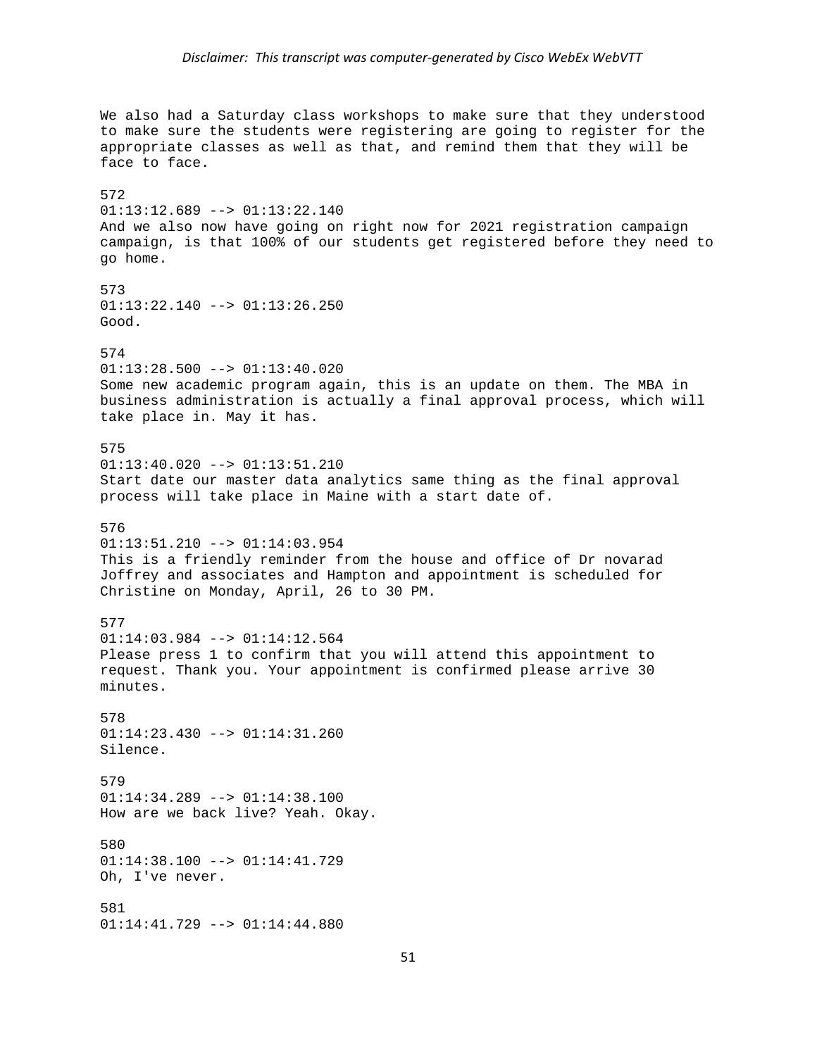We also had a Saturday class workshops to make sure that they understood to make sure the students were registering are going to register for the appropriate classes as well as that, and remind them that they will be face to face.

572
01:13:12.689 --> 01:13:22.140
And we also now have going on right now for 2021 registration campaign campaign, is that 100% of our students get registered before they need to go home.

573
01:13:22.140 --> 01:13:26.250
Good.

574
01:13:28.500 --> 01:13:40.020
Some new academic program again, this is an update on them. The MBA in business administration is actually a final approval process, which will take place in. May it has.

575
01:13:40.020 --> 01:13:51.210
Start date our master data analytics same thing as the final approval process will take place in Maine with a start date of.

576
01:13:51.210 --> 01:14:03.954
This is a friendly reminder from the house and office of Dr novarad Joffrey and associates and Hampton and appointment is scheduled for Christine on Monday, April, 26 to 30 PM.

577
01:14:03.984 --> 01:14:12.564
Please press 1 to confirm that you will attend this appointment to request. Thank you. Your appointment is confirmed please arrive 30 minutes.

578
01:14:23.430 --> 01:14:31.260
Silence.

579
01:14:34.289 --> 01:14:38.100
How are we back live? Yeah. Okay.

580
01:14:38.100 --> 01:14:41.729
Oh, I've never.

581
01:14:41.729 --> 01:14:44.880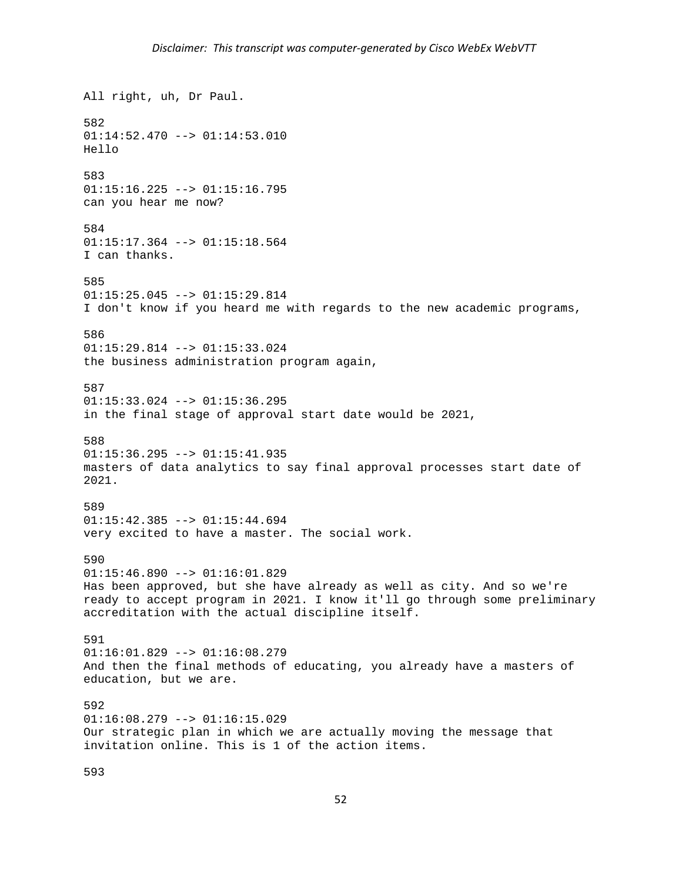All right, uh, Dr Paul.

582
01:14:52.470 --> 01:14:53.010
Hello

583
01:15:16.225 --> 01:15:16.795
can you hear me now?

584
01:15:17.364 --> 01:15:18.564
I can thanks.

585
01:15:25.045 --> 01:15:29.814
I don't know if you heard me with regards to the new academic programs,

586
01:15:29.814 --> 01:15:33.024
the business administration program again,

587
01:15:33.024 --> 01:15:36.295
in the final stage of approval start date would be 2021,

588
01:15:36.295 --> 01:15:41.935
masters of data analytics to say final approval processes start date of 2021.

589
01:15:42.385 --> 01:15:44.694
very excited to have a master. The social work.

590
01:15:46.890 --> 01:16:01.829
Has been approved, but she have already as well as city. And so we're ready to accept program in 2021. I know it'll go through some preliminary accreditation with the actual discipline itself.

591
01:16:01.829 --> 01:16:08.279
And then the final methods of educating, you already have a masters of education, but we are.

592
01:16:08.279 --> 01:16:15.029
Our strategic plan in which we are actually moving the message that invitation online. This is 1 of the action items.

593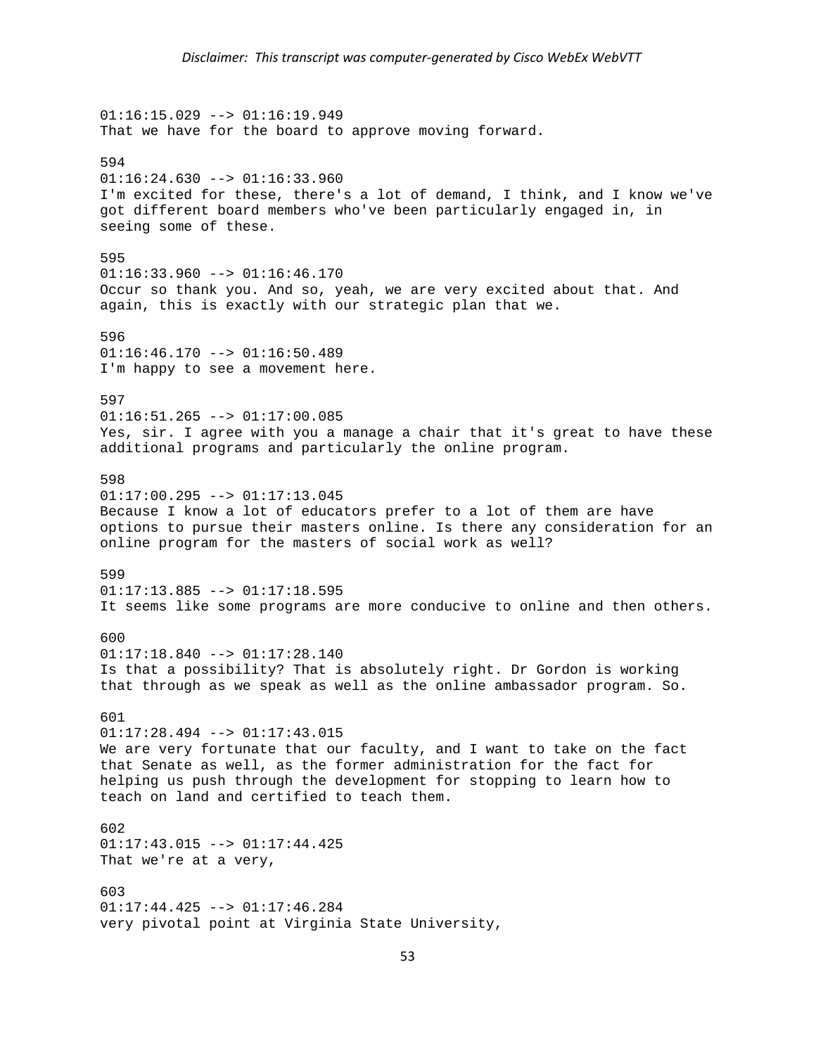01:16:15.029 --> 01:16:19.949
That we have for the board to approve moving forward.

594
01:16:24.630 --> 01:16:33.960
I'm excited for these, there's a lot of demand, I think, and I know we've got different board members who've been particularly engaged in, in seeing some of these.

595
01:16:33.960 --> 01:16:46.170
Occur so thank you. And so, yeah, we are very excited about that. And again, this is exactly with our strategic plan that we.

596
01:16:46.170 --> 01:16:50.489
I'm happy to see a movement here.

597
01:16:51.265 --> 01:17:00.085
Yes, sir. I agree with you a manage a chair that it's great to have these additional programs and particularly the online program.

598
01:17:00.295 --> 01:17:13.045
Because I know a lot of educators prefer to a lot of them are have options to pursue their masters online. Is there any consideration for an online program for the masters of social work as well?

599
01:17:13.885 --> 01:17:18.595
It seems like some programs are more conducive to online and then others.

600
01:17:18.840 --> 01:17:28.140
Is that a possibility? That is absolutely right. Dr Gordon is working that through as we speak as well as the online ambassador program. So.

601
01:17:28.494 --> 01:17:43.015
We are very fortunate that our faculty, and I want to take on the fact that Senate as well, as the former administration for the fact for helping us push through the development for stopping to learn how to teach on land and certified to teach them.

602
01:17:43.015 --> 01:17:44.425
That we're at a very,

603
01:17:44.425 --> 01:17:46.284
very pivotal point at Virginia State University,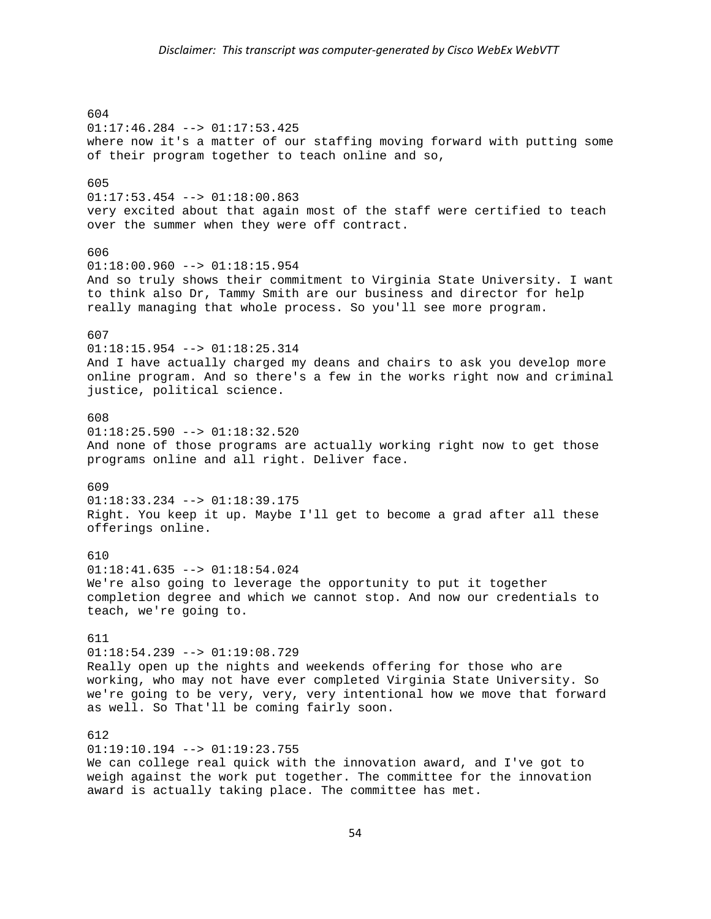604
01:17:46.284 --> 01:17:53.425
where now it's a matter of our staffing moving forward with putting some of their program together to teach online and so,

605
01:17:53.454 --> 01:18:00.863
very excited about that again most of the staff were certified to teach over the summer when they were off contract.

606
01:18:00.960 --> 01:18:15.954
And so truly shows their commitment to Virginia State University. I want to think also Dr, Tammy Smith are our business and director for help really managing that whole process. So you'll see more program.

607
01:18:15.954 --> 01:18:25.314
And I have actually charged my deans and chairs to ask you develop more online program. And so there's a few in the works right now and criminal justice, political science.

608
01:18:25.590 --> 01:18:32.520
And none of those programs are actually working right now to get those programs online and all right. Deliver face.

609
01:18:33.234 --> 01:18:39.175
Right. You keep it up. Maybe I'll get to become a grad after all these offerings online.

610
01:18:41.635 --> 01:18:54.024
We're also going to leverage the opportunity to put it together completion degree and which we cannot stop. And now our credentials to teach, we're going to.

611
01:18:54.239 --> 01:19:08.729
Really open up the nights and weekends offering for those who are working, who may not have ever completed Virginia State University. So we're going to be very, very, very intentional how we move that forward as well. So That'll be coming fairly soon.

612
01:19:10.194 --> 01:19:23.755
We can college real quick with the innovation award, and I've got to weigh against the work put together. The committee for the innovation award is actually taking place. The committee has met.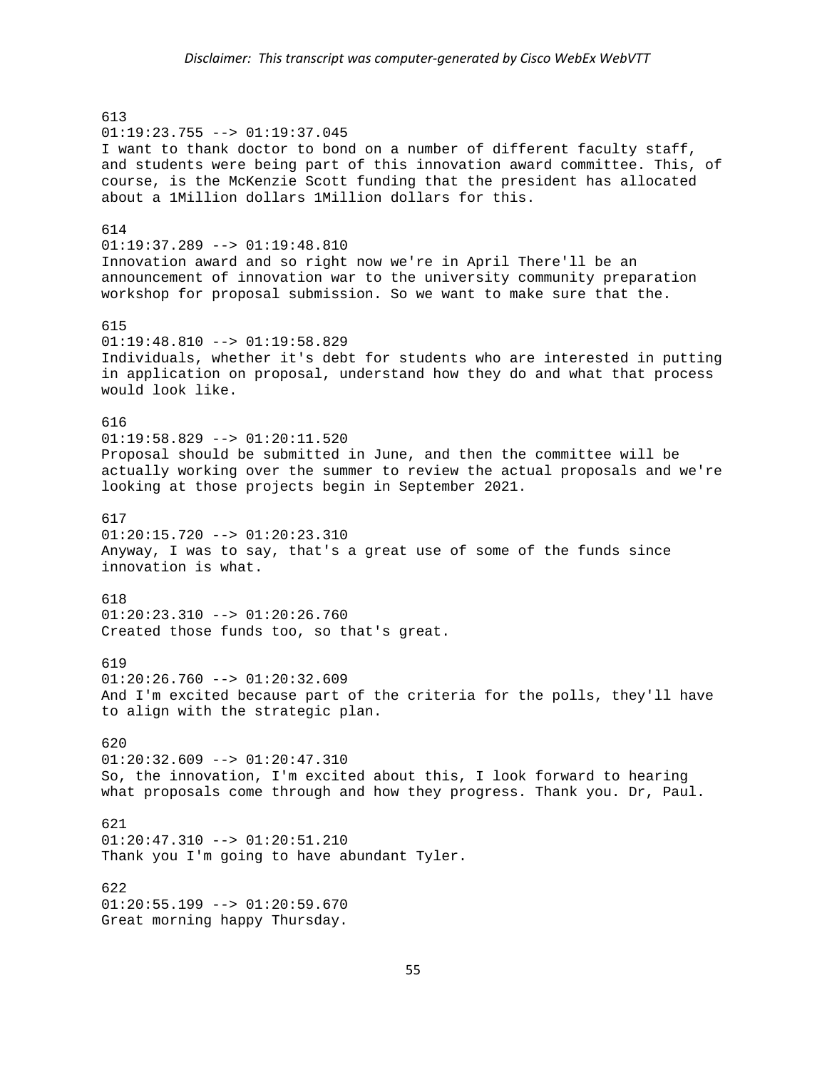613
01:19:23.755 --> 01:19:37.045
I want to thank doctor to bond on a number of different faculty staff, and students were being part of this innovation award committee. This, of course, is the McKenzie Scott funding that the president has allocated about a 1Million dollars 1Million dollars for this.

614
01:19:37.289 --> 01:19:48.810
Innovation award and so right now we're in April There'll be an announcement of innovation war to the university community preparation workshop for proposal submission. So we want to make sure that the.

615
01:19:48.810 --> 01:19:58.829
Individuals, whether it's debt for students who are interested in putting in application on proposal, understand how they do and what that process would look like.

616
01:19:58.829 --> 01:20:11.520
Proposal should be submitted in June, and then the committee will be actually working over the summer to review the actual proposals and we're looking at those projects begin in September 2021.

617
01:20:15.720 --> 01:20:23.310
Anyway, I was to say, that's a great use of some of the funds since innovation is what.

618
01:20:23.310 --> 01:20:26.760
Created those funds too, so that's great.

619
01:20:26.760 --> 01:20:32.609
And I'm excited because part of the criteria for the polls, they'll have to align with the strategic plan.

620
01:20:32.609 --> 01:20:47.310
So, the innovation, I'm excited about this, I look forward to hearing what proposals come through and how they progress. Thank you. Dr, Paul.

621
01:20:47.310 --> 01:20:51.210
Thank you I'm going to have abundant Tyler.

622
01:20:55.199 --> 01:20:59.670
Great morning happy Thursday.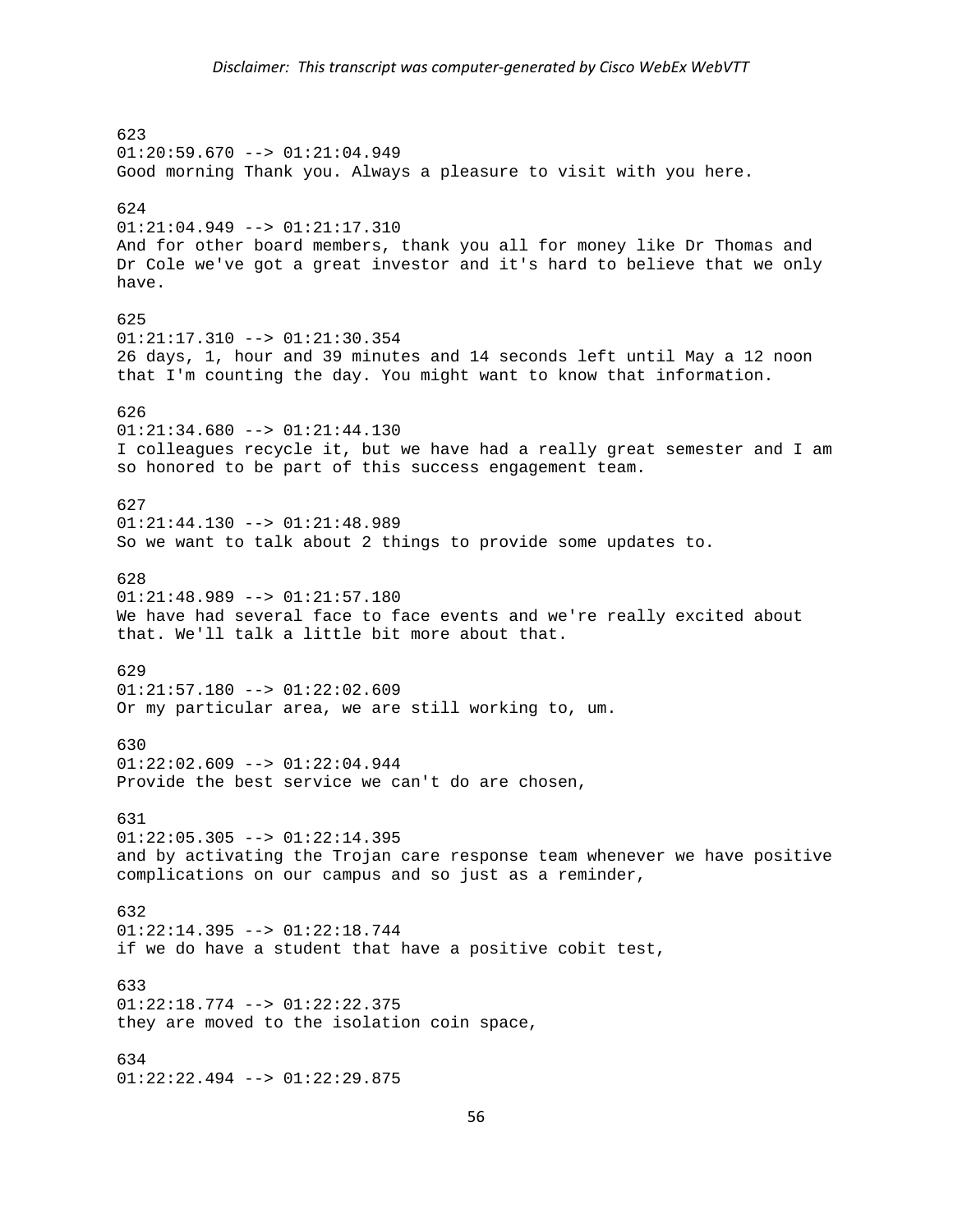623
01:20:59.670 --> 01:21:04.949
Good morning Thank you. Always a pleasure to visit with you here.

624
01:21:04.949 --> 01:21:17.310
And for other board members, thank you all for money like Dr Thomas and Dr Cole we've got a great investor and it's hard to believe that we only have.

625
01:21:17.310 --> 01:21:30.354
26 days, 1, hour and 39 minutes and 14 seconds left until May a 12 noon that I'm counting the day. You might want to know that information.

626
01:21:34.680 --> 01:21:44.130
I colleagues recycle it, but we have had a really great semester and I am so honored to be part of this success engagement team.

627
01:21:44.130 --> 01:21:48.989
So we want to talk about 2 things to provide some updates to.

628
01:21:48.989 --> 01:21:57.180
We have had several face to face events and we're really excited about that. We'll talk a little bit more about that.

629
01:21:57.180 --> 01:22:02.609
Or my particular area, we are still working to, um.

630
01:22:02.609 --> 01:22:04.944
Provide the best service we can't do are chosen,

631
01:22:05.305 --> 01:22:14.395
and by activating the Trojan care response team whenever we have positive complications on our campus and so just as a reminder,

632
01:22:14.395 --> 01:22:18.744
if we do have a student that have a positive cobit test,

633
01:22:18.774 --> 01:22:22.375
they are moved to the isolation coin space,

634
01:22:22.494 --> 01:22:29.875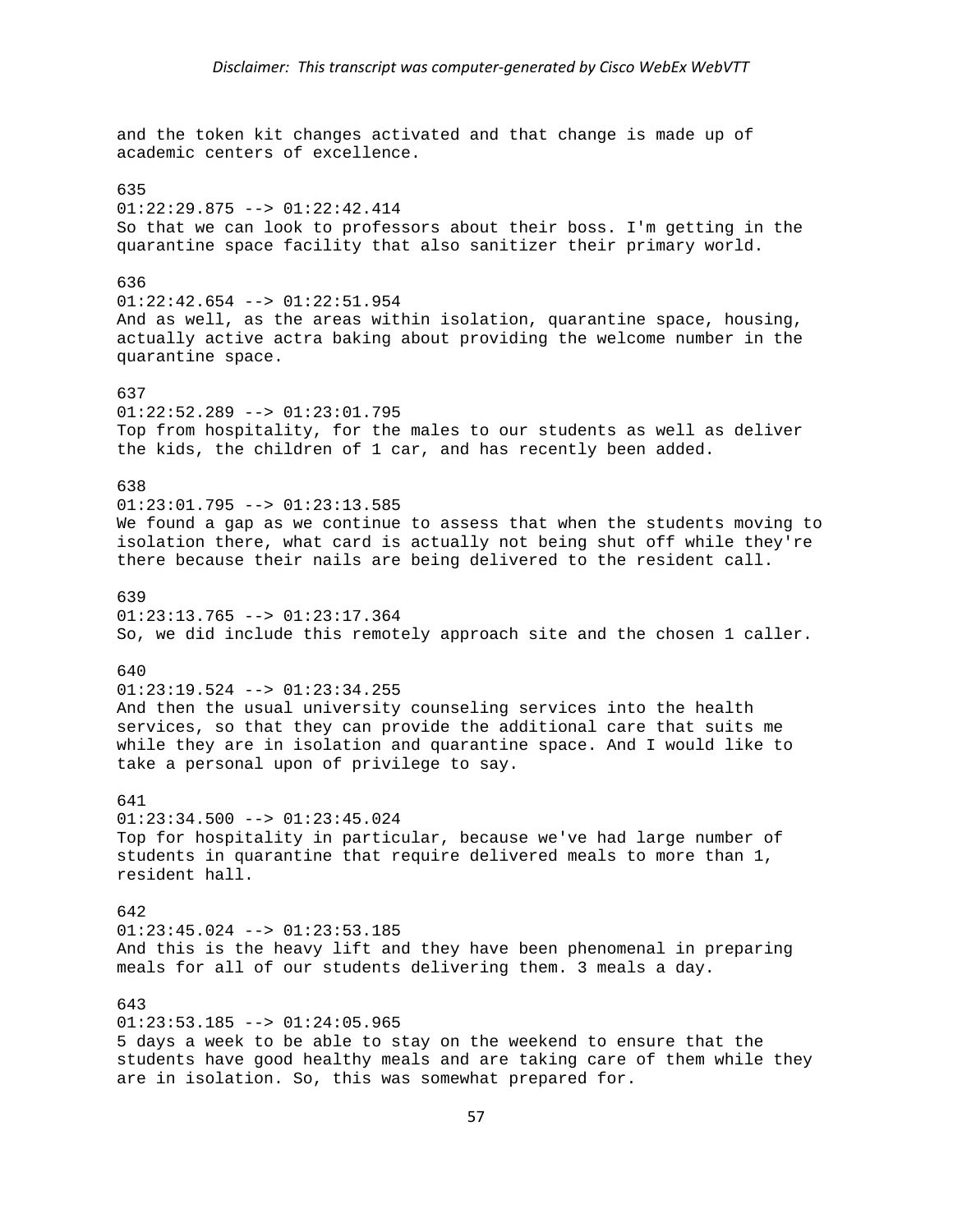and the token kit changes activated and that change is made up of academic centers of excellence.

635
01:22:29.875 --> 01:22:42.414
So that we can look to professors about their boss. I'm getting in the quarantine space facility that also sanitizer their primary world.

636
01:22:42.654 --> 01:22:51.954
And as well, as the areas within isolation, quarantine space, housing, actually active actra baking about providing the welcome number in the quarantine space.

637
01:22:52.289 --> 01:23:01.795
Top from hospitality, for the males to our students as well as deliver the kids, the children of 1 car, and has recently been added.

638
01:23:01.795 --> 01:23:13.585
We found a gap as we continue to assess that when the students moving to isolation there, what card is actually not being shut off while they're there because their nails are being delivered to the resident call.

639
01:23:13.765 --> 01:23:17.364
So, we did include this remotely approach site and the chosen 1 caller.

640
01:23:19.524 --> 01:23:34.255
And then the usual university counseling services into the health services, so that they can provide the additional care that suits me while they are in isolation and quarantine space. And I would like to take a personal upon of privilege to say.

641
01:23:34.500 --> 01:23:45.024
Top for hospitality in particular, because we've had large number of students in quarantine that require delivered meals to more than 1, resident hall.

642
01:23:45.024 --> 01:23:53.185
And this is the heavy lift and they have been phenomenal in preparing meals for all of our students delivering them. 3 meals a day.

643
01:23:53.185 --> 01:24:05.965
5 days a week to be able to stay on the weekend to ensure that the students have good healthy meals and are taking care of them while they are in isolation. So, this was somewhat prepared for.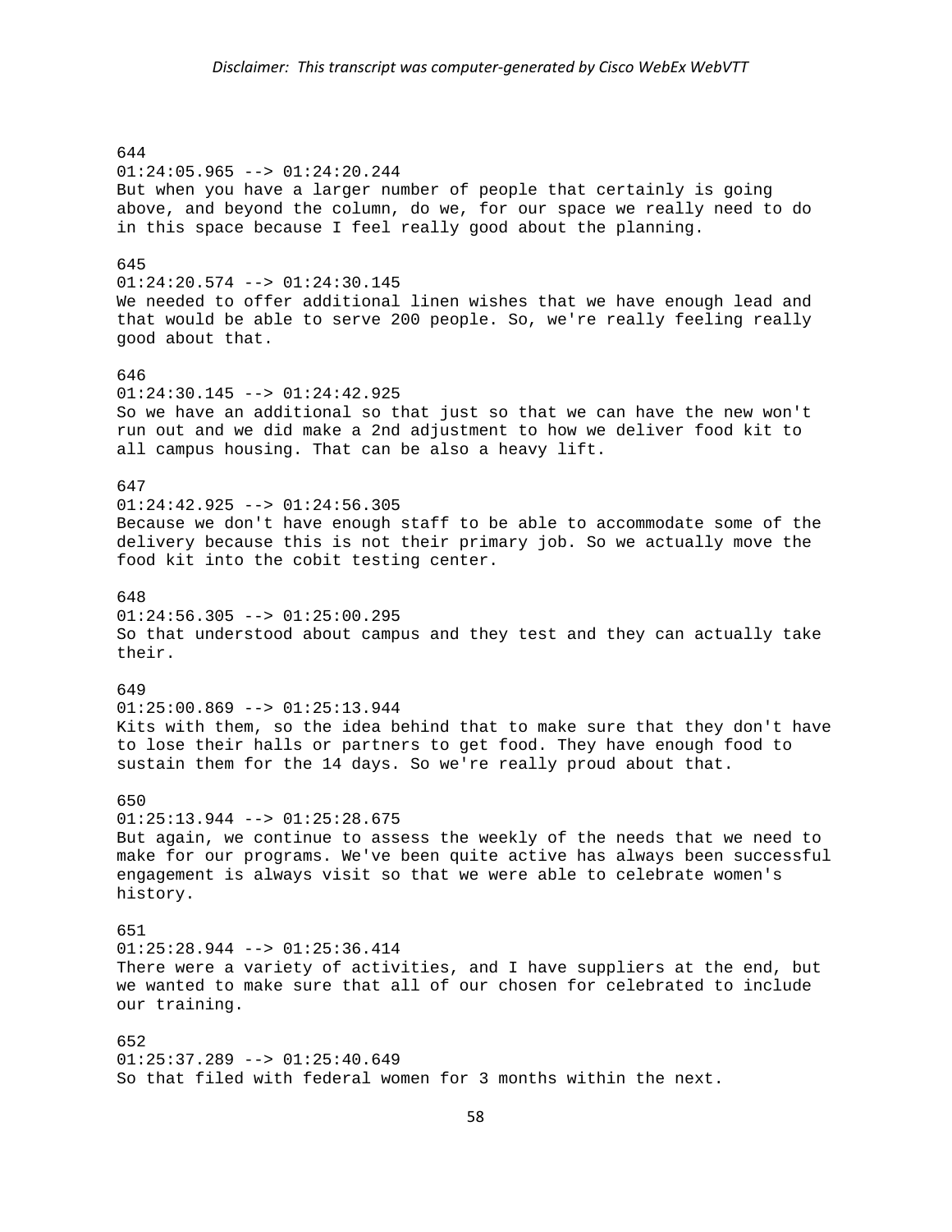644
01:24:05.965 --> 01:24:20.244
But when you have a larger number of people that certainly is going above, and beyond the column, do we, for our space we really need to do in this space because I feel really good about the planning.

645
01:24:20.574 --> 01:24:30.145
We needed to offer additional linen wishes that we have enough lead and that would be able to serve 200 people. So, we're really feeling really good about that.

646
01:24:30.145 --> 01:24:42.925
So we have an additional so that just so that we can have the new won't run out and we did make a 2nd adjustment to how we deliver food kit to all campus housing. That can be also a heavy lift.

647
01:24:42.925 --> 01:24:56.305
Because we don't have enough staff to be able to accommodate some of the delivery because this is not their primary job. So we actually move the food kit into the cobit testing center.

648
01:24:56.305 --> 01:25:00.295
So that understood about campus and they test and they can actually take their.

649
01:25:00.869 --> 01:25:13.944
Kits with them, so the idea behind that to make sure that they don't have to lose their halls or partners to get food. They have enough food to sustain them for the 14 days. So we're really proud about that.

650
01:25:13.944 --> 01:25:28.675
But again, we continue to assess the weekly of the needs that we need to make for our programs. We've been quite active has always been successful engagement is always visit so that we were able to celebrate women's history.

651
01:25:28.944 --> 01:25:36.414
There were a variety of activities, and I have suppliers at the end, but we wanted to make sure that all of our chosen for celebrated to include our training.

652
01:25:37.289 --> 01:25:40.649
So that filed with federal women for 3 months within the next.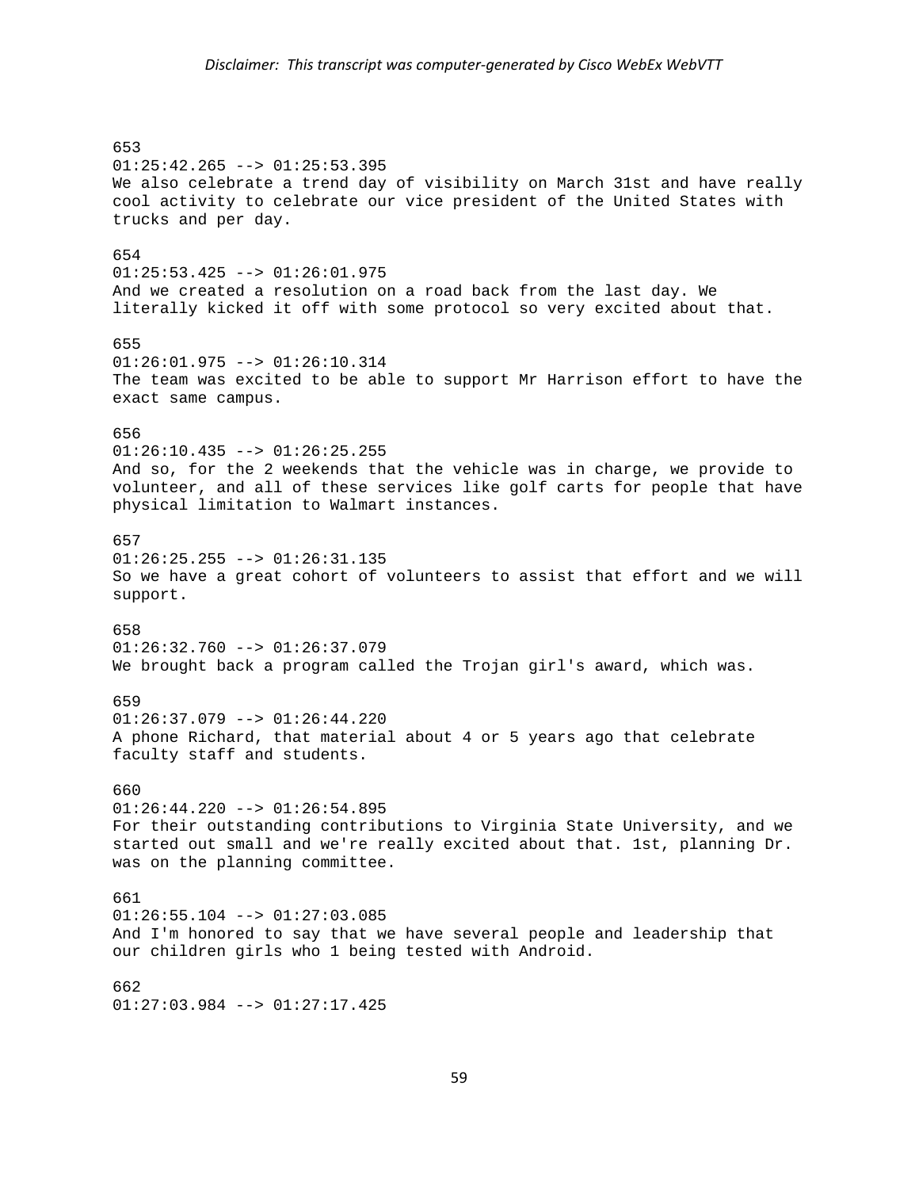653
01:25:42.265 --> 01:25:53.395
We also celebrate a trend day of visibility on March 31st and have really cool activity to celebrate our vice president of the United States with trucks and per day.

654
01:25:53.425 --> 01:26:01.975
And we created a resolution on a road back from the last day. We literally kicked it off with some protocol so very excited about that.

655
01:26:01.975 --> 01:26:10.314
The team was excited to be able to support Mr Harrison effort to have the exact same campus.

656
01:26:10.435 --> 01:26:25.255
And so, for the 2 weekends that the vehicle was in charge, we provide to volunteer, and all of these services like golf carts for people that have physical limitation to Walmart instances.

657
01:26:25.255 --> 01:26:31.135
So we have a great cohort of volunteers to assist that effort and we will support.

658
01:26:32.760 --> 01:26:37.079
We brought back a program called the Trojan girl's award, which was.

659
01:26:37.079 --> 01:26:44.220
A phone Richard, that material about 4 or 5 years ago that celebrate faculty staff and students.

660
01:26:44.220 --> 01:26:54.895
For their outstanding contributions to Virginia State University, and we started out small and we're really excited about that. 1st, planning Dr. was on the planning committee.

661
01:26:55.104 --> 01:27:03.085
And I'm honored to say that we have several people and leadership that our children girls who 1 being tested with Android.

662
01:27:03.984 --> 01:27:17.425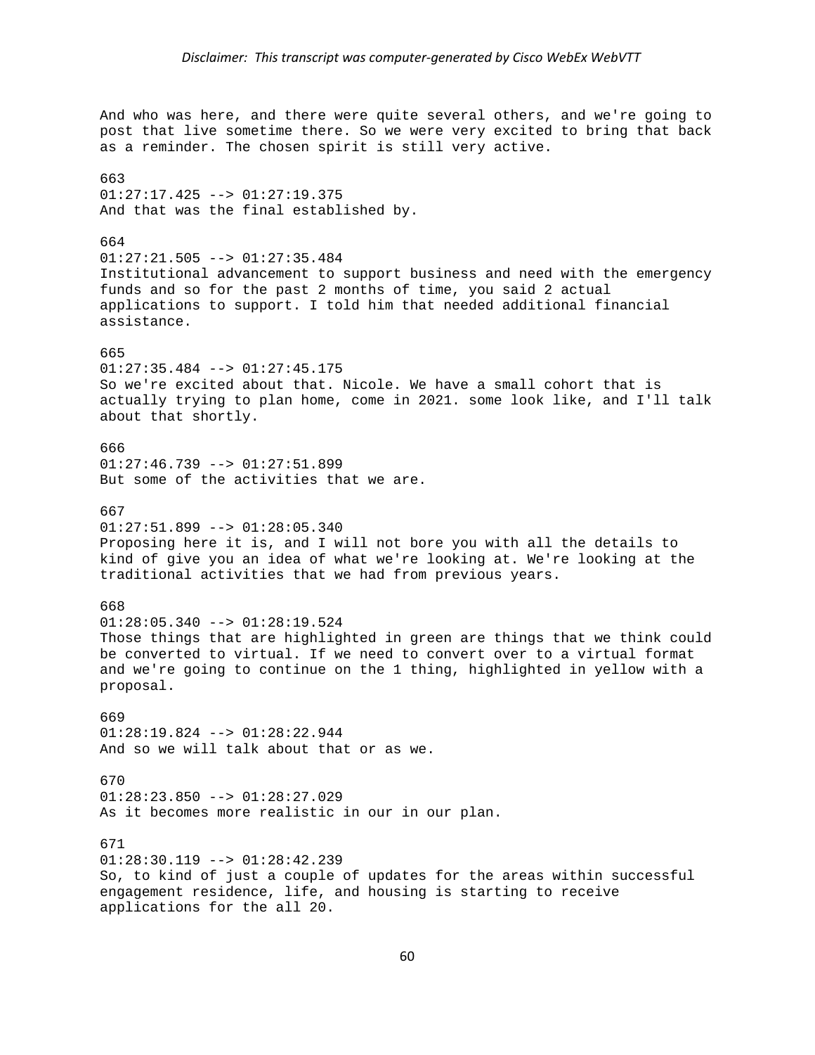And who was here, and there were quite several others, and we're going to post that live sometime there. So we were very excited to bring that back as a reminder. The chosen spirit is still very active.

663
01:27:17.425 --> 01:27:19.375
And that was the final established by.

664
01:27:21.505 --> 01:27:35.484
Institutional advancement to support business and need with the emergency funds and so for the past 2 months of time, you said 2 actual applications to support. I told him that needed additional financial assistance.

665
01:27:35.484 --> 01:27:45.175
So we're excited about that. Nicole. We have a small cohort that is actually trying to plan home, come in 2021. some look like, and I'll talk about that shortly.

666
01:27:46.739 --> 01:27:51.899
But some of the activities that we are.

667
01:27:51.899 --> 01:28:05.340
Proposing here it is, and I will not bore you with all the details to kind of give you an idea of what we're looking at. We're looking at the traditional activities that we had from previous years.

668
01:28:05.340 --> 01:28:19.524
Those things that are highlighted in green are things that we think could be converted to virtual. If we need to convert over to a virtual format and we're going to continue on the 1 thing, highlighted in yellow with a proposal.

669
01:28:19.824 --> 01:28:22.944
And so we will talk about that or as we.

670
01:28:23.850 --> 01:28:27.029
As it becomes more realistic in our in our plan.

671
01:28:30.119 --> 01:28:42.239
So, to kind of just a couple of updates for the areas within successful engagement residence, life, and housing is starting to receive applications for the all 20.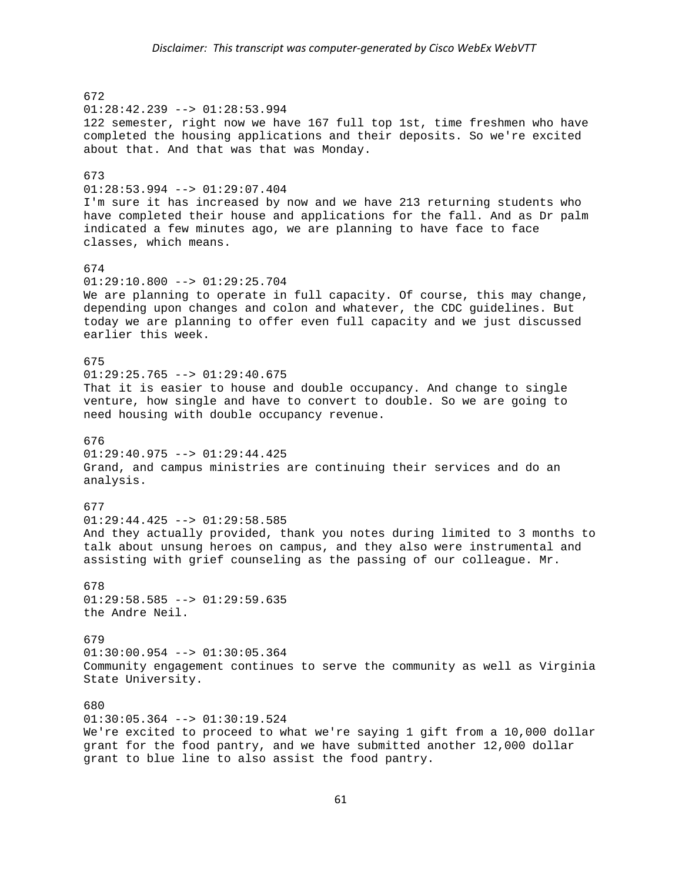672
01:28:42.239 --> 01:28:53.994
122 semester, right now we have 167 full top 1st, time freshmen who have completed the housing applications and their deposits. So we're excited about that. And that was that was Monday.

673
01:28:53.994 --> 01:29:07.404
I'm sure it has increased by now and we have 213 returning students who have completed their house and applications for the fall. And as Dr palm indicated a few minutes ago, we are planning to have face to face classes, which means.

674
01:29:10.800 --> 01:29:25.704
We are planning to operate in full capacity. Of course, this may change, depending upon changes and colon and whatever, the CDC guidelines. But today we are planning to offer even full capacity and we just discussed earlier this week.

675
01:29:25.765 --> 01:29:40.675
That it is easier to house and double occupancy. And change to single venture, how single and have to convert to double. So we are going to need housing with double occupancy revenue.

676
01:29:40.975 --> 01:29:44.425
Grand, and campus ministries are continuing their services and do an analysis.

677
01:29:44.425 --> 01:29:58.585
And they actually provided, thank you notes during limited to 3 months to talk about unsung heroes on campus, and they also were instrumental and assisting with grief counseling as the passing of our colleague. Mr.

678
01:29:58.585 --> 01:29:59.635
the Andre Neil.

679
01:30:00.954 --> 01:30:05.364
Community engagement continues to serve the community as well as Virginia State University.

680
01:30:05.364 --> 01:30:19.524
We're excited to proceed to what we're saying 1 gift from a 10,000 dollar grant for the food pantry, and we have submitted another 12,000 dollar grant to blue line to also assist the food pantry.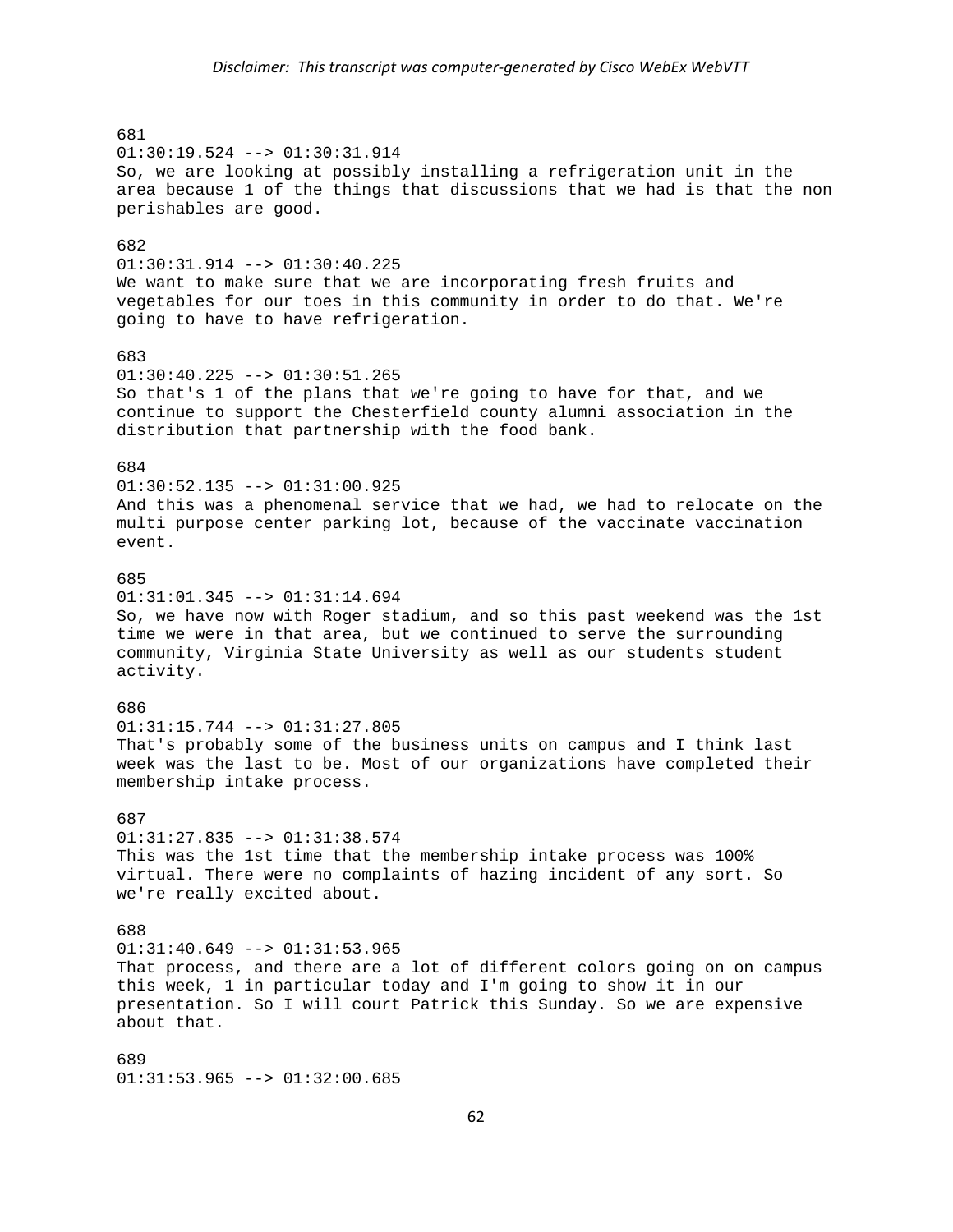681
01:30:19.524 --> 01:30:31.914
So, we are looking at possibly installing a refrigeration unit in the area because 1 of the things that discussions that we had is that the non perishables are good.

682
01:30:31.914 --> 01:30:40.225
We want to make sure that we are incorporating fresh fruits and vegetables for our toes in this community in order to do that. We're going to have to have refrigeration.

683
01:30:40.225 --> 01:30:51.265
So that's 1 of the plans that we're going to have for that, and we continue to support the Chesterfield county alumni association in the distribution that partnership with the food bank.

684
01:30:52.135 --> 01:31:00.925
And this was a phenomenal service that we had, we had to relocate on the multi purpose center parking lot, because of the vaccinate vaccination event.

685
01:31:01.345 --> 01:31:14.694
So, we have now with Roger stadium, and so this past weekend was the 1st time we were in that area, but we continued to serve the surrounding community, Virginia State University as well as our students student activity.

686
01:31:15.744 --> 01:31:27.805
That's probably some of the business units on campus and I think last week was the last to be. Most of our organizations have completed their membership intake process.

687
01:31:27.835 --> 01:31:38.574
This was the 1st time that the membership intake process was 100% virtual. There were no complaints of hazing incident of any sort. So we're really excited about.

688
01:31:40.649 --> 01:31:53.965
That process, and there are a lot of different colors going on on campus this week, 1 in particular today and I'm going to show it in our presentation. So I will court Patrick this Sunday. So we are expensive about that.

689
01:31:53.965 --> 01:32:00.685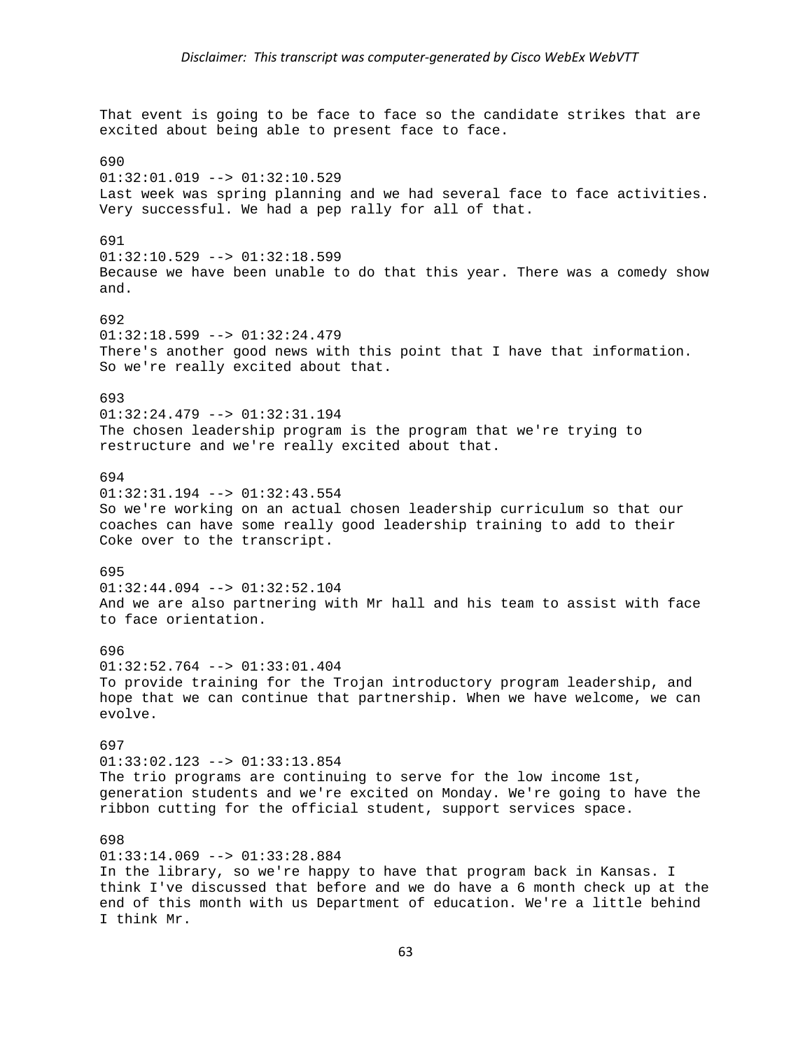That event is going to be face to face so the candidate strikes that are excited about being able to present face to face.

690
01:32:01.019 --> 01:32:10.529
Last week was spring planning and we had several face to face activities. Very successful. We had a pep rally for all of that.

691
01:32:10.529 --> 01:32:18.599
Because we have been unable to do that this year. There was a comedy show and.

692
01:32:18.599 --> 01:32:24.479
There's another good news with this point that I have that information. So we're really excited about that.

693
01:32:24.479 --> 01:32:31.194
The chosen leadership program is the program that we're trying to restructure and we're really excited about that.

694
01:32:31.194 --> 01:32:43.554
So we're working on an actual chosen leadership curriculum so that our coaches can have some really good leadership training to add to their Coke over to the transcript.

695
01:32:44.094 --> 01:32:52.104
And we are also partnering with Mr hall and his team to assist with face to face orientation.

696
01:32:52.764 --> 01:33:01.404
To provide training for the Trojan introductory program leadership, and hope that we can continue that partnership. When we have welcome, we can evolve.

697
01:33:02.123 --> 01:33:13.854
The trio programs are continuing to serve for the low income 1st, generation students and we're excited on Monday. We're going to have the ribbon cutting for the official student, support services space.

698
01:33:14.069 --> 01:33:28.884
In the library, so we're happy to have that program back in Kansas. I think I've discussed that before and we do have a 6 month check up at the end of this month with us Department of education. We're a little behind I think Mr.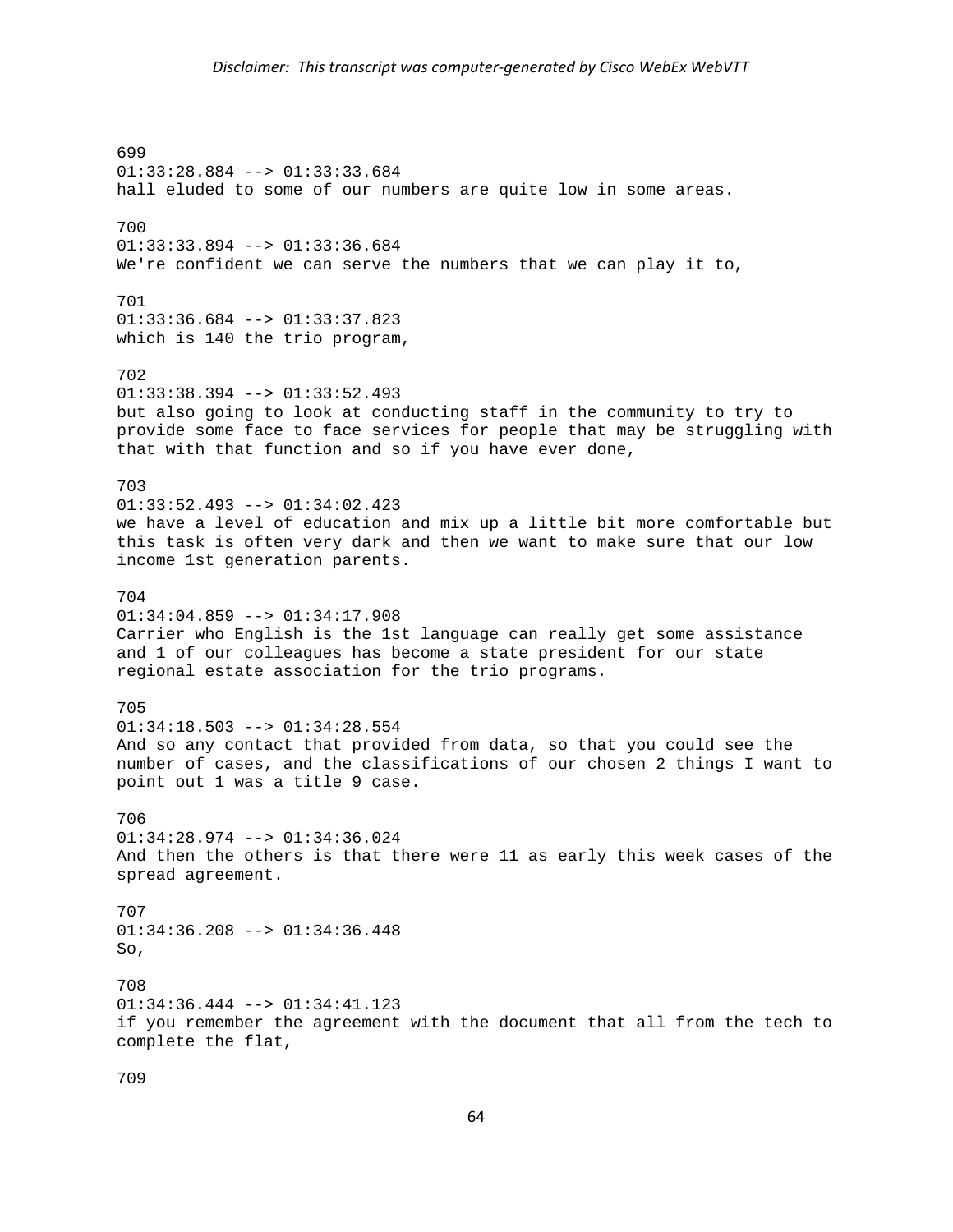699
01:33:28.884 --> 01:33:33.684
hall eluded to some of our numbers are quite low in some areas.

700
01:33:33.894 --> 01:33:36.684
We're confident we can serve the numbers that we can play it to,

701
01:33:36.684 --> 01:33:37.823
which is 140 the trio program,

702
01:33:38.394 --> 01:33:52.493
but also going to look at conducting staff in the community to try to provide some face to face services for people that may be struggling with that with that function and so if you have ever done,

703
01:33:52.493 --> 01:34:02.423
we have a level of education and mix up a little bit more comfortable but this task is often very dark and then we want to make sure that our low income 1st generation parents.

704
01:34:04.859 --> 01:34:17.908
Carrier who English is the 1st language can really get some assistance and 1 of our colleagues has become a state president for our state regional estate association for the trio programs.

705
01:34:18.503 --> 01:34:28.554
And so any contact that provided from data, so that you could see the number of cases, and the classifications of our chosen 2 things I want to point out 1 was a title 9 case.

706
01:34:28.974 --> 01:34:36.024
And then the others is that there were 11 as early this week cases of the spread agreement.

707
01:34:36.208 --> 01:34:36.448
So,

708
01:34:36.444 --> 01:34:41.123
if you remember the agreement with the document that all from the tech to complete the flat,

709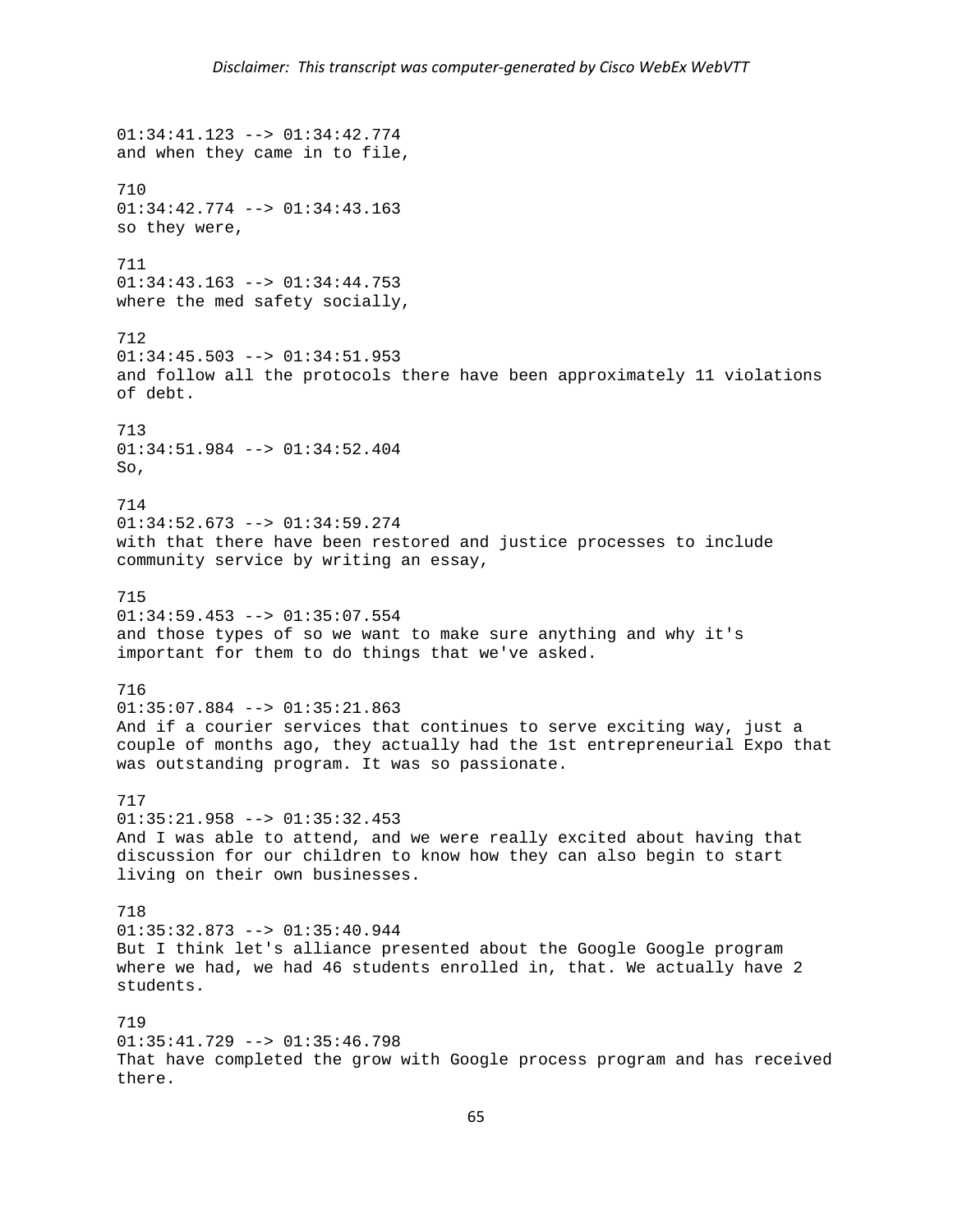01:34:41.123 --> 01:34:42.774
and when they came in to file,

710
01:34:42.774 --> 01:34:43.163
so they were,

711
01:34:43.163 --> 01:34:44.753
where the med safety socially,

712
01:34:45.503 --> 01:34:51.953
and follow all the protocols there have been approximately 11 violations of debt.

713
01:34:51.984 --> 01:34:52.404
So,

714
01:34:52.673 --> 01:34:59.274
with that there have been restored and justice processes to include community service by writing an essay,

715
01:34:59.453 --> 01:35:07.554
and those types of so we want to make sure anything and why it's important for them to do things that we've asked.

716
01:35:07.884 --> 01:35:21.863
And if a courier services that continues to serve exciting way, just a couple of months ago, they actually had the 1st entrepreneurial Expo that was outstanding program. It was so passionate.

717
01:35:21.958 --> 01:35:32.453
And I was able to attend, and we were really excited about having that discussion for our children to know how they can also begin to start living on their own businesses.

718
01:35:32.873 --> 01:35:40.944
But I think let's alliance presented about the Google Google program where we had, we had 46 students enrolled in, that. We actually have 2 students.

719
01:35:41.729 --> 01:35:46.798
That have completed the grow with Google process program and has received there.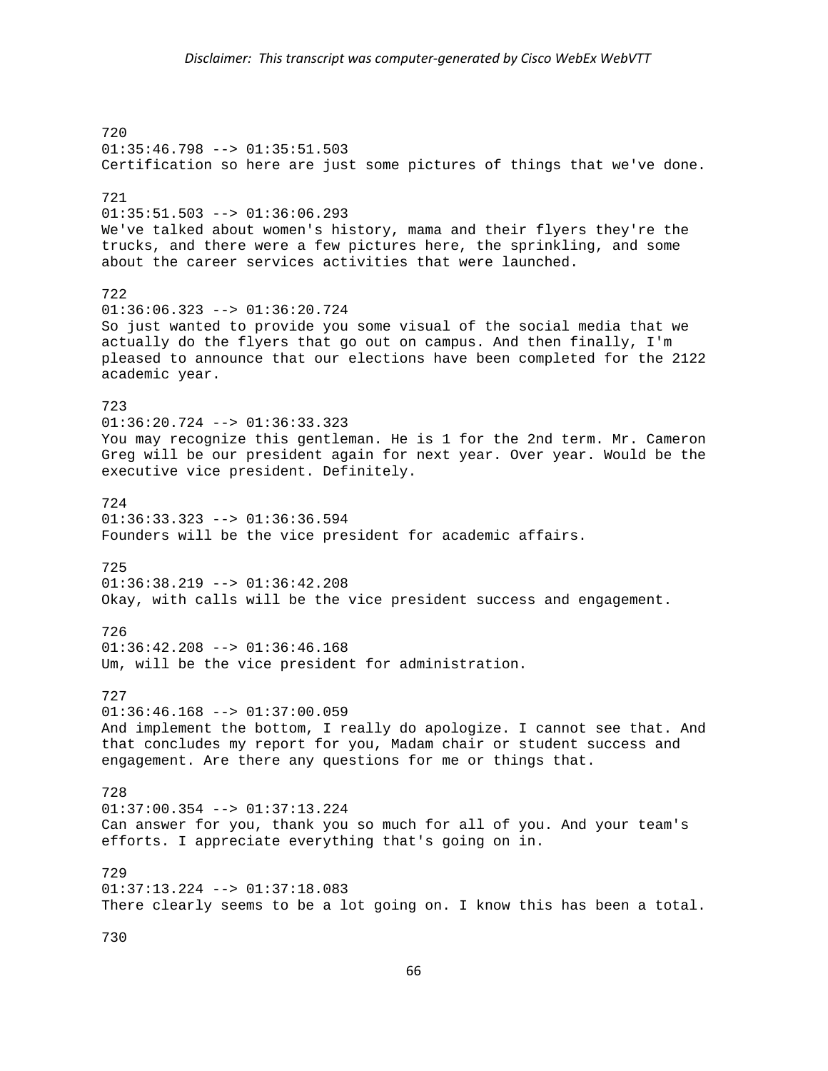720
01:35:46.798 --> 01:35:51.503
Certification so here are just some pictures of things that we've done.

721
01:35:51.503 --> 01:36:06.293
We've talked about women's history, mama and their flyers they're the trucks, and there were a few pictures here, the sprinkling, and some about the career services activities that were launched.

722
01:36:06.323 --> 01:36:20.724
So just wanted to provide you some visual of the social media that we actually do the flyers that go out on campus. And then finally, I'm pleased to announce that our elections have been completed for the 2122 academic year.

723
01:36:20.724 --> 01:36:33.323
You may recognize this gentleman. He is 1 for the 2nd term. Mr. Cameron Greg will be our president again for next year. Over year. Would be the executive vice president. Definitely.

724
01:36:33.323 --> 01:36:36.594
Founders will be the vice president for academic affairs.

725
01:36:38.219 --> 01:36:42.208
Okay, with calls will be the vice president success and engagement.

726
01:36:42.208 --> 01:36:46.168
Um, will be the vice president for administration.

727
01:36:46.168 --> 01:37:00.059
And implement the bottom, I really do apologize. I cannot see that. And that concludes my report for you, Madam chair or student success and engagement. Are there any questions for me or things that.

728
01:37:00.354 --> 01:37:13.224
Can answer for you, thank you so much for all of you. And your team's efforts. I appreciate everything that's going on in.

729
01:37:13.224 --> 01:37:18.083
There clearly seems to be a lot going on. I know this has been a total.

730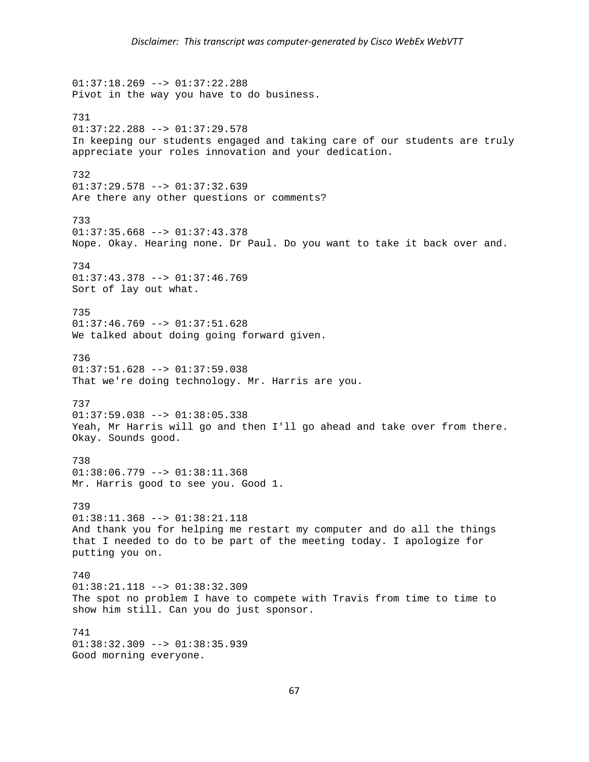01:37:18.269 --> 01:37:22.288
Pivot in the way you have to do business.

731
01:37:22.288 --> 01:37:29.578
In keeping our students engaged and taking care of our students are truly appreciate your roles innovation and your dedication.

732
01:37:29.578 --> 01:37:32.639
Are there any other questions or comments?

733
01:37:35.668 --> 01:37:43.378
Nope. Okay. Hearing none. Dr Paul. Do you want to take it back over and.

734
01:37:43.378 --> 01:37:46.769
Sort of lay out what.

735
01:37:46.769 --> 01:37:51.628
We talked about doing going forward given.

736
01:37:51.628 --> 01:37:59.038
That we're doing technology. Mr. Harris are you.

737
01:37:59.038 --> 01:38:05.338
Yeah, Mr Harris will go and then I'll go ahead and take over from there. Okay. Sounds good.

738
01:38:06.779 --> 01:38:11.368
Mr. Harris good to see you. Good 1.

739
01:38:11.368 --> 01:38:21.118
And thank you for helping me restart my computer and do all the things that I needed to do to be part of the meeting today. I apologize for putting you on.

740
01:38:21.118 --> 01:38:32.309
The spot no problem I have to compete with Travis from time to time to show him still. Can you do just sponsor.

741
01:38:32.309 --> 01:38:35.939
Good morning everyone.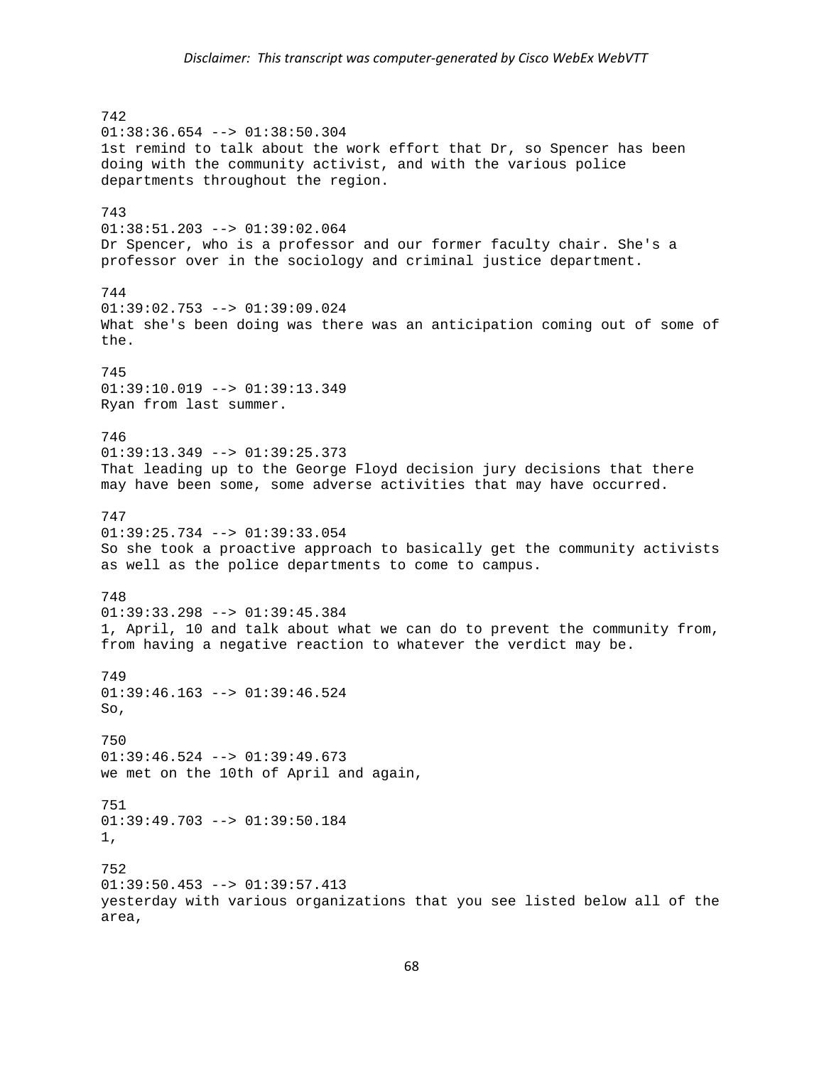742
01:38:36.654 --> 01:38:50.304
1st remind to talk about the work effort that Dr, so Spencer has been doing with the community activist, and with the various police departments throughout the region.

743
01:38:51.203 --> 01:39:02.064
Dr Spencer, who is a professor and our former faculty chair. She's a professor over in the sociology and criminal justice department.

744
01:39:02.753 --> 01:39:09.024
What she's been doing was there was an anticipation coming out of some of the.

745
01:39:10.019 --> 01:39:13.349
Ryan from last summer.

746
01:39:13.349 --> 01:39:25.373
That leading up to the George Floyd decision jury decisions that there may have been some, some adverse activities that may have occurred.

747
01:39:25.734 --> 01:39:33.054
So she took a proactive approach to basically get the community activists as well as the police departments to come to campus.

748
01:39:33.298 --> 01:39:45.384
1, April, 10 and talk about what we can do to prevent the community from, from having a negative reaction to whatever the verdict may be.

749
01:39:46.163 --> 01:39:46.524
So,

750
01:39:46.524 --> 01:39:49.673
we met on the 10th of April and again,

751
01:39:49.703 --> 01:39:50.184
1,

752
01:39:50.453 --> 01:39:57.413
yesterday with various organizations that you see listed below all of the area,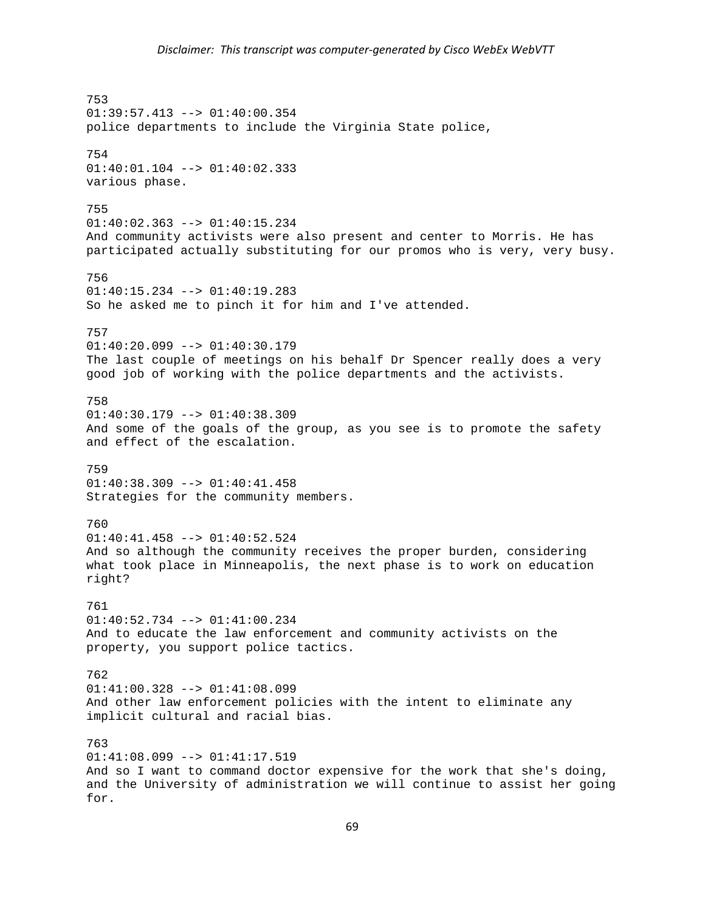753
01:39:57.413 --> 01:40:00.354
police departments to include the Virginia State police,

754
01:40:01.104 --> 01:40:02.333
various phase.

755
01:40:02.363 --> 01:40:15.234
And community activists were also present and center to Morris. He has participated actually substituting for our promos who is very, very busy.

756
01:40:15.234 --> 01:40:19.283
So he asked me to pinch it for him and I've attended.

757
01:40:20.099 --> 01:40:30.179
The last couple of meetings on his behalf Dr Spencer really does a very good job of working with the police departments and the activists.

758
01:40:30.179 --> 01:40:38.309
And some of the goals of the group, as you see is to promote the safety and effect of the escalation.

759
01:40:38.309 --> 01:40:41.458
Strategies for the community members.

760
01:40:41.458 --> 01:40:52.524
And so although the community receives the proper burden, considering what took place in Minneapolis, the next phase is to work on education right?

761
01:40:52.734 --> 01:41:00.234
And to educate the law enforcement and community activists on the property, you support police tactics.

762
01:41:00.328 --> 01:41:08.099
And other law enforcement policies with the intent to eliminate any implicit cultural and racial bias.

763
01:41:08.099 --> 01:41:17.519
And so I want to command doctor expensive for the work that she's doing, and the University of administration we will continue to assist her going for.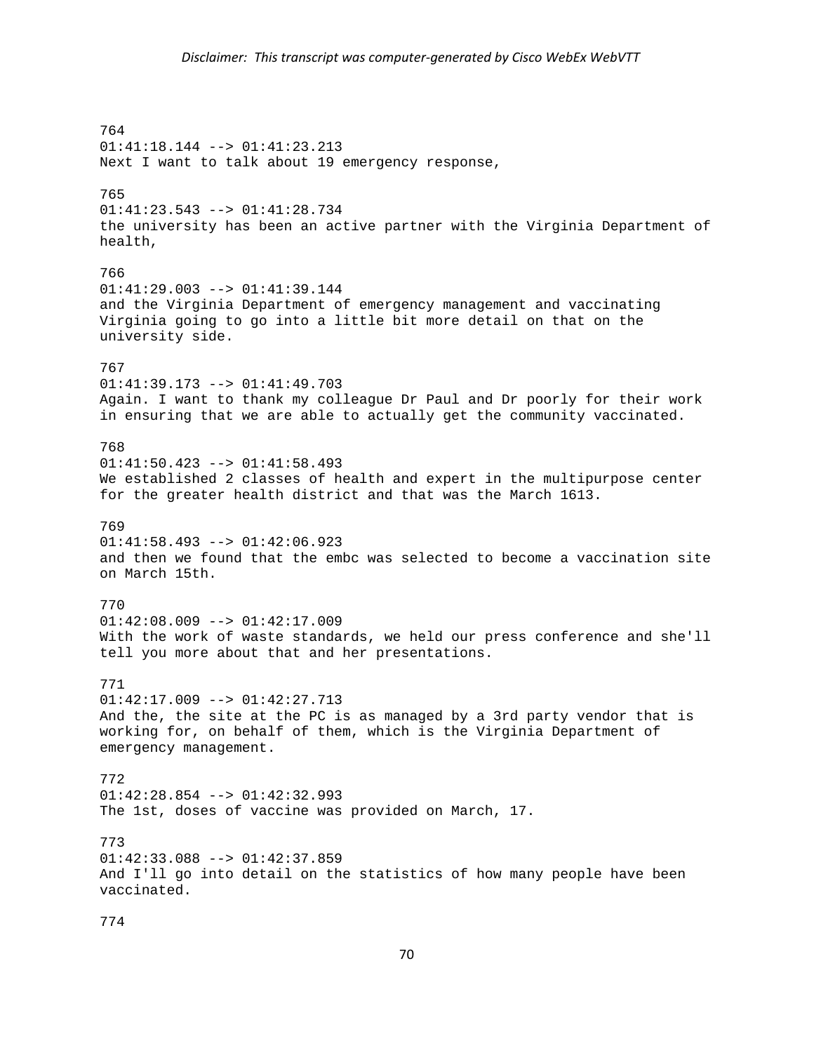764
01:41:18.144 --> 01:41:23.213
Next I want to talk about 19 emergency response,

765
01:41:23.543 --> 01:41:28.734
the university has been an active partner with the Virginia Department of health,

766
01:41:29.003 --> 01:41:39.144
and the Virginia Department of emergency management and vaccinating Virginia going to go into a little bit more detail on that on the university side.

767
01:41:39.173 --> 01:41:49.703
Again. I want to thank my colleague Dr Paul and Dr poorly for their work in ensuring that we are able to actually get the community vaccinated.

768
01:41:50.423 --> 01:41:58.493
We established 2 classes of health and expert in the multipurpose center for the greater health district and that was the March 1613.

769
01:41:58.493 --> 01:42:06.923
and then we found that the embc was selected to become a vaccination site on March 15th.

770
01:42:08.009 --> 01:42:17.009
With the work of waste standards, we held our press conference and she'll tell you more about that and her presentations.

771
01:42:17.009 --> 01:42:27.713
And the, the site at the PC is as managed by a 3rd party vendor that is working for, on behalf of them, which is the Virginia Department of emergency management.

772
01:42:28.854 --> 01:42:32.993
The 1st, doses of vaccine was provided on March, 17.

773
01:42:33.088 --> 01:42:37.859
And I'll go into detail on the statistics of how many people have been vaccinated.

774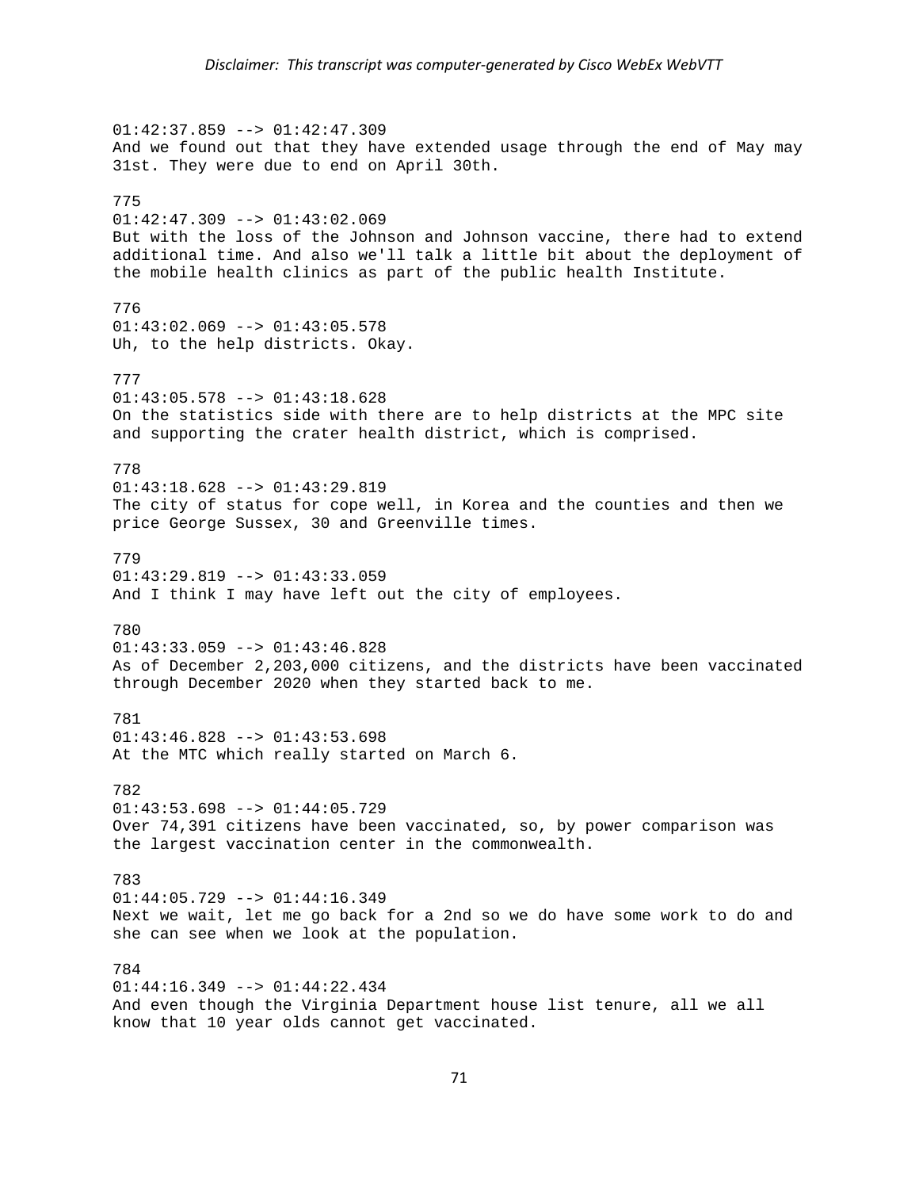*Disclaimer: This transcript was computer-generated by Cisco WebEx WebVTT*

01:42:37.859 --> 01:42:47.309
And we found out that they have extended usage through the end of May may 31st. They were due to end on April 30th.

775
01:42:47.309 --> 01:43:02.069
But with the loss of the Johnson and Johnson vaccine, there had to extend additional time. And also we'll talk a little bit about the deployment of the mobile health clinics as part of the public health Institute.

776
01:43:02.069 --> 01:43:05.578
Uh, to the help districts. Okay.

777
01:43:05.578 --> 01:43:18.628
On the statistics side with there are to help districts at the MPC site and supporting the crater health district, which is comprised.

778
01:43:18.628 --> 01:43:29.819
The city of status for cope well, in Korea and the counties and then we price George Sussex, 30 and Greenville times.

779
01:43:29.819 --> 01:43:33.059
And I think I may have left out the city of employees.

780
01:43:33.059 --> 01:43:46.828
As of December 2,203,000 citizens, and the districts have been vaccinated through December 2020 when they started back to me.

781
01:43:46.828 --> 01:43:53.698
At the MTC which really started on March 6.

782
01:43:53.698 --> 01:44:05.729
Over 74,391 citizens have been vaccinated, so, by power comparison was the largest vaccination center in the commonwealth.

783
01:44:05.729 --> 01:44:16.349
Next we wait, let me go back for a 2nd so we do have some work to do and she can see when we look at the population.

784
01:44:16.349 --> 01:44:22.434
And even though the Virginia Department house list tenure, all we all know that 10 year olds cannot get vaccinated.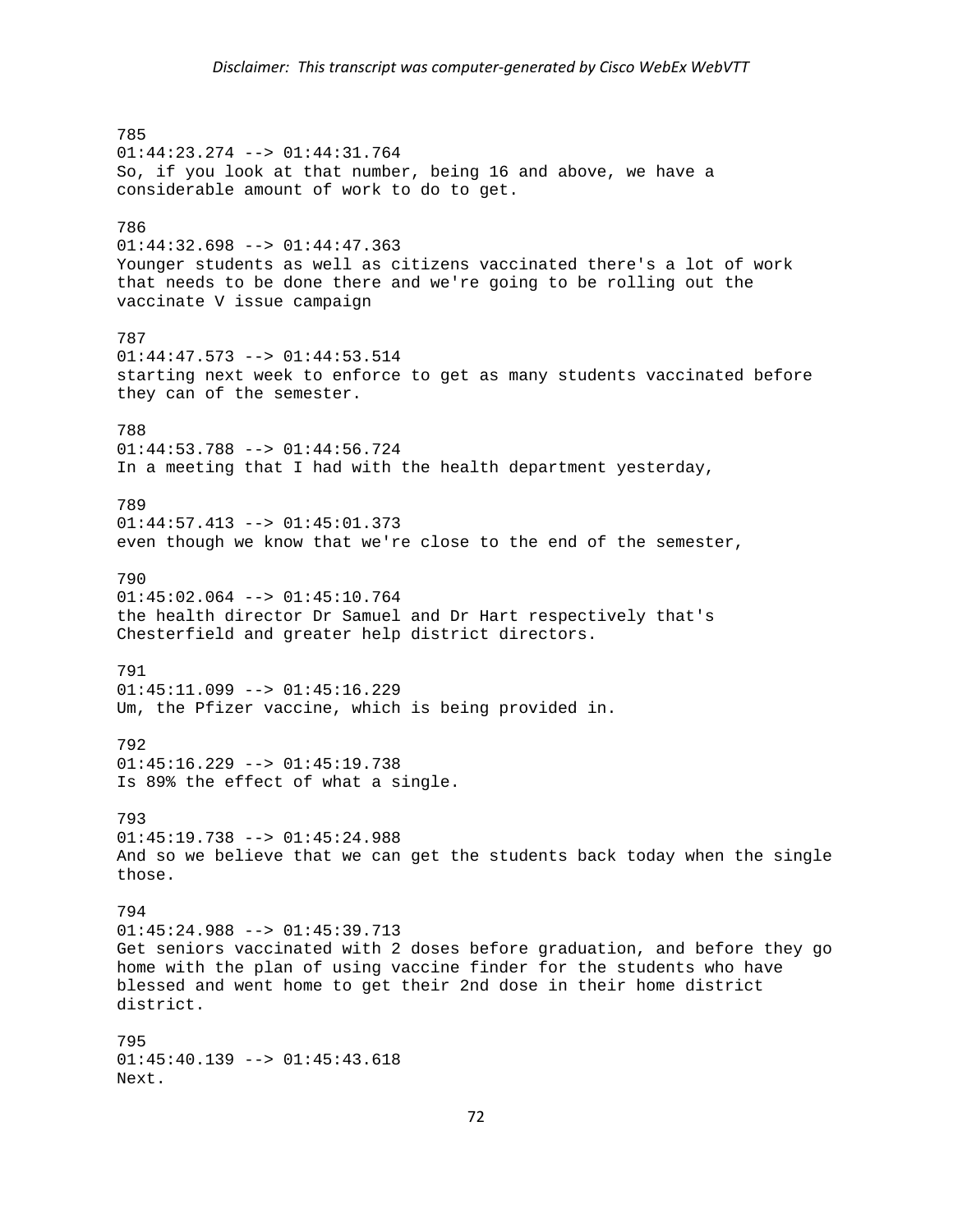785
01:44:23.274 --> 01:44:31.764
So, if you look at that number, being 16 and above, we have a considerable amount of work to do to get.

786
01:44:32.698 --> 01:44:47.363
Younger students as well as citizens vaccinated there's a lot of work that needs to be done there and we're going to be rolling out the vaccinate V issue campaign

787
01:44:47.573 --> 01:44:53.514
starting next week to enforce to get as many students vaccinated before they can of the semester.

788
01:44:53.788 --> 01:44:56.724
In a meeting that I had with the health department yesterday,

789
01:44:57.413 --> 01:45:01.373
even though we know that we're close to the end of the semester,

790
01:45:02.064 --> 01:45:10.764
the health director Dr Samuel and Dr Hart respectively that's Chesterfield and greater help district directors.

791
01:45:11.099 --> 01:45:16.229
Um, the Pfizer vaccine, which is being provided in.

792
01:45:16.229 --> 01:45:19.738
Is 89% the effect of what a single.

793
01:45:19.738 --> 01:45:24.988
And so we believe that we can get the students back today when the single those.

794
01:45:24.988 --> 01:45:39.713
Get seniors vaccinated with 2 doses before graduation, and before they go home with the plan of using vaccine finder for the students who have blessed and went home to get their 2nd dose in their home district district.

795
01:45:40.139 --> 01:45:43.618
Next.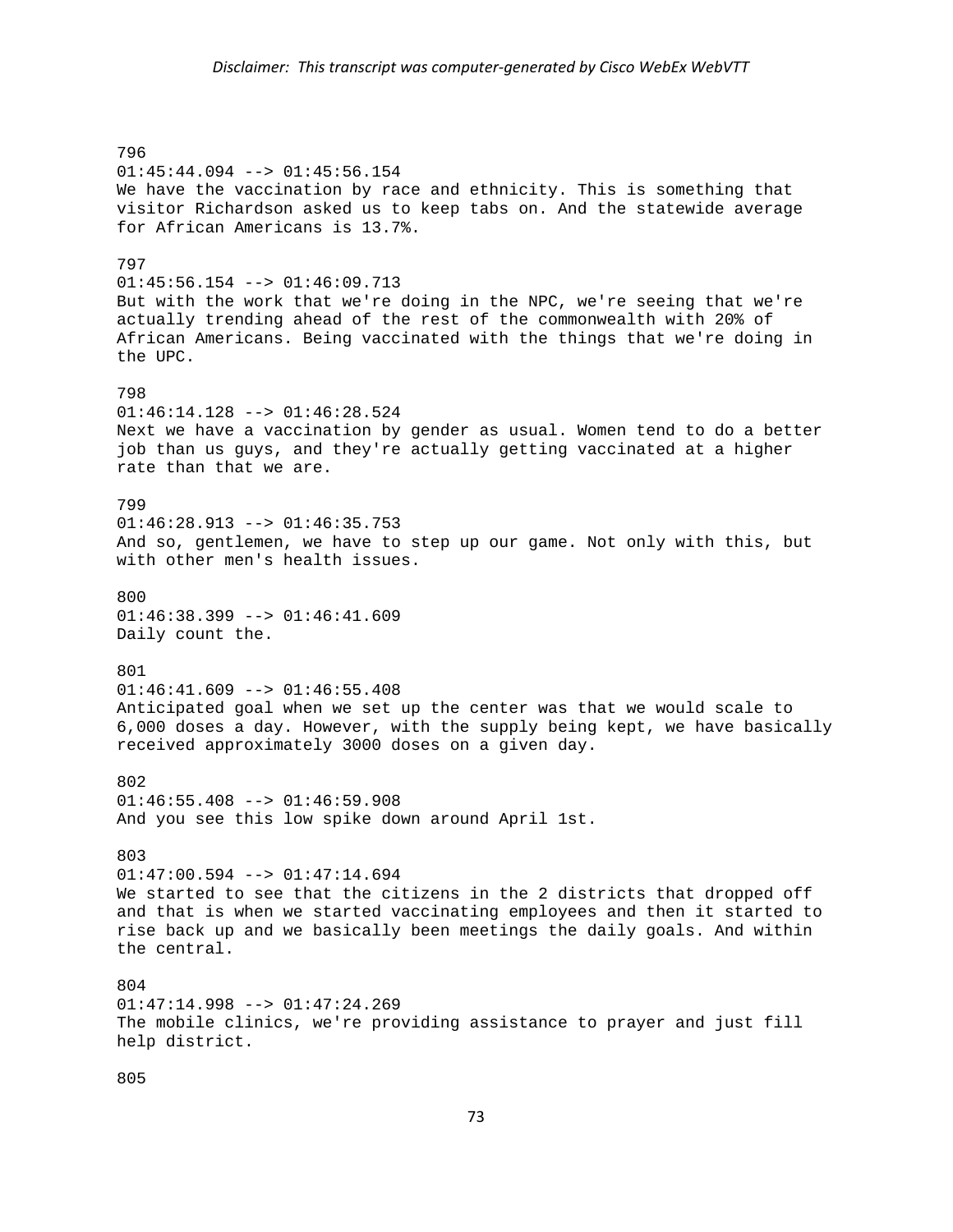796
01:45:44.094 --> 01:45:56.154
We have the vaccination by race and ethnicity. This is something that visitor Richardson asked us to keep tabs on. And the statewide average for African Americans is 13.7%.

797
01:45:56.154 --> 01:46:09.713
But with the work that we're doing in the NPC, we're seeing that we're actually trending ahead of the rest of the commonwealth with 20% of African Americans. Being vaccinated with the things that we're doing in the UPC.

798
01:46:14.128 --> 01:46:28.524
Next we have a vaccination by gender as usual. Women tend to do a better job than us guys, and they're actually getting vaccinated at a higher rate than that we are.

799
01:46:28.913 --> 01:46:35.753
And so, gentlemen, we have to step up our game. Not only with this, but with other men's health issues.

800
01:46:38.399 --> 01:46:41.609
Daily count the.

801
01:46:41.609 --> 01:46:55.408
Anticipated goal when we set up the center was that we would scale to 6,000 doses a day. However, with the supply being kept, we have basically received approximately 3000 doses on a given day.

802
01:46:55.408 --> 01:46:59.908
And you see this low spike down around April 1st.

803
01:47:00.594 --> 01:47:14.694
We started to see that the citizens in the 2 districts that dropped off and that is when we started vaccinating employees and then it started to rise back up and we basically been meetings the daily goals. And within the central.

804
01:47:14.998 --> 01:47:24.269
The mobile clinics, we're providing assistance to prayer and just fill help district.

805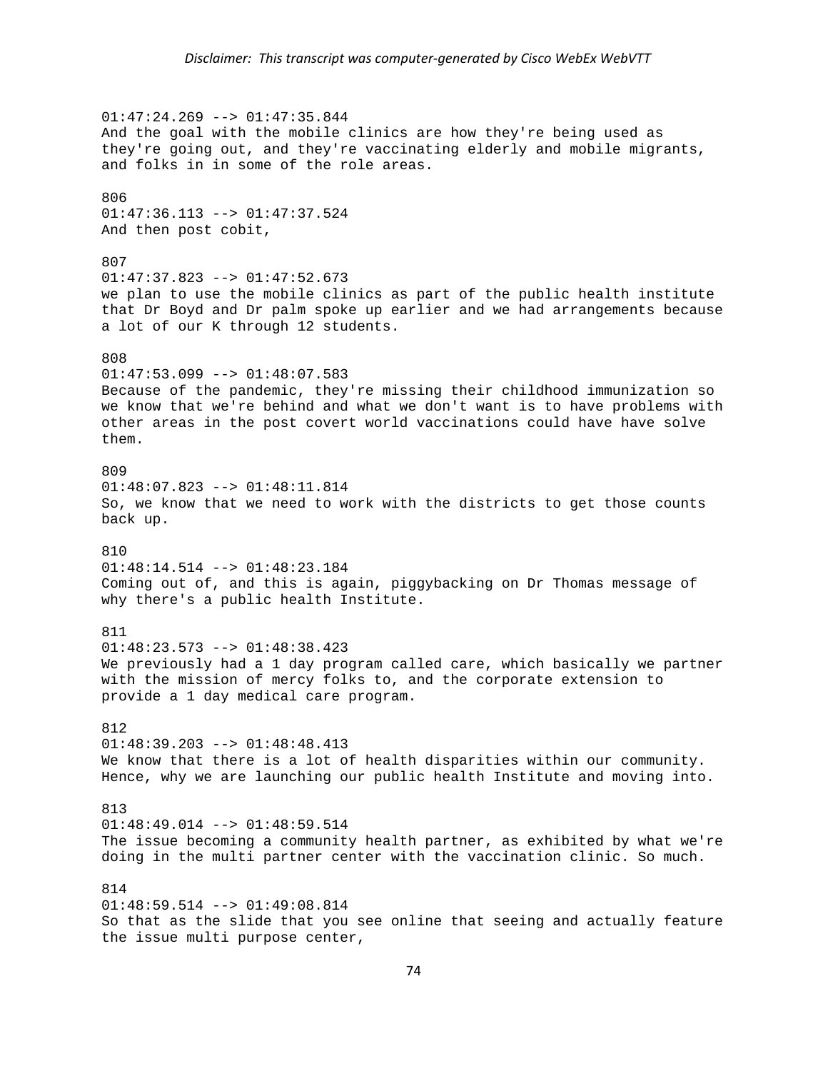01:47:24.269 --> 01:47:35.844
And the goal with the mobile clinics are how they're being used as they're going out, and they're vaccinating elderly and mobile migrants, and folks in in some of the role areas.

806
01:47:36.113 --> 01:47:37.524
And then post cobit,

807
01:47:37.823 --> 01:47:52.673
we plan to use the mobile clinics as part of the public health institute that Dr Boyd and Dr palm spoke up earlier and we had arrangements because a lot of our K through 12 students.

808
01:47:53.099 --> 01:48:07.583
Because of the pandemic, they're missing their childhood immunization so we know that we're behind and what we don't want is to have problems with other areas in the post covert world vaccinations could have have solve them.

809
01:48:07.823 --> 01:48:11.814
So, we know that we need to work with the districts to get those counts back up.

810
01:48:14.514 --> 01:48:23.184
Coming out of, and this is again, piggybacking on Dr Thomas message of why there's a public health Institute.

811
01:48:23.573 --> 01:48:38.423
We previously had a 1 day program called care, which basically we partner with the mission of mercy folks to, and the corporate extension to provide a 1 day medical care program.

812
01:48:39.203 --> 01:48:48.413
We know that there is a lot of health disparities within our community. Hence, why we are launching our public health Institute and moving into.

813
01:48:49.014 --> 01:48:59.514
The issue becoming a community health partner, as exhibited by what we're doing in the multi partner center with the vaccination clinic. So much.

814
01:48:59.514 --> 01:49:08.814
So that as the slide that you see online that seeing and actually feature the issue multi purpose center,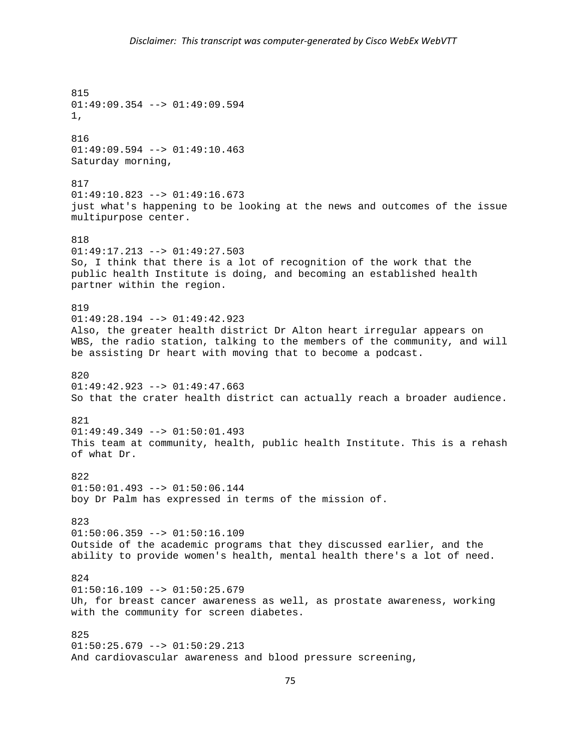*Disclaimer: This transcript was computer-generated by Cisco WebEx WebVTT*

815
01:49:09.354 --> 01:49:09.594
1,

816
01:49:09.594 --> 01:49:10.463
Saturday morning,

817
01:49:10.823 --> 01:49:16.673
just what's happening to be looking at the news and outcomes of the issue multipurpose center.

818
01:49:17.213 --> 01:49:27.503
So, I think that there is a lot of recognition of the work that the public health Institute is doing, and becoming an established health partner within the region.

819
01:49:28.194 --> 01:49:42.923
Also, the greater health district Dr Alton heart irregular appears on WBS, the radio station, talking to the members of the community, and will be assisting Dr heart with moving that to become a podcast.

820
01:49:42.923 --> 01:49:47.663
So that the crater health district can actually reach a broader audience.

821
01:49:49.349 --> 01:50:01.493
This team at community, health, public health Institute. This is a rehash of what Dr.

822
01:50:01.493 --> 01:50:06.144
boy Dr Palm has expressed in terms of the mission of.

823
01:50:06.359 --> 01:50:16.109
Outside of the academic programs that they discussed earlier, and the ability to provide women's health, mental health there's a lot of need.

824
01:50:16.109 --> 01:50:25.679
Uh, for breast cancer awareness as well, as prostate awareness, working with the community for screen diabetes.

825
01:50:25.679 --> 01:50:29.213
And cardiovascular awareness and blood pressure screening,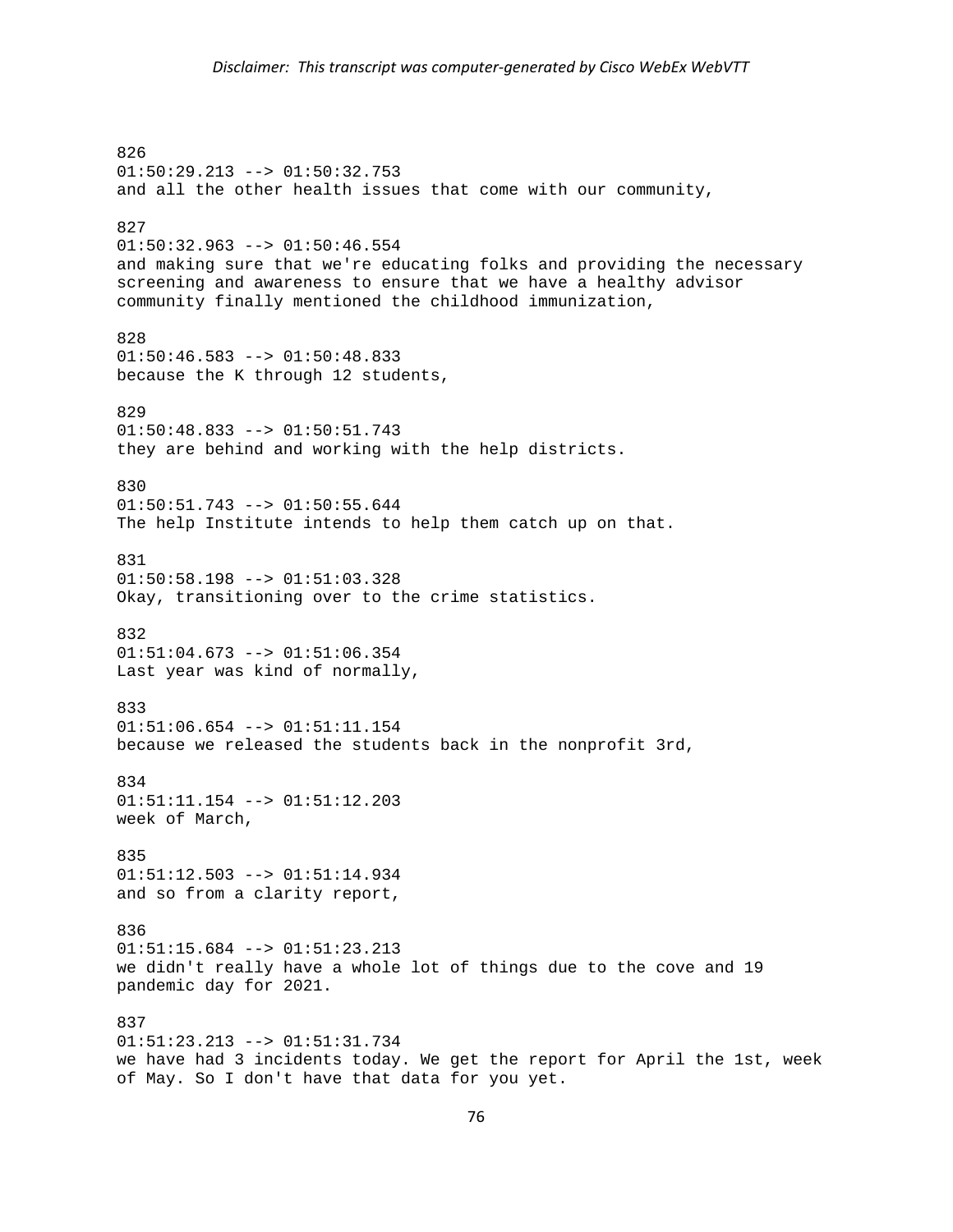826
01:50:29.213 --> 01:50:32.753
and all the other health issues that come with our community,

827
01:50:32.963 --> 01:50:46.554
and making sure that we're educating folks and providing the necessary screening and awareness to ensure that we have a healthy advisor community finally mentioned the childhood immunization,

828
01:50:46.583 --> 01:50:48.833
because the K through 12 students,

829
01:50:48.833 --> 01:50:51.743
they are behind and working with the help districts.

830
01:50:51.743 --> 01:50:55.644
The help Institute intends to help them catch up on that.

831
01:50:58.198 --> 01:51:03.328
Okay, transitioning over to the crime statistics.

832
01:51:04.673 --> 01:51:06.354
Last year was kind of normally,

833
01:51:06.654 --> 01:51:11.154
because we released the students back in the nonprofit 3rd,

834
01:51:11.154 --> 01:51:12.203
week of March,

835
01:51:12.503 --> 01:51:14.934
and so from a clarity report,

836
01:51:15.684 --> 01:51:23.213
we didn't really have a whole lot of things due to the cove and 19 pandemic day for 2021.

837
01:51:23.213 --> 01:51:31.734
we have had 3 incidents today. We get the report for April the 1st, week of May. So I don't have that data for you yet.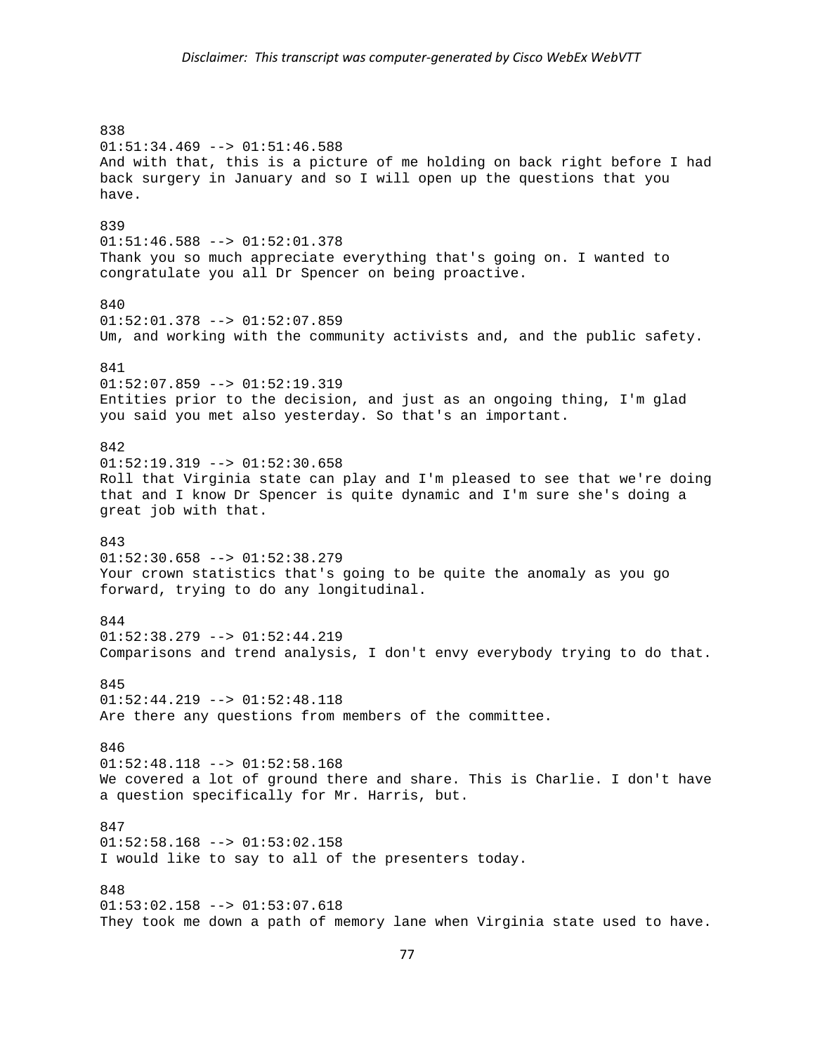838
01:51:34.469 --> 01:51:46.588
And with that, this is a picture of me holding on back right before I had back surgery in January and so I will open up the questions that you have.

839
01:51:46.588 --> 01:52:01.378
Thank you so much appreciate everything that's going on. I wanted to congratulate you all Dr Spencer on being proactive.

840
01:52:01.378 --> 01:52:07.859
Um, and working with the community activists and, and the public safety.

841
01:52:07.859 --> 01:52:19.319
Entities prior to the decision, and just as an ongoing thing, I'm glad you said you met also yesterday. So that's an important.

842
01:52:19.319 --> 01:52:30.658
Roll that Virginia state can play and I'm pleased to see that we're doing that and I know Dr Spencer is quite dynamic and I'm sure she's doing a great job with that.

843
01:52:30.658 --> 01:52:38.279
Your crown statistics that's going to be quite the anomaly as you go forward, trying to do any longitudinal.

844
01:52:38.279 --> 01:52:44.219
Comparisons and trend analysis, I don't envy everybody trying to do that.

845
01:52:44.219 --> 01:52:48.118
Are there any questions from members of the committee.

846
01:52:48.118 --> 01:52:58.168
We covered a lot of ground there and share. This is Charlie. I don't have a question specifically for Mr. Harris, but.

847
01:52:58.168 --> 01:53:02.158
I would like to say to all of the presenters today.

848
01:53:02.158 --> 01:53:07.618
They took me down a path of memory lane when Virginia state used to have.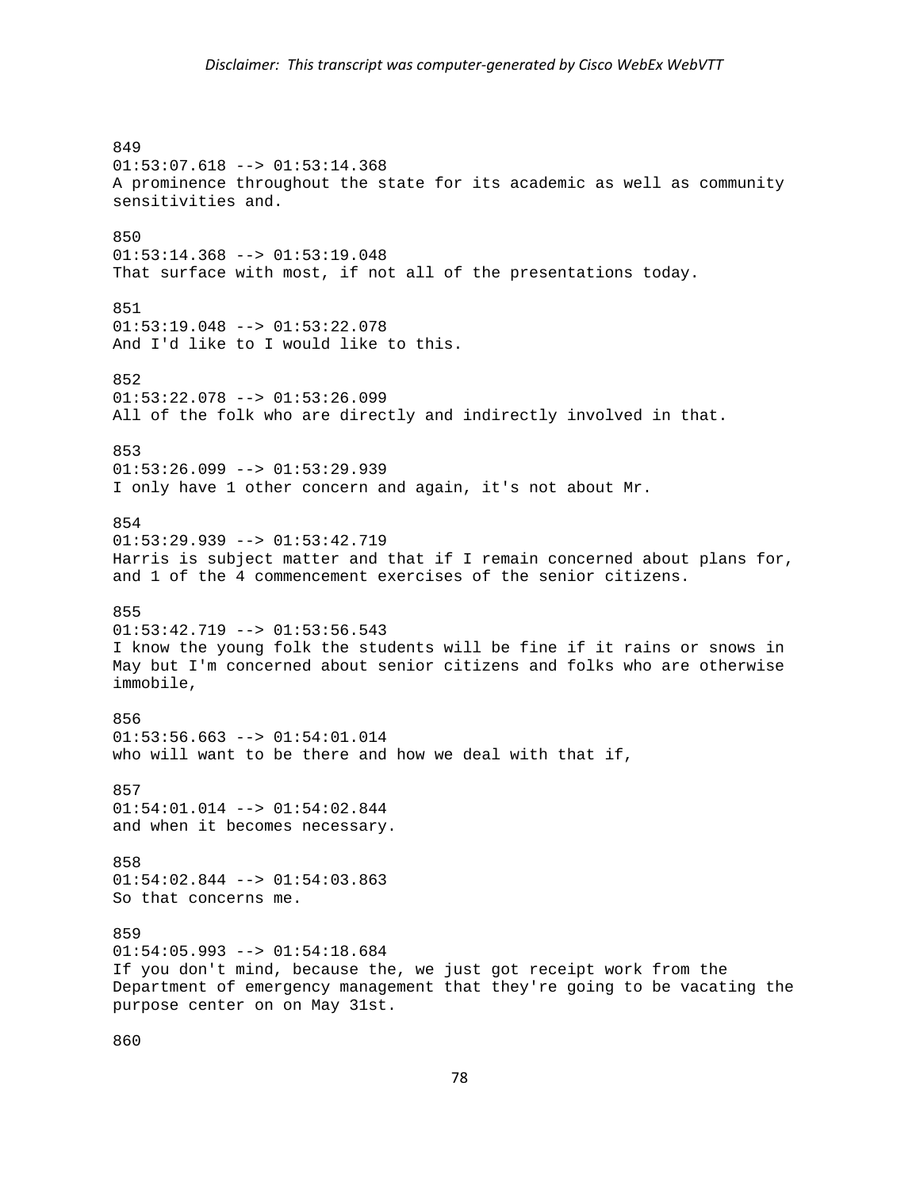849
01:53:07.618 --> 01:53:14.368
A prominence throughout the state for its academic as well as community sensitivities and.

850
01:53:14.368 --> 01:53:19.048
That surface with most, if not all of the presentations today.

851
01:53:19.048 --> 01:53:22.078
And I'd like to I would like to this.

852
01:53:22.078 --> 01:53:26.099
All of the folk who are directly and indirectly involved in that.

853
01:53:26.099 --> 01:53:29.939
I only have 1 other concern and again, it's not about Mr.

854
01:53:29.939 --> 01:53:42.719
Harris is subject matter and that if I remain concerned about plans for, and 1 of the 4 commencement exercises of the senior citizens.

855
01:53:42.719 --> 01:53:56.543
I know the young folk the students will be fine if it rains or snows in May but I'm concerned about senior citizens and folks who are otherwise immobile,

856
01:53:56.663 --> 01:54:01.014
who will want to be there and how we deal with that if,

857
01:54:01.014 --> 01:54:02.844
and when it becomes necessary.

858
01:54:02.844 --> 01:54:03.863
So that concerns me.

859
01:54:05.993 --> 01:54:18.684
If you don't mind, because the, we just got receipt work from the Department of emergency management that they're going to be vacating the purpose center on on May 31st.

860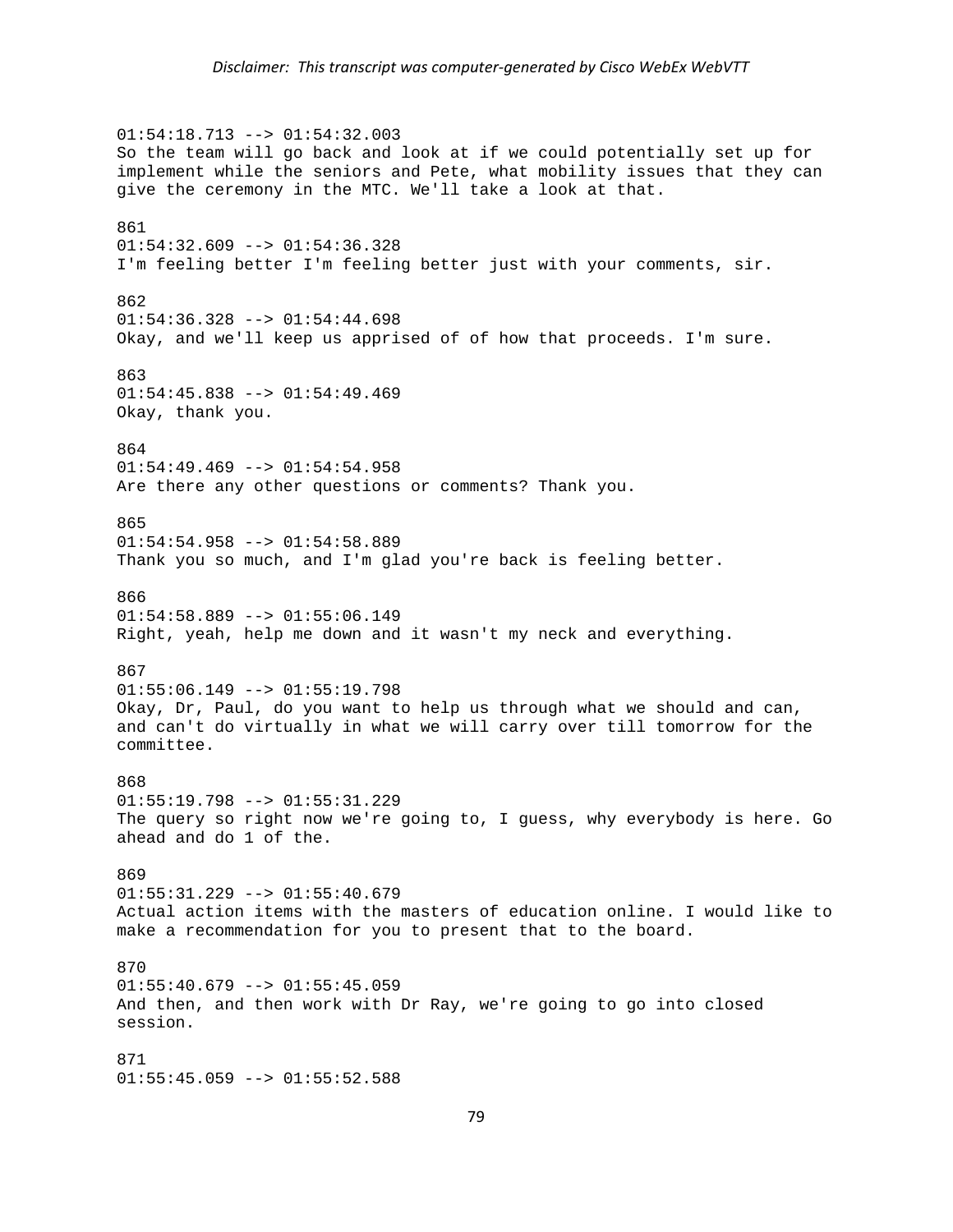01:54:18.713 --> 01:54:32.003
So the team will go back and look at if we could potentially set up for implement while the seniors and Pete, what mobility issues that they can give the ceremony in the MTC. We'll take a look at that.

861
01:54:32.609 --> 01:54:36.328
I'm feeling better I'm feeling better just with your comments, sir.

862
01:54:36.328 --> 01:54:44.698
Okay, and we'll keep us apprised of of how that proceeds. I'm sure.

863
01:54:45.838 --> 01:54:49.469
Okay, thank you.

864
01:54:49.469 --> 01:54:54.958
Are there any other questions or comments? Thank you.

865
01:54:54.958 --> 01:54:58.889
Thank you so much, and I'm glad you're back is feeling better.

866
01:54:58.889 --> 01:55:06.149
Right, yeah, help me down and it wasn't my neck and everything.

867
01:55:06.149 --> 01:55:19.798
Okay, Dr, Paul, do you want to help us through what we should and can, and can't do virtually in what we will carry over till tomorrow for the committee.

868
01:55:19.798 --> 01:55:31.229
The query so right now we're going to, I guess, why everybody is here. Go ahead and do 1 of the.

869
01:55:31.229 --> 01:55:40.679
Actual action items with the masters of education online. I would like to make a recommendation for you to present that to the board.

870
01:55:40.679 --> 01:55:45.059
And then, and then work with Dr Ray, we're going to go into closed session.

871
01:55:45.059 --> 01:55:52.588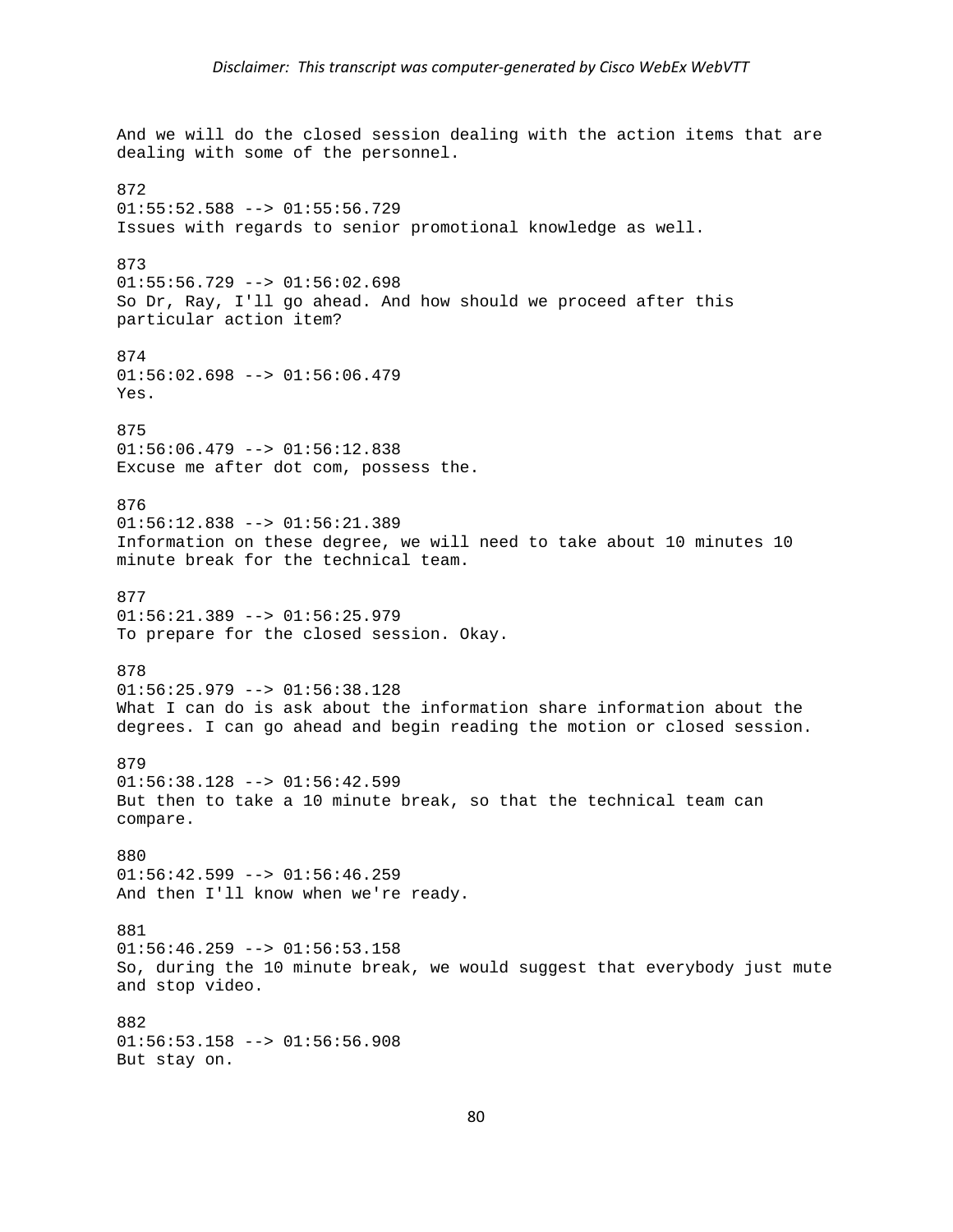*Disclaimer: This transcript was computer-generated by Cisco WebEx WebVTT*

And we will do the closed session dealing with the action items that are dealing with some of the personnel.

872
01:55:52.588 --> 01:55:56.729
Issues with regards to senior promotional knowledge as well.

873
01:55:56.729 --> 01:56:02.698
So Dr, Ray, I'll go ahead. And how should we proceed after this particular action item?

874
01:56:02.698 --> 01:56:06.479
Yes.

875
01:56:06.479 --> 01:56:12.838
Excuse me after dot com, possess the.

876
01:56:12.838 --> 01:56:21.389
Information on these degree, we will need to take about 10 minutes 10 minute break for the technical team.

877
01:56:21.389 --> 01:56:25.979
To prepare for the closed session. Okay.

878
01:56:25.979 --> 01:56:38.128
What I can do is ask about the information share information about the degrees. I can go ahead and begin reading the motion or closed session.

879
01:56:38.128 --> 01:56:42.599
But then to take a 10 minute break, so that the technical team can compare.

880
01:56:42.599 --> 01:56:46.259
And then I'll know when we're ready.

881
01:56:46.259 --> 01:56:53.158
So, during the 10 minute break, we would suggest that everybody just mute and stop video.

882
01:56:53.158 --> 01:56:56.908
But stay on.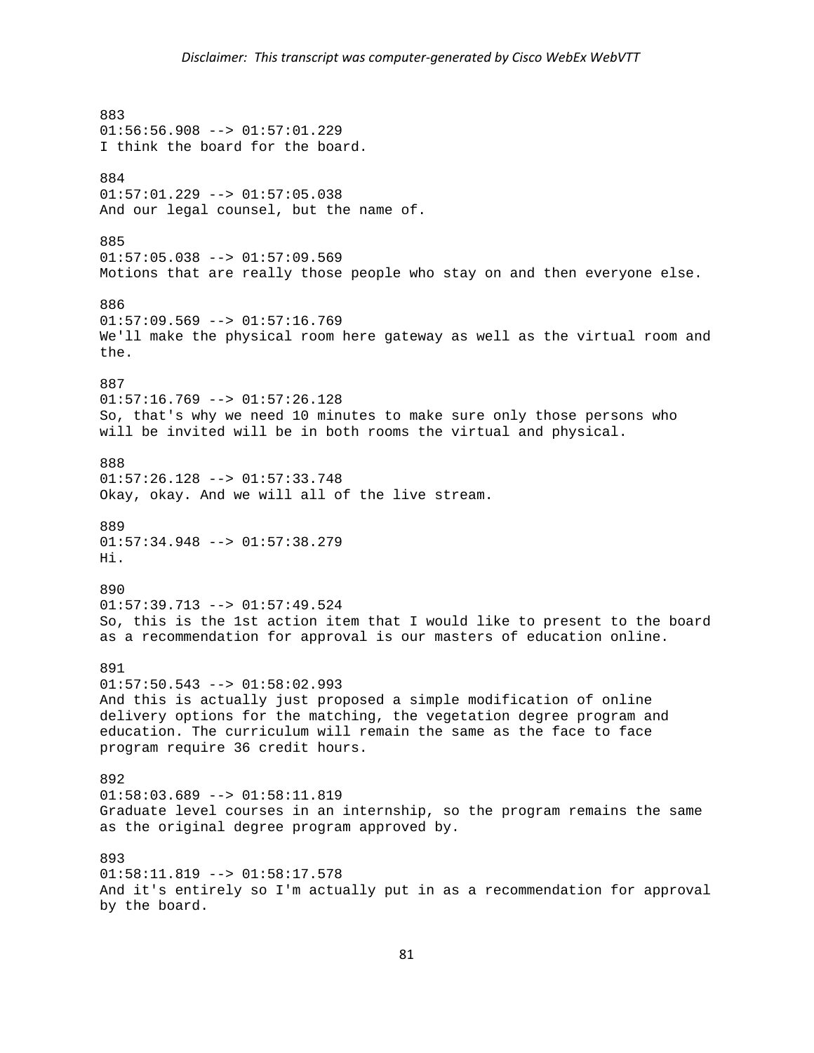883
01:56:56.908 --> 01:57:01.229
I think the board for the board.

884
01:57:01.229 --> 01:57:05.038
And our legal counsel, but the name of.

885
01:57:05.038 --> 01:57:09.569
Motions that are really those people who stay on and then everyone else.

886
01:57:09.569 --> 01:57:16.769
We'll make the physical room here gateway as well as the virtual room and the.

887
01:57:16.769 --> 01:57:26.128
So, that's why we need 10 minutes to make sure only those persons who will be invited will be in both rooms the virtual and physical.

888
01:57:26.128 --> 01:57:33.748
Okay, okay. And we will all of the live stream.

889
01:57:34.948 --> 01:57:38.279
Hi.

890
01:57:39.713 --> 01:57:49.524
So, this is the 1st action item that I would like to present to the board as a recommendation for approval is our masters of education online.

891
01:57:50.543 --> 01:58:02.993
And this is actually just proposed a simple modification of online delivery options for the matching, the vegetation degree program and education. The curriculum will remain the same as the face to face program require 36 credit hours.

892
01:58:03.689 --> 01:58:11.819
Graduate level courses in an internship, so the program remains the same as the original degree program approved by.

893
01:58:11.819 --> 01:58:17.578
And it's entirely so I'm actually put in as a recommendation for approval by the board.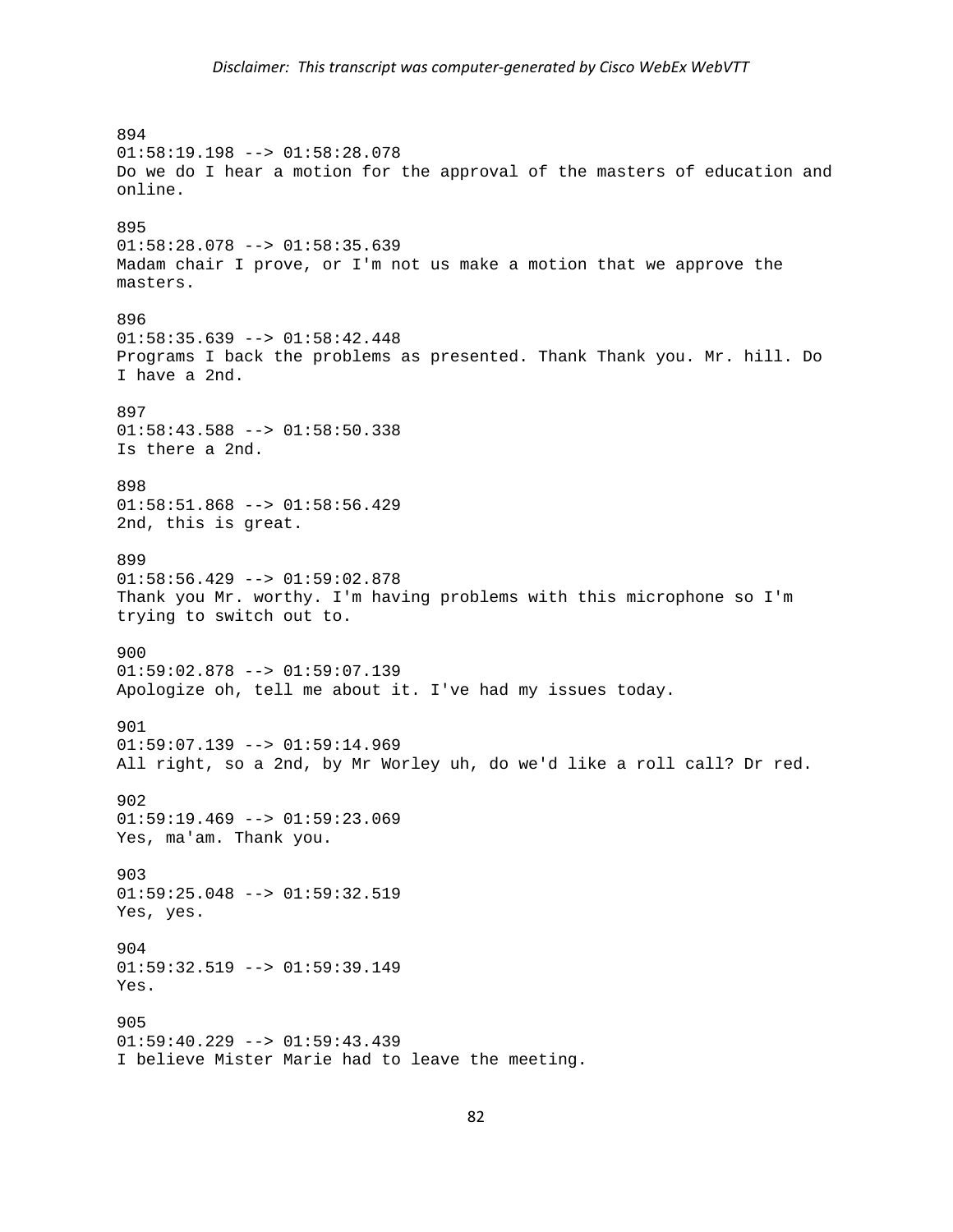894
01:58:19.198 --> 01:58:28.078
Do we do I hear a motion for the approval of the masters of education and online.

895
01:58:28.078 --> 01:58:35.639
Madam chair I prove, or I'm not us make a motion that we approve the masters.

896
01:58:35.639 --> 01:58:42.448
Programs I back the problems as presented. Thank Thank you. Mr. hill. Do I have a 2nd.

897
01:58:43.588 --> 01:58:50.338
Is there a 2nd.

898
01:58:51.868 --> 01:58:56.429
2nd, this is great.

899
01:58:56.429 --> 01:59:02.878
Thank you Mr. worthy. I'm having problems with this microphone so I'm trying to switch out to.

900
01:59:02.878 --> 01:59:07.139
Apologize oh, tell me about it. I've had my issues today.

901
01:59:07.139 --> 01:59:14.969
All right, so a 2nd, by Mr Worley uh, do we'd like a roll call? Dr red.

902
01:59:19.469 --> 01:59:23.069
Yes, ma'am. Thank you.

903
01:59:25.048 --> 01:59:32.519
Yes, yes.

904
01:59:32.519 --> 01:59:39.149
Yes.

905
01:59:40.229 --> 01:59:43.439
I believe Mister Marie had to leave the meeting.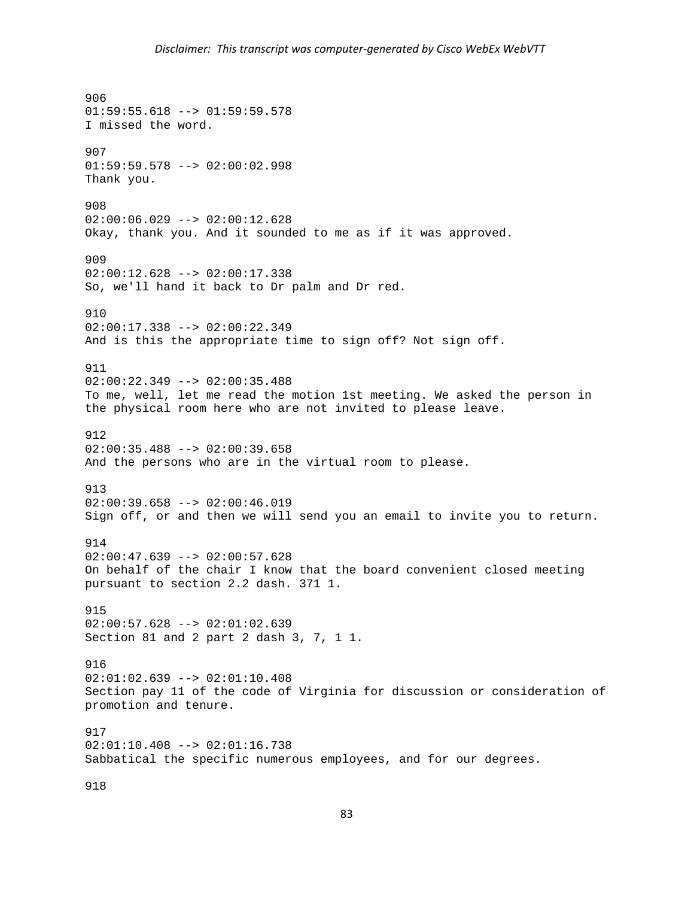906
01:59:55.618 --> 01:59:59.578
I missed the word.

907
01:59:59.578 --> 02:00:02.998
Thank you.

908
02:00:06.029 --> 02:00:12.628
Okay, thank you. And it sounded to me as if it was approved.

909
02:00:12.628 --> 02:00:17.338
So, we'll hand it back to Dr palm and Dr red.

910
02:00:17.338 --> 02:00:22.349
And is this the appropriate time to sign off? Not sign off.

911
02:00:22.349 --> 02:00:35.488
To me, well, let me read the motion 1st meeting. We asked the person in the physical room here who are not invited to please leave.

912
02:00:35.488 --> 02:00:39.658
And the persons who are in the virtual room to please.

913
02:00:39.658 --> 02:00:46.019
Sign off, or and then we will send you an email to invite you to return.

914
02:00:47.639 --> 02:00:57.628
On behalf of the chair I know that the board convenient closed meeting pursuant to section 2.2 dash. 371 1.

915
02:00:57.628 --> 02:01:02.639
Section 81 and 2 part 2 dash 3, 7, 1 1.

916
02:01:02.639 --> 02:01:10.408
Section pay 11 of the code of Virginia for discussion or consideration of promotion and tenure.

917
02:01:10.408 --> 02:01:16.738
Sabbatical the specific numerous employees, and for our degrees.

918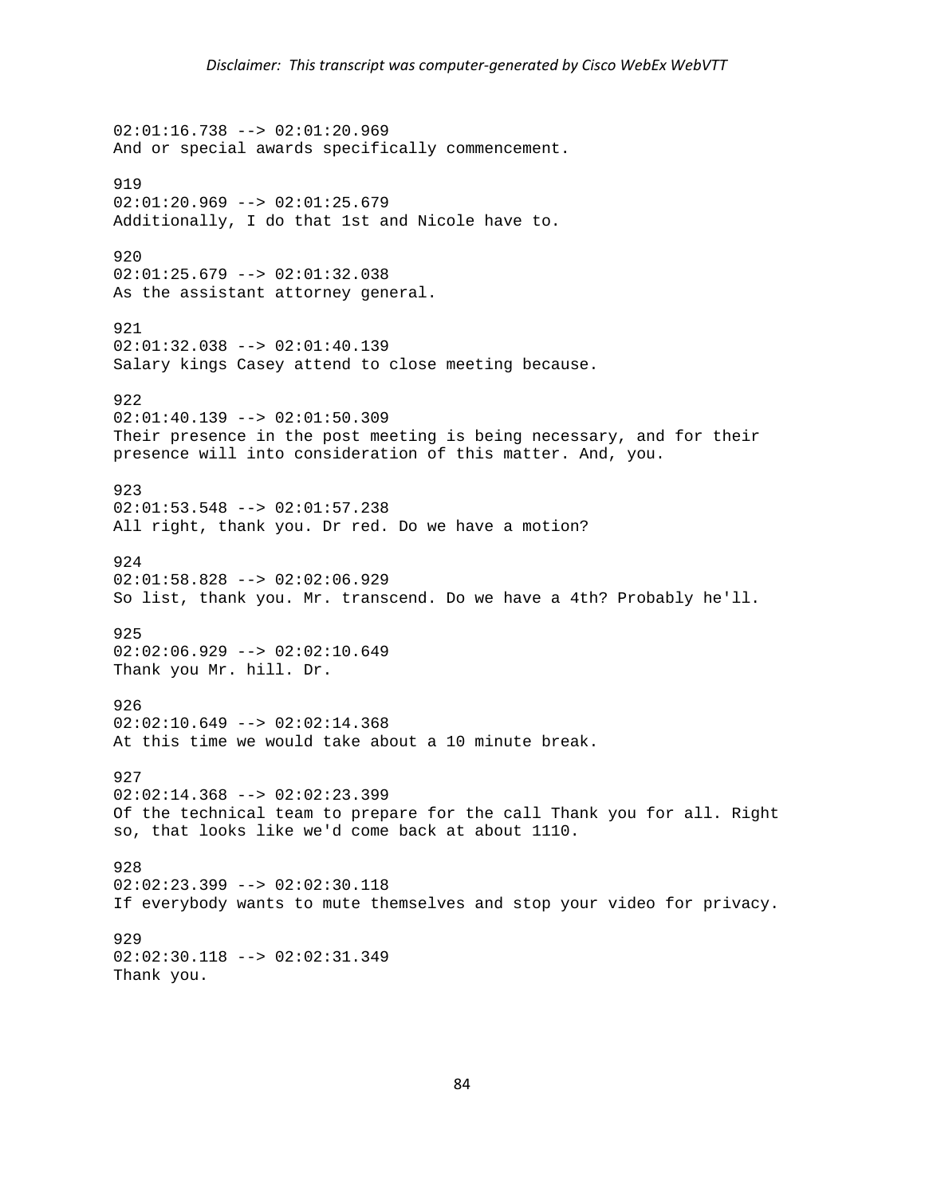02:01:16.738 --> 02:01:20.969
And or special awards specifically commencement.

919
02:01:20.969 --> 02:01:25.679
Additionally, I do that 1st and Nicole have to.

920
02:01:25.679 --> 02:01:32.038
As the assistant attorney general.

921
02:01:32.038 --> 02:01:40.139
Salary kings Casey attend to close meeting because.

922
02:01:40.139 --> 02:01:50.309
Their presence in the post meeting is being necessary, and for their presence will into consideration of this matter. And, you.

923
02:01:53.548 --> 02:01:57.238
All right, thank you. Dr red. Do we have a motion?

924
02:01:58.828 --> 02:02:06.929
So list, thank you. Mr. transcend. Do we have a 4th? Probably he'll.

925
02:02:06.929 --> 02:02:10.649
Thank you Mr. hill. Dr.

926
02:02:10.649 --> 02:02:14.368
At this time we would take about a 10 minute break.

927
02:02:14.368 --> 02:02:23.399
Of the technical team to prepare for the call Thank you for all. Right so, that looks like we'd come back at about 1110.

928
02:02:23.399 --> 02:02:30.118
If everybody wants to mute themselves and stop your video for privacy.

929
02:02:30.118 --> 02:02:31.349
Thank you.